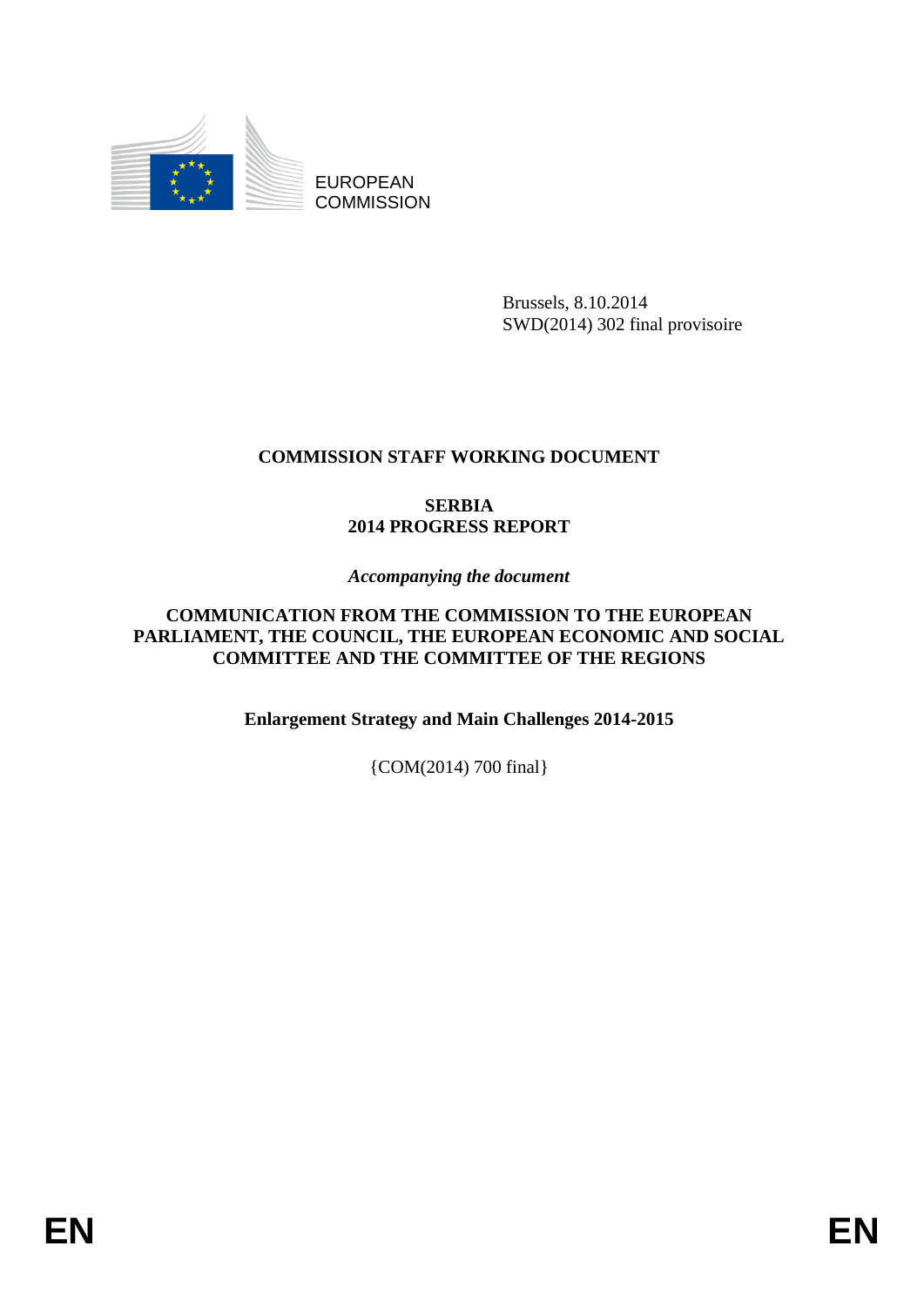EUROPEAN COMMISSION

Brussels, 8.10.2014
SWD(2014) 302 final provisoire

# COMMISSION STAFF WORKING DOCUMENT

## SERBIA
## 2014 PROGRESS REPORT

*Accompanying the document*

**COMMUNICATION FROM THE COMMISSION TO THE EUROPEAN PARLIAMENT, THE COUNCIL, THE EUROPEAN ECONOMIC AND SOCIAL COMMITTEE AND THE COMMITTEE OF THE REGIONS**

**Enlargement Strategy and Main Challenges 2014-2015**

{COM(2014) 700 final}

EN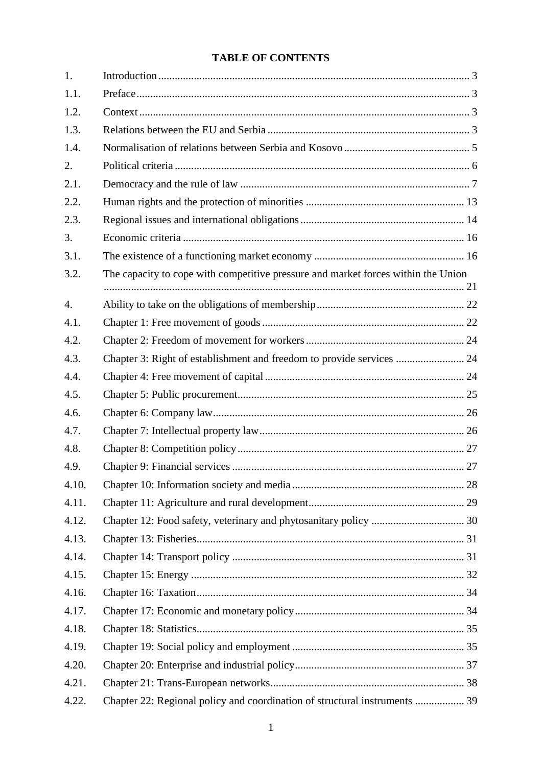# TABLE OF CONTENTS

| | | |
|---|---|---|
| 1. | Introduction | 3 |
| 1.1. | Preface | 3 |
| 1.2. | Context | 3 |
| 1.3. | Relations between the EU and Serbia | 3 |
| 1.4. | Normalisation of relations between Serbia and Kosovo | 5 |
| 2. | Political criteria | 6 |
| 2.1. | Democracy and the rule of law | 7 |
| 2.2. | Human rights and the protection of minorities | 13 |
| 2.3. | Regional issues and international obligations | 14 |
| 3. | Economic criteria | 16 |
| 3.1. | The existence of a functioning market economy | 16 |
| 3.2. | The capacity to cope with competitive pressure and market forces within the Union | 21 |
| 4. | Ability to take on the obligations of membership | 22 |
| 4.1. | Chapter 1: Free movement of goods | 22 |
| 4.2. | Chapter 2: Freedom of movement for workers | 24 |
| 4.3. | Chapter 3: Right of establishment and freedom to provide services | 24 |
| 4.4. | Chapter 4: Free movement of capital | 24 |
| 4.5. | Chapter 5: Public procurement | 25 |
| 4.6. | Chapter 6: Company law | 26 |
| 4.7. | Chapter 7: Intellectual property law | 26 |
| 4.8. | Chapter 8: Competition policy | 27 |
| 4.9. | Chapter 9: Financial services | 27 |
| 4.10. | Chapter 10: Information society and media | 28 |
| 4.11. | Chapter 11: Agriculture and rural development | 29 |
| 4.12. | Chapter 12: Food safety, veterinary and phytosanitary policy | 30 |
| 4.13. | Chapter 13: Fisheries | 31 |
| 4.14. | Chapter 14: Transport policy | 31 |
| 4.15. | Chapter 15: Energy | 32 |
| 4.16. | Chapter 16: Taxation | 34 |
| 4.17. | Chapter 17: Economic and monetary policy | 34 |
| 4.18. | Chapter 18: Statistics | 35 |
| 4.19. | Chapter 19: Social policy and employment | 35 |
| 4.20. | Chapter 20: Enterprise and industrial policy | 37 |
| 4.21. | Chapter 21: Trans-European networks | 38 |
| 4.22. | Chapter 22: Regional policy and coordination of structural instruments | 39 |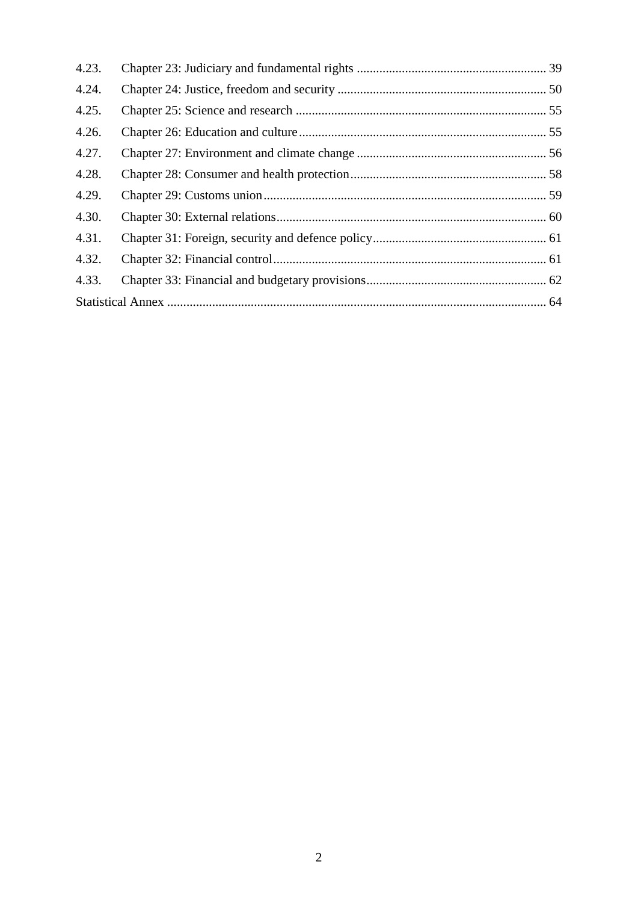4.23. Chapter 23: Judiciary and fundamental rights ........................................................... 39

4.24. Chapter 24: Justice, freedom and security ................................................................. 50

4.25. Chapter 25: Science and research ............................................................................. 55

4.26. Chapter 26: Education and culture ............................................................................ 55

4.27. Chapter 27: Environment and climate change ........................................................... 56

4.28. Chapter 28: Consumer and health protection ............................................................ 58

4.29. Chapter 29: Customs union ....................................................................................... 59

4.30. Chapter 30: External relations ................................................................................... 60

4.31. Chapter 31: Foreign, security and defence policy ...................................................... 61

4.32. Chapter 32: Financial control .................................................................................... 61

4.33. Chapter 33: Financial and budgetary provisions ........................................................ 62

Statistical Annex ..................................................................................................................... 64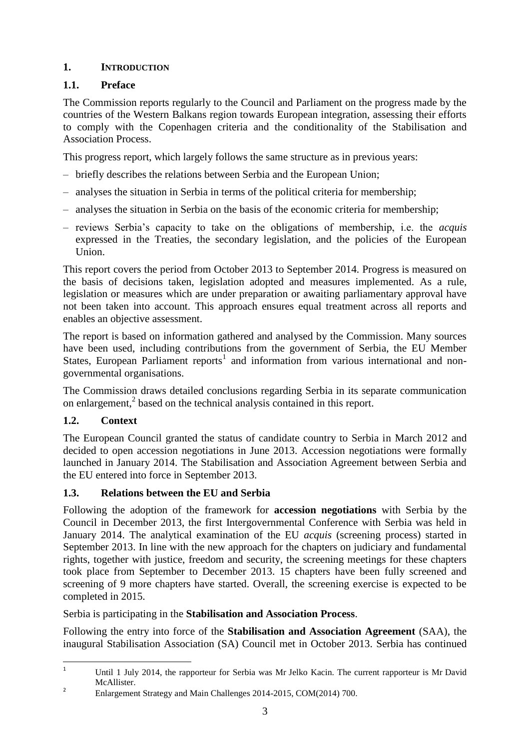# 1. INTRODUCTION

## 1.1. Preface

The Commission reports regularly to the Council and Parliament on the progress made by the countries of the Western Balkans region towards European integration, assessing their efforts to comply with the Copenhagen criteria and the conditionality of the Stabilisation and Association Process.

This progress report, which largely follows the same structure as in previous years:

- briefly describes the relations between Serbia and the European Union;
- analyses the situation in Serbia in terms of the political criteria for membership;
- analyses the situation in Serbia on the basis of the economic criteria for membership;
- reviews Serbia's capacity to take on the obligations of membership, i.e. the *acquis* expressed in the Treaties, the secondary legislation, and the policies of the European Union.

This report covers the period from October 2013 to September 2014. Progress is measured on the basis of decisions taken, legislation adopted and measures implemented. As a rule, legislation or measures which are under preparation or awaiting parliamentary approval have not been taken into account. This approach ensures equal treatment across all reports and enables an objective assessment.

The report is based on information gathered and analysed by the Commission. Many sources have been used, including contributions from the government of Serbia, the EU Member States, European Parliament reports[1] and information from various international and non-governmental organisations.

The Commission draws detailed conclusions regarding Serbia in its separate communication on enlargement,[2] based on the technical analysis contained in this report.

## 1.2. Context

The European Council granted the status of candidate country to Serbia in March 2012 and decided to open accession negotiations in June 2013. Accession negotiations were formally launched in January 2014. The Stabilisation and Association Agreement between Serbia and the EU entered into force in September 2013.

## 1.3. Relations between the EU and Serbia

Following the adoption of the framework for **accession negotiations** with Serbia by the Council in December 2013, the first Intergovernmental Conference with Serbia was held in January 2014. The analytical examination of the EU *acquis* (screening process) started in September 2013. In line with the new approach for the chapters on judiciary and fundamental rights, together with justice, freedom and security, the screening meetings for these chapters took place from September to December 2013. 15 chapters have been fully screened and screening of 9 more chapters have started. Overall, the screening exercise is expected to be completed in 2015.

Serbia is participating in the **Stabilisation and Association Process**.

Following the entry into force of the **Stabilisation and Association Agreement** (SAA), the inaugural Stabilisation Association (SA) Council met in October 2013. Serbia has continued

---

[1] Until 1 July 2014, the rapporteur for Serbia was Mr Jelko Kacin. The current rapporteur is Mr David McAllister.

[2] Enlargement Strategy and Main Challenges 2014-2015, COM(2014) 700.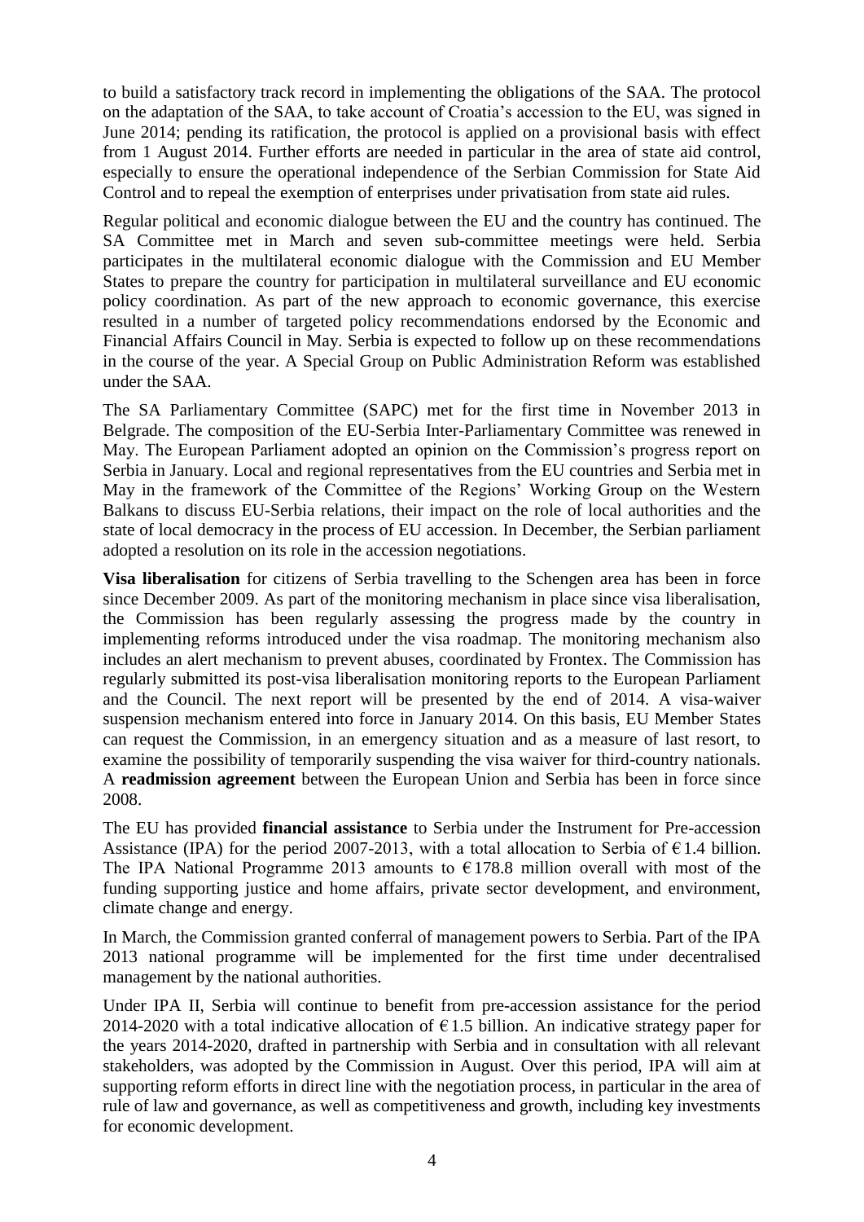to build a satisfactory track record in implementing the obligations of the SAA. The protocol on the adaptation of the SAA, to take account of Croatia's accession to the EU, was signed in June 2014; pending its ratification, the protocol is applied on a provisional basis with effect from 1 August 2014. Further efforts are needed in particular in the area of state aid control, especially to ensure the operational independence of the Serbian Commission for State Aid Control and to repeal the exemption of enterprises under privatisation from state aid rules.

Regular political and economic dialogue between the EU and the country has continued. The SA Committee met in March and seven sub-committee meetings were held. Serbia participates in the multilateral economic dialogue with the Commission and EU Member States to prepare the country for participation in multilateral surveillance and EU economic policy coordination. As part of the new approach to economic governance, this exercise resulted in a number of targeted policy recommendations endorsed by the Economic and Financial Affairs Council in May. Serbia is expected to follow up on these recommendations in the course of the year. A Special Group on Public Administration Reform was established under the SAA.

The SA Parliamentary Committee (SAPC) met for the first time in November 2013 in Belgrade. The composition of the EU-Serbia Inter-Parliamentary Committee was renewed in May. The European Parliament adopted an opinion on the Commission's progress report on Serbia in January. Local and regional representatives from the EU countries and Serbia met in May in the framework of the Committee of the Regions' Working Group on the Western Balkans to discuss EU-Serbia relations, their impact on the role of local authorities and the state of local democracy in the process of EU accession. In December, the Serbian parliament adopted a resolution on its role in the accession negotiations.

**Visa liberalisation** for citizens of Serbia travelling to the Schengen area has been in force since December 2009. As part of the monitoring mechanism in place since visa liberalisation, the Commission has been regularly assessing the progress made by the country in implementing reforms introduced under the visa roadmap. The monitoring mechanism also includes an alert mechanism to prevent abuses, coordinated by Frontex. The Commission has regularly submitted its post-visa liberalisation monitoring reports to the European Parliament and the Council. The next report will be presented by the end of 2014. A visa-waiver suspension mechanism entered into force in January 2014. On this basis, EU Member States can request the Commission, in an emergency situation and as a measure of last resort, to examine the possibility of temporarily suspending the visa waiver for third-country nationals. A **readmission agreement** between the European Union and Serbia has been in force since 2008.

The EU has provided **financial assistance** to Serbia under the Instrument for Pre-accession Assistance (IPA) for the period 2007-2013, with a total allocation to Serbia of €1.4 billion. The IPA National Programme 2013 amounts to €178.8 million overall with most of the funding supporting justice and home affairs, private sector development, and environment, climate change and energy.

In March, the Commission granted conferral of management powers to Serbia. Part of the IPA 2013 national programme will be implemented for the first time under decentralised management by the national authorities.

Under IPA II, Serbia will continue to benefit from pre-accession assistance for the period 2014-2020 with a total indicative allocation of €1.5 billion. An indicative strategy paper for the years 2014-2020, drafted in partnership with Serbia and in consultation with all relevant stakeholders, was adopted by the Commission in August. Over this period, IPA will aim at supporting reform efforts in direct line with the negotiation process, in particular in the area of rule of law and governance, as well as competitiveness and growth, including key investments for economic development.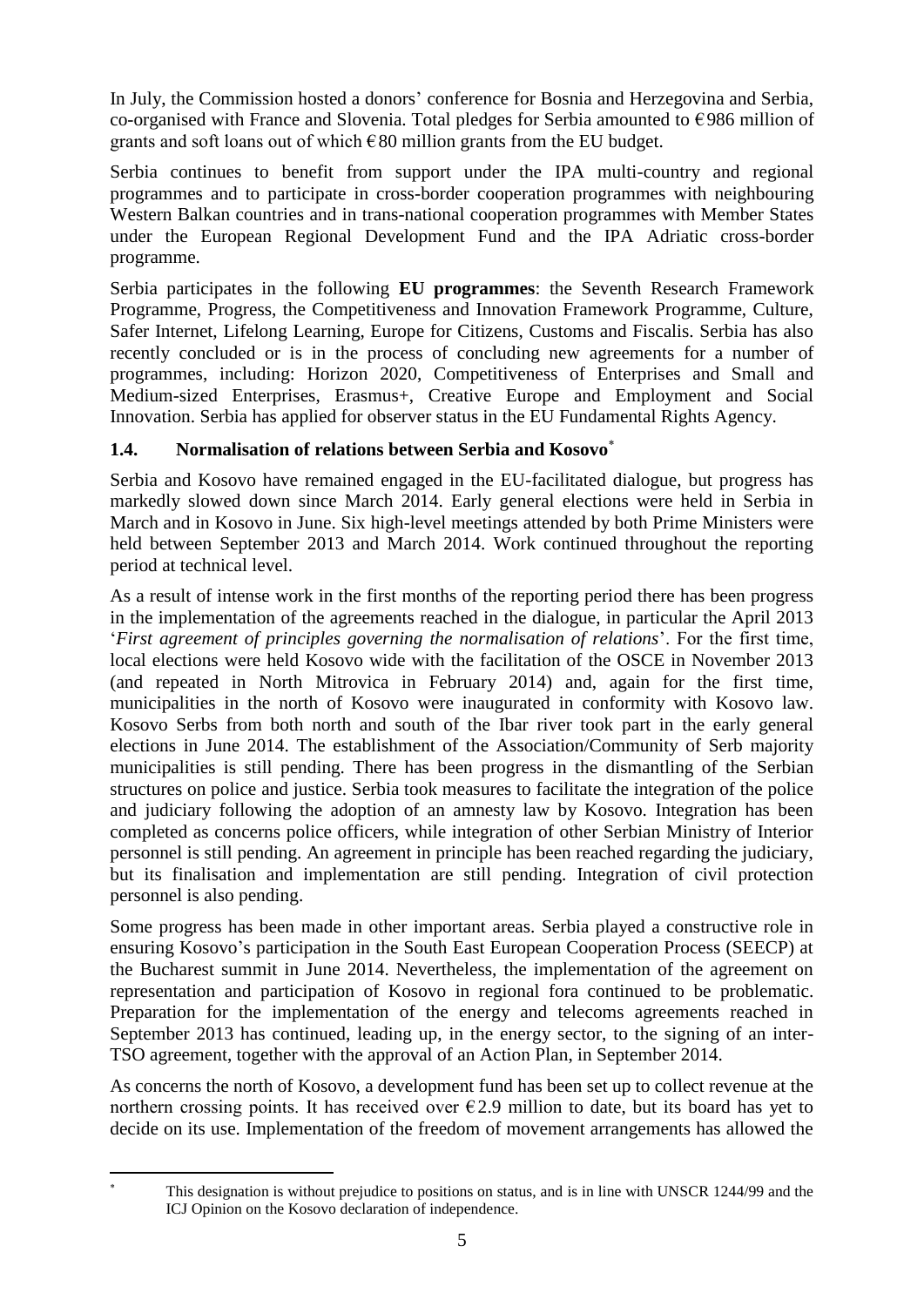In July, the Commission hosted a donors' conference for Bosnia and Herzegovina and Serbia, co-organised with France and Slovenia. Total pledges for Serbia amounted to €986 million of grants and soft loans out of which €80 million grants from the EU budget.

Serbia continues to benefit from support under the IPA multi-country and regional programmes and to participate in cross-border cooperation programmes with neighbouring Western Balkan countries and in trans-national cooperation programmes with Member States under the European Regional Development Fund and the IPA Adriatic cross-border programme.

Serbia participates in the following **EU programmes**: the Seventh Research Framework Programme, Progress, the Competitiveness and Innovation Framework Programme, Culture, Safer Internet, Lifelong Learning, Europe for Citizens, Customs and Fiscalis. Serbia has also recently concluded or is in the process of concluding new agreements for a number of programmes, including: Horizon 2020, Competitiveness of Enterprises and Small and Medium-sized Enterprises, Erasmus+, Creative Europe and Employment and Social Innovation. Serbia has applied for observer status in the EU Fundamental Rights Agency.

### 1.4. Normalisation of relations between Serbia and Kosovo*

Serbia and Kosovo have remained engaged in the EU-facilitated dialogue, but progress has markedly slowed down since March 2014. Early general elections were held in Serbia in March and in Kosovo in June. Six high-level meetings attended by both Prime Ministers were held between September 2013 and March 2014. Work continued throughout the reporting period at technical level.

As a result of intense work in the first months of the reporting period there has been progress in the implementation of the agreements reached in the dialogue, in particular the April 2013 '*First agreement of principles governing the normalisation of relations*'. For the first time, local elections were held Kosovo wide with the facilitation of the OSCE in November 2013 (and repeated in North Mitrovica in February 2014) and, again for the first time, municipalities in the north of Kosovo were inaugurated in conformity with Kosovo law. Kosovo Serbs from both north and south of the Ibar river took part in the early general elections in June 2014. The establishment of the Association/Community of Serb majority municipalities is still pending. There has been progress in the dismantling of the Serbian structures on police and justice. Serbia took measures to facilitate the integration of the police and judiciary following the adoption of an amnesty law by Kosovo. Integration has been completed as concerns police officers, while integration of other Serbian Ministry of Interior personnel is still pending. An agreement in principle has been reached regarding the judiciary, but its finalisation and implementation are still pending. Integration of civil protection personnel is also pending.

Some progress has been made in other important areas. Serbia played a constructive role in ensuring Kosovo's participation in the South East European Cooperation Process (SEECP) at the Bucharest summit in June 2014. Nevertheless, the implementation of the agreement on representation and participation of Kosovo in regional fora continued to be problematic. Preparation for the implementation of the energy and telecoms agreements reached in September 2013 has continued, leading up, in the energy sector, to the signing of an inter-TSO agreement, together with the approval of an Action Plan, in September 2014.

As concerns the north of Kosovo, a development fund has been set up to collect revenue at the northern crossing points. It has received over €2.9 million to date, but its board has yet to decide on its use. Implementation of the freedom of movement arrangements has allowed the

---

* This designation is without prejudice to positions on status, and is in line with UNSCR 1244/99 and the ICJ Opinion on the Kosovo declaration of independence.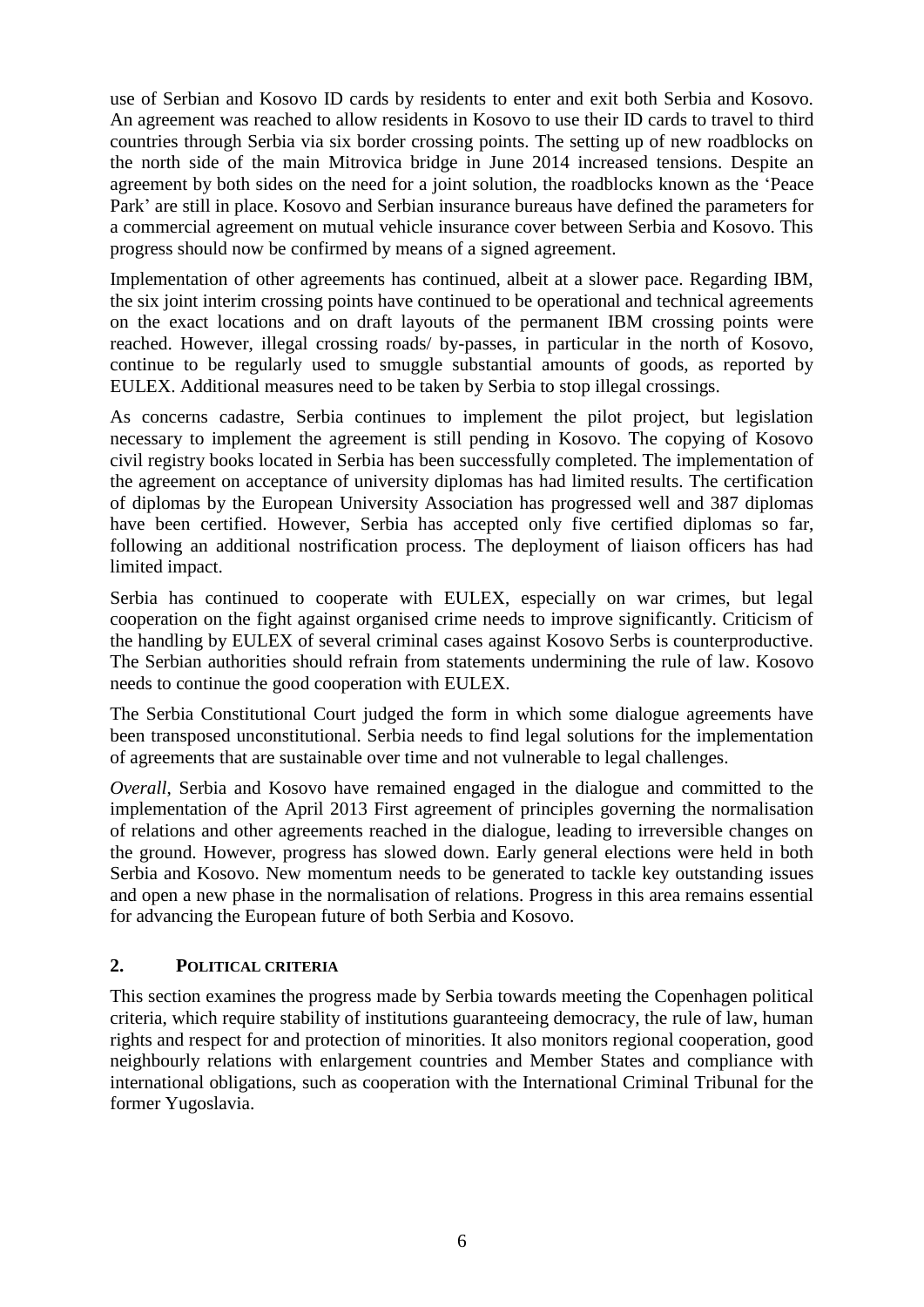use of Serbian and Kosovo ID cards by residents to enter and exit both Serbia and Kosovo. An agreement was reached to allow residents in Kosovo to use their ID cards to travel to third countries through Serbia via six border crossing points. The setting up of new roadblocks on the north side of the main Mitrovica bridge in June 2014 increased tensions. Despite an agreement by both sides on the need for a joint solution, the roadblocks known as the 'Peace Park' are still in place. Kosovo and Serbian insurance bureaus have defined the parameters for a commercial agreement on mutual vehicle insurance cover between Serbia and Kosovo. This progress should now be confirmed by means of a signed agreement.

Implementation of other agreements has continued, albeit at a slower pace. Regarding IBM, the six joint interim crossing points have continued to be operational and technical agreements on the exact locations and on draft layouts of the permanent IBM crossing points were reached. However, illegal crossing roads/ by-passes, in particular in the north of Kosovo, continue to be regularly used to smuggle substantial amounts of goods, as reported by EULEX. Additional measures need to be taken by Serbia to stop illegal crossings.

As concerns cadastre, Serbia continues to implement the pilot project, but legislation necessary to implement the agreement is still pending in Kosovo. The copying of Kosovo civil registry books located in Serbia has been successfully completed. The implementation of the agreement on acceptance of university diplomas has had limited results. The certification of diplomas by the European University Association has progressed well and 387 diplomas have been certified. However, Serbia has accepted only five certified diplomas so far, following an additional nostrification process. The deployment of liaison officers has had limited impact.

Serbia has continued to cooperate with EULEX, especially on war crimes, but legal cooperation on the fight against organised crime needs to improve significantly. Criticism of the handling by EULEX of several criminal cases against Kosovo Serbs is counterproductive. The Serbian authorities should refrain from statements undermining the rule of law. Kosovo needs to continue the good cooperation with EULEX.

The Serbia Constitutional Court judged the form in which some dialogue agreements have been transposed unconstitutional. Serbia needs to find legal solutions for the implementation of agreements that are sustainable over time and not vulnerable to legal challenges.

*Overall*, Serbia and Kosovo have remained engaged in the dialogue and committed to the implementation of the April 2013 First agreement of principles governing the normalisation of relations and other agreements reached in the dialogue, leading to irreversible changes on the ground. However, progress has slowed down. Early general elections were held in both Serbia and Kosovo. New momentum needs to be generated to tackle key outstanding issues and open a new phase in the normalisation of relations. Progress in this area remains essential for advancing the European future of both Serbia and Kosovo.

## 2. POLITICAL CRITERIA

This section examines the progress made by Serbia towards meeting the Copenhagen political criteria, which require stability of institutions guaranteeing democracy, the rule of law, human rights and respect for and protection of minorities. It also monitors regional cooperation, good neighbourly relations with enlargement countries and Member States and compliance with international obligations, such as cooperation with the International Criminal Tribunal for the former Yugoslavia.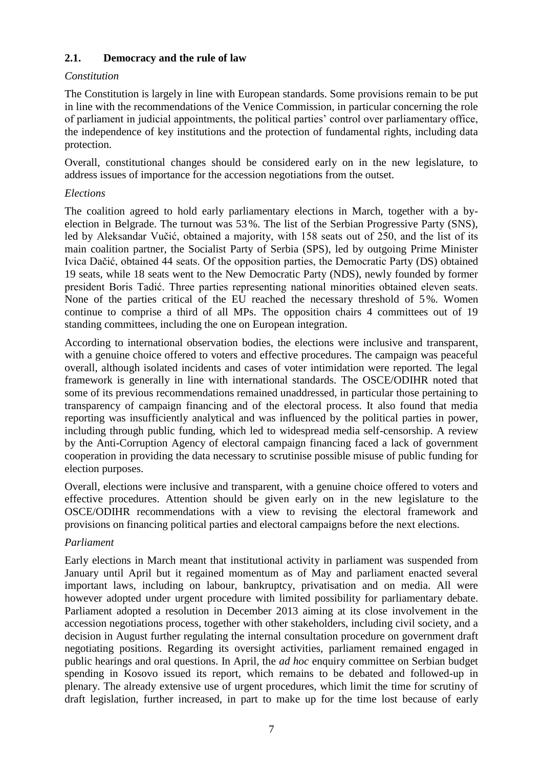### 2.1. Democracy and the rule of law

*Constitution*

The Constitution is largely in line with European standards. Some provisions remain to be put in line with the recommendations of the Venice Commission, in particular concerning the role of parliament in judicial appointments, the political parties' control over parliamentary office, the independence of key institutions and the protection of fundamental rights, including data protection.

Overall, constitutional changes should be considered early on in the new legislature, to address issues of importance for the accession negotiations from the outset.

*Elections*

The coalition agreed to hold early parliamentary elections in March, together with a by-election in Belgrade. The turnout was 53%. The list of the Serbian Progressive Party (SNS), led by Aleksandar Vučić, obtained a majority, with 158 seats out of 250, and the list of its main coalition partner, the Socialist Party of Serbia (SPS), led by outgoing Prime Minister Ivica Dačić, obtained 44 seats. Of the opposition parties, the Democratic Party (DS) obtained 19 seats, while 18 seats went to the New Democratic Party (NDS), newly founded by former president Boris Tadić. Three parties representing national minorities obtained eleven seats. None of the parties critical of the EU reached the necessary threshold of 5%. Women continue to comprise a third of all MPs. The opposition chairs 4 committees out of 19 standing committees, including the one on European integration.

According to international observation bodies, the elections were inclusive and transparent, with a genuine choice offered to voters and effective procedures. The campaign was peaceful overall, although isolated incidents and cases of voter intimidation were reported. The legal framework is generally in line with international standards. The OSCE/ODIHR noted that some of its previous recommendations remained unaddressed, in particular those pertaining to transparency of campaign financing and of the electoral process. It also found that media reporting was insufficiently analytical and was influenced by the political parties in power, including through public funding, which led to widespread media self-censorship. A review by the Anti-Corruption Agency of electoral campaign financing faced a lack of government cooperation in providing the data necessary to scrutinise possible misuse of public funding for election purposes.

Overall, elections were inclusive and transparent, with a genuine choice offered to voters and effective procedures. Attention should be given early on in the new legislature to the OSCE/ODIHR recommendations with a view to revising the electoral framework and provisions on financing political parties and electoral campaigns before the next elections.

*Parliament*

Early elections in March meant that institutional activity in parliament was suspended from January until April but it regained momentum as of May and parliament enacted several important laws, including on labour, bankruptcy, privatisation and on media. All were however adopted under urgent procedure with limited possibility for parliamentary debate. Parliament adopted a resolution in December 2013 aiming at its close involvement in the accession negotiations process, together with other stakeholders, including civil society, and a decision in August further regulating the internal consultation procedure on government draft negotiating positions. Regarding its oversight activities, parliament remained engaged in public hearings and oral questions. In April, the *ad hoc* enquiry committee on Serbian budget spending in Kosovo issued its report, which remains to be debated and followed-up in plenary. The already extensive use of urgent procedures, which limit the time for scrutiny of draft legislation, further increased, in part to make up for the time lost because of early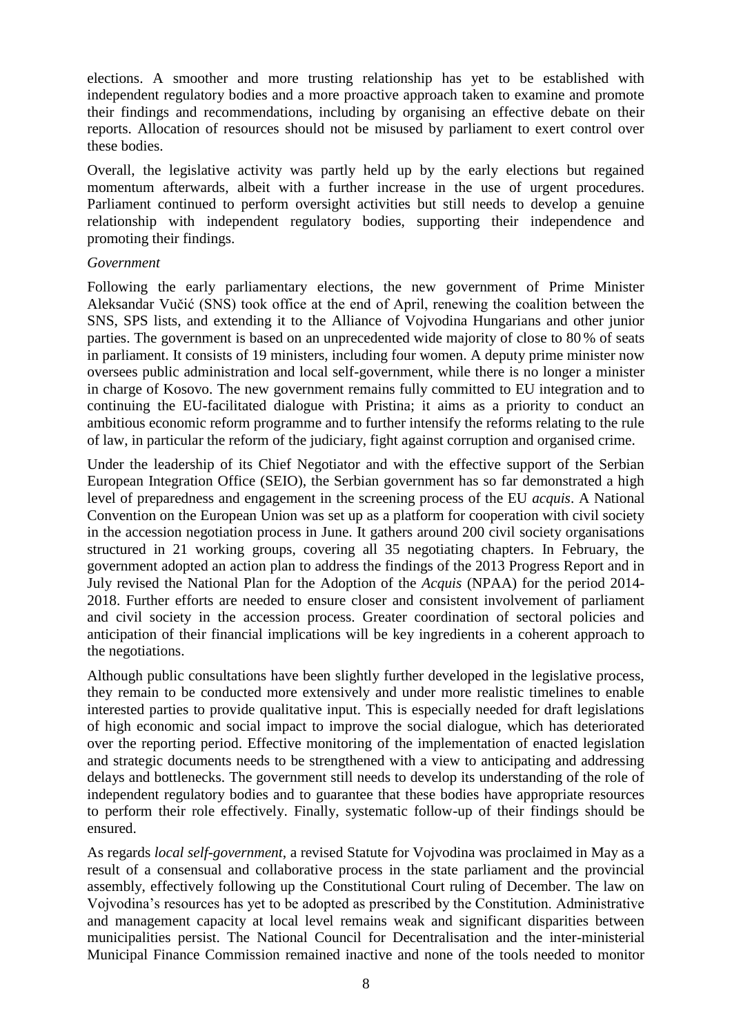elections. A smoother and more trusting relationship has yet to be established with independent regulatory bodies and a more proactive approach taken to examine and promote their findings and recommendations, including by organising an effective debate on their reports. Allocation of resources should not be misused by parliament to exert control over these bodies.

Overall, the legislative activity was partly held up by the early elections but regained momentum afterwards, albeit with a further increase in the use of urgent procedures. Parliament continued to perform oversight activities but still needs to develop a genuine relationship with independent regulatory bodies, supporting their independence and promoting their findings.

*Government*

Following the early parliamentary elections, the new government of Prime Minister Aleksandar Vučić (SNS) took office at the end of April, renewing the coalition between the SNS, SPS lists, and extending it to the Alliance of Vojvodina Hungarians and other junior parties. The government is based on an unprecedented wide majority of close to 80 % of seats in parliament. It consists of 19 ministers, including four women. A deputy prime minister now oversees public administration and local self-government, while there is no longer a minister in charge of Kosovo. The new government remains fully committed to EU integration and to continuing the EU-facilitated dialogue with Pristina; it aims as a priority to conduct an ambitious economic reform programme and to further intensify the reforms relating to the rule of law, in particular the reform of the judiciary, fight against corruption and organised crime.

Under the leadership of its Chief Negotiator and with the effective support of the Serbian European Integration Office (SEIO), the Serbian government has so far demonstrated a high level of preparedness and engagement in the screening process of the EU *acquis*. A National Convention on the European Union was set up as a platform for cooperation with civil society in the accession negotiation process in June. It gathers around 200 civil society organisations structured in 21 working groups, covering all 35 negotiating chapters. In February, the government adopted an action plan to address the findings of the 2013 Progress Report and in July revised the National Plan for the Adoption of the *Acquis* (NPAA) for the period 2014-2018. Further efforts are needed to ensure closer and consistent involvement of parliament and civil society in the accession process. Greater coordination of sectoral policies and anticipation of their financial implications will be key ingredients in a coherent approach to the negotiations.

Although public consultations have been slightly further developed in the legislative process, they remain to be conducted more extensively and under more realistic timelines to enable interested parties to provide qualitative input. This is especially needed for draft legislations of high economic and social impact to improve the social dialogue, which has deteriorated over the reporting period. Effective monitoring of the implementation of enacted legislation and strategic documents needs to be strengthened with a view to anticipating and addressing delays and bottlenecks. The government still needs to develop its understanding of the role of independent regulatory bodies and to guarantee that these bodies have appropriate resources to perform their role effectively. Finally, systematic follow-up of their findings should be ensured.

As regards *local self-government*, a revised Statute for Vojvodina was proclaimed in May as a result of a consensual and collaborative process in the state parliament and the provincial assembly, effectively following up the Constitutional Court ruling of December. The law on Vojvodina's resources has yet to be adopted as prescribed by the Constitution. Administrative and management capacity at local level remains weak and significant disparities between municipalities persist. The National Council for Decentralisation and the inter-ministerial Municipal Finance Commission remained inactive and none of the tools needed to monitor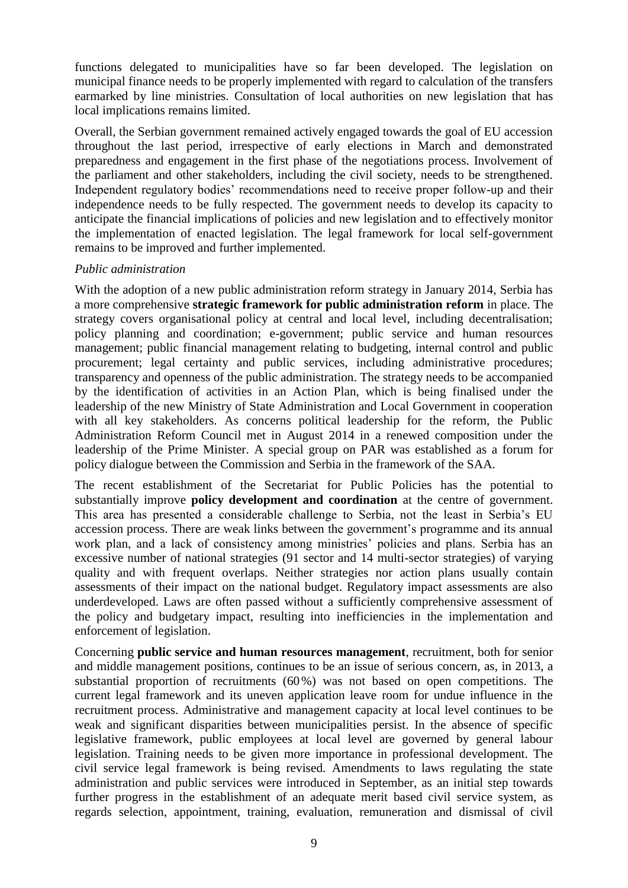functions delegated to municipalities have so far been developed. The legislation on municipal finance needs to be properly implemented with regard to calculation of the transfers earmarked by line ministries. Consultation of local authorities on new legislation that has local implications remains limited.

Overall, the Serbian government remained actively engaged towards the goal of EU accession throughout the last period, irrespective of early elections in March and demonstrated preparedness and engagement in the first phase of the negotiations process. Involvement of the parliament and other stakeholders, including the civil society, needs to be strengthened. Independent regulatory bodies' recommendations need to receive proper follow-up and their independence needs to be fully respected. The government needs to develop its capacity to anticipate the financial implications of policies and new legislation and to effectively monitor the implementation of enacted legislation. The legal framework for local self-government remains to be improved and further implemented.

*Public administration*

With the adoption of a new public administration reform strategy in January 2014, Serbia has a more comprehensive **strategic framework for public administration reform** in place. The strategy covers organisational policy at central and local level, including decentralisation; policy planning and coordination; e-government; public service and human resources management; public financial management relating to budgeting, internal control and public procurement; legal certainty and public services, including administrative procedures; transparency and openness of the public administration. The strategy needs to be accompanied by the identification of activities in an Action Plan, which is being finalised under the leadership of the new Ministry of State Administration and Local Government in cooperation with all key stakeholders. As concerns political leadership for the reform, the Public Administration Reform Council met in August 2014 in a renewed composition under the leadership of the Prime Minister. A special group on PAR was established as a forum for policy dialogue between the Commission and Serbia in the framework of the SAA.

The recent establishment of the Secretariat for Public Policies has the potential to substantially improve **policy development and coordination** at the centre of government. This area has presented a considerable challenge to Serbia, not the least in Serbia's EU accession process. There are weak links between the government's programme and its annual work plan, and a lack of consistency among ministries' policies and plans. Serbia has an excessive number of national strategies (91 sector and 14 multi-sector strategies) of varying quality and with frequent overlaps. Neither strategies nor action plans usually contain assessments of their impact on the national budget. Regulatory impact assessments are also underdeveloped. Laws are often passed without a sufficiently comprehensive assessment of the policy and budgetary impact, resulting into inefficiencies in the implementation and enforcement of legislation.

Concerning **public service and human resources management**, recruitment, both for senior and middle management positions, continues to be an issue of serious concern, as, in 2013, a substantial proportion of recruitments (60 %) was not based on open competitions. The current legal framework and its uneven application leave room for undue influence in the recruitment process. Administrative and management capacity at local level continues to be weak and significant disparities between municipalities persist. In the absence of specific legislative framework, public employees at local level are governed by general labour legislation. Training needs to be given more importance in professional development. The civil service legal framework is being revised. Amendments to laws regulating the state administration and public services were introduced in September, as an initial step towards further progress in the establishment of an adequate merit based civil service system, as regards selection, appointment, training, evaluation, remuneration and dismissal of civil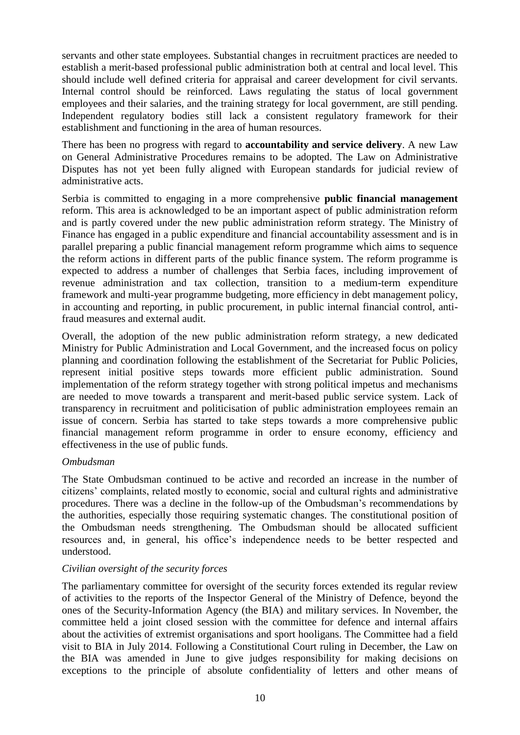servants and other state employees. Substantial changes in recruitment practices are needed to establish a merit-based professional public administration both at central and local level. This should include well defined criteria for appraisal and career development for civil servants. Internal control should be reinforced. Laws regulating the status of local government employees and their salaries, and the training strategy for local government, are still pending. Independent regulatory bodies still lack a consistent regulatory framework for their establishment and functioning in the area of human resources.

There has been no progress with regard to **accountability and service delivery**. A new Law on General Administrative Procedures remains to be adopted. The Law on Administrative Disputes has not yet been fully aligned with European standards for judicial review of administrative acts.

Serbia is committed to engaging in a more comprehensive **public financial management** reform. This area is acknowledged to be an important aspect of public administration reform and is partly covered under the new public administration reform strategy. The Ministry of Finance has engaged in a public expenditure and financial accountability assessment and is in parallel preparing a public financial management reform programme which aims to sequence the reform actions in different parts of the public finance system. The reform programme is expected to address a number of challenges that Serbia faces, including improvement of revenue administration and tax collection, transition to a medium-term expenditure framework and multi-year programme budgeting, more efficiency in debt management policy, in accounting and reporting, in public procurement, in public internal financial control, anti-fraud measures and external audit.

Overall, the adoption of the new public administration reform strategy, a new dedicated Ministry for Public Administration and Local Government, and the increased focus on policy planning and coordination following the establishment of the Secretariat for Public Policies, represent initial positive steps towards more efficient public administration. Sound implementation of the reform strategy together with strong political impetus and mechanisms are needed to move towards a transparent and merit-based public service system. Lack of transparency in recruitment and politicisation of public administration employees remain an issue of concern. Serbia has started to take steps towards a more comprehensive public financial management reform programme in order to ensure economy, efficiency and effectiveness in the use of public funds.

*Ombudsman*

The State Ombudsman continued to be active and recorded an increase in the number of citizens' complaints, related mostly to economic, social and cultural rights and administrative procedures. There was a decline in the follow-up of the Ombudsman's recommendations by the authorities, especially those requiring systematic changes. The constitutional position of the Ombudsman needs strengthening. The Ombudsman should be allocated sufficient resources and, in general, his office's independence needs to be better respected and understood.

*Civilian oversight of the security forces*

The parliamentary committee for oversight of the security forces extended its regular review of activities to the reports of the Inspector General of the Ministry of Defence, beyond the ones of the Security-Information Agency (the BIA) and military services. In November, the committee held a joint closed session with the committee for defence and internal affairs about the activities of extremist organisations and sport hooligans. The Committee had a field visit to BIA in July 2014. Following a Constitutional Court ruling in December, the Law on the BIA was amended in June to give judges responsibility for making decisions on exceptions to the principle of absolute confidentiality of letters and other means of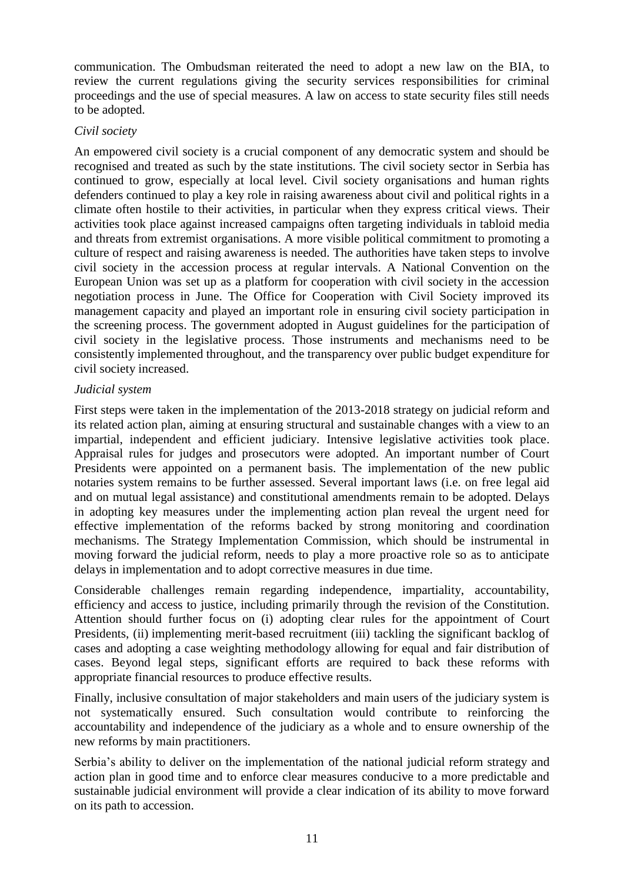communication. The Ombudsman reiterated the need to adopt a new law on the BIA, to review the current regulations giving the security services responsibilities for criminal proceedings and the use of special measures. A law on access to state security files still needs to be adopted.

*Civil society*

An empowered civil society is a crucial component of any democratic system and should be recognised and treated as such by the state institutions. The civil society sector in Serbia has continued to grow, especially at local level. Civil society organisations and human rights defenders continued to play a key role in raising awareness about civil and political rights in a climate often hostile to their activities, in particular when they express critical views. Their activities took place against increased campaigns often targeting individuals in tabloid media and threats from extremist organisations. A more visible political commitment to promoting a culture of respect and raising awareness is needed. The authorities have taken steps to involve civil society in the accession process at regular intervals. A National Convention on the European Union was set up as a platform for cooperation with civil society in the accession negotiation process in June. The Office for Cooperation with Civil Society improved its management capacity and played an important role in ensuring civil society participation in the screening process. The government adopted in August guidelines for the participation of civil society in the legislative process. Those instruments and mechanisms need to be consistently implemented throughout, and the transparency over public budget expenditure for civil society increased.

*Judicial system*

First steps were taken in the implementation of the 2013-2018 strategy on judicial reform and its related action plan, aiming at ensuring structural and sustainable changes with a view to an impartial, independent and efficient judiciary. Intensive legislative activities took place. Appraisal rules for judges and prosecutors were adopted. An important number of Court Presidents were appointed on a permanent basis. The implementation of the new public notaries system remains to be further assessed. Several important laws (i.e. on free legal aid and on mutual legal assistance) and constitutional amendments remain to be adopted. Delays in adopting key measures under the implementing action plan reveal the urgent need for effective implementation of the reforms backed by strong monitoring and coordination mechanisms. The Strategy Implementation Commission, which should be instrumental in moving forward the judicial reform, needs to play a more proactive role so as to anticipate delays in implementation and to adopt corrective measures in due time.

Considerable challenges remain regarding independence, impartiality, accountability, efficiency and access to justice, including primarily through the revision of the Constitution. Attention should further focus on (i) adopting clear rules for the appointment of Court Presidents, (ii) implementing merit-based recruitment (iii) tackling the significant backlog of cases and adopting a case weighting methodology allowing for equal and fair distribution of cases. Beyond legal steps, significant efforts are required to back these reforms with appropriate financial resources to produce effective results.

Finally, inclusive consultation of major stakeholders and main users of the judiciary system is not systematically ensured. Such consultation would contribute to reinforcing the accountability and independence of the judiciary as a whole and to ensure ownership of the new reforms by main practitioners.

Serbia's ability to deliver on the implementation of the national judicial reform strategy and action plan in good time and to enforce clear measures conducive to a more predictable and sustainable judicial environment will provide a clear indication of its ability to move forward on its path to accession.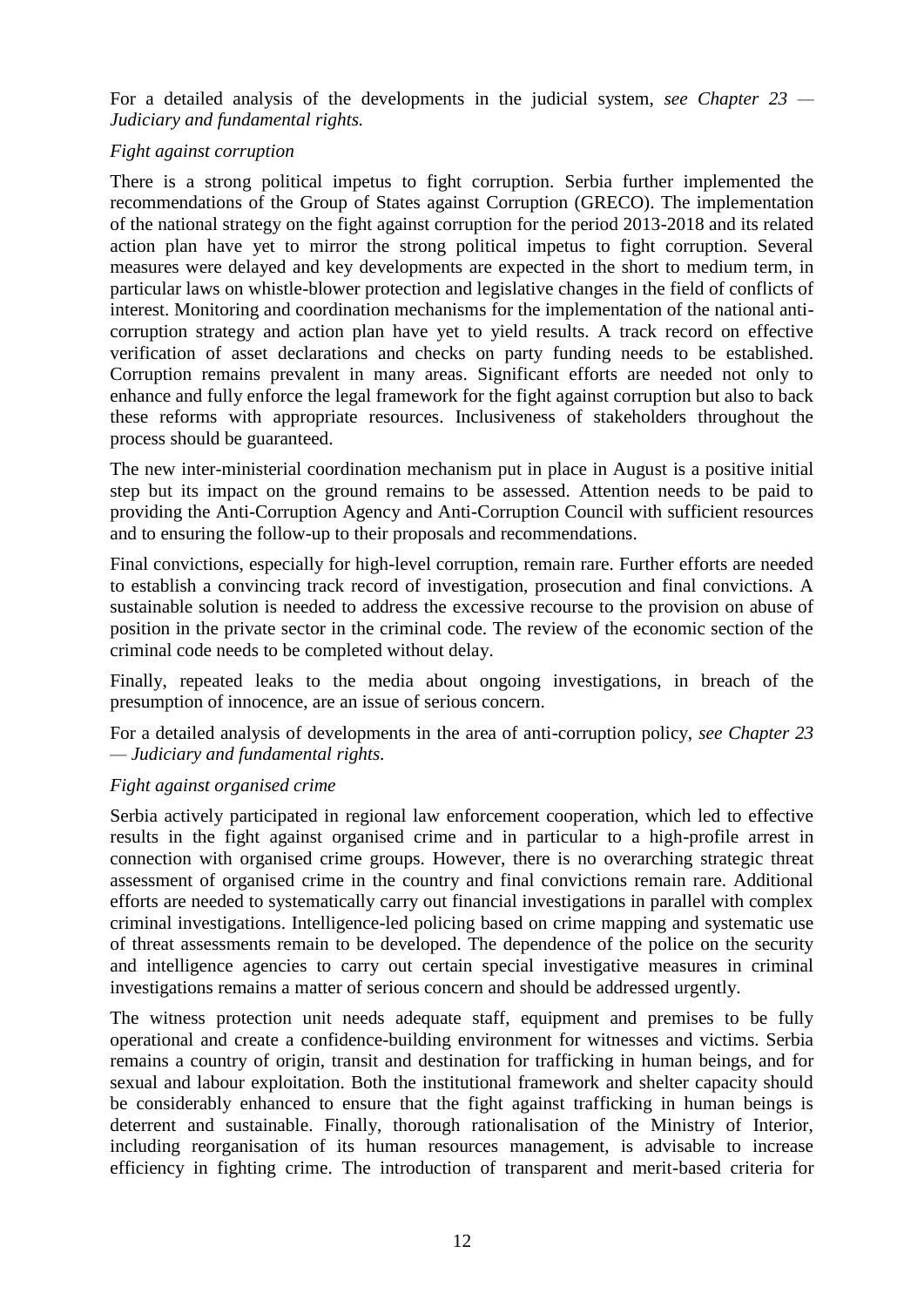For a detailed analysis of the developments in the judicial system, *see Chapter 23 — Judiciary and fundamental rights.*

*Fight against corruption*

There is a strong political impetus to fight corruption. Serbia further implemented the recommendations of the Group of States against Corruption (GRECO). The implementation of the national strategy on the fight against corruption for the period 2013-2018 and its related action plan have yet to mirror the strong political impetus to fight corruption. Several measures were delayed and key developments are expected in the short to medium term, in particular laws on whistle-blower protection and legislative changes in the field of conflicts of interest. Monitoring and coordination mechanisms for the implementation of the national anti-corruption strategy and action plan have yet to yield results. A track record on effective verification of asset declarations and checks on party funding needs to be established. Corruption remains prevalent in many areas. Significant efforts are needed not only to enhance and fully enforce the legal framework for the fight against corruption but also to back these reforms with appropriate resources. Inclusiveness of stakeholders throughout the process should be guaranteed.

The new inter-ministerial coordination mechanism put in place in August is a positive initial step but its impact on the ground remains to be assessed. Attention needs to be paid to providing the Anti-Corruption Agency and Anti-Corruption Council with sufficient resources and to ensuring the follow-up to their proposals and recommendations.

Final convictions, especially for high-level corruption, remain rare. Further efforts are needed to establish a convincing track record of investigation, prosecution and final convictions. A sustainable solution is needed to address the excessive recourse to the provision on abuse of position in the private sector in the criminal code. The review of the economic section of the criminal code needs to be completed without delay.

Finally, repeated leaks to the media about ongoing investigations, in breach of the presumption of innocence, are an issue of serious concern.

For a detailed analysis of developments in the area of anti-corruption policy, *see Chapter 23 — Judiciary and fundamental rights.*

*Fight against organised crime*

Serbia actively participated in regional law enforcement cooperation, which led to effective results in the fight against organised crime and in particular to a high-profile arrest in connection with organised crime groups. However, there is no overarching strategic threat assessment of organised crime in the country and final convictions remain rare. Additional efforts are needed to systematically carry out financial investigations in parallel with complex criminal investigations. Intelligence-led policing based on crime mapping and systematic use of threat assessments remain to be developed. The dependence of the police on the security and intelligence agencies to carry out certain special investigative measures in criminal investigations remains a matter of serious concern and should be addressed urgently.

The witness protection unit needs adequate staff, equipment and premises to be fully operational and create a confidence-building environment for witnesses and victims. Serbia remains a country of origin, transit and destination for trafficking in human beings, and for sexual and labour exploitation. Both the institutional framework and shelter capacity should be considerably enhanced to ensure that the fight against trafficking in human beings is deterrent and sustainable. Finally, thorough rationalisation of the Ministry of Interior, including reorganisation of its human resources management, is advisable to increase efficiency in fighting crime. The introduction of transparent and merit-based criteria for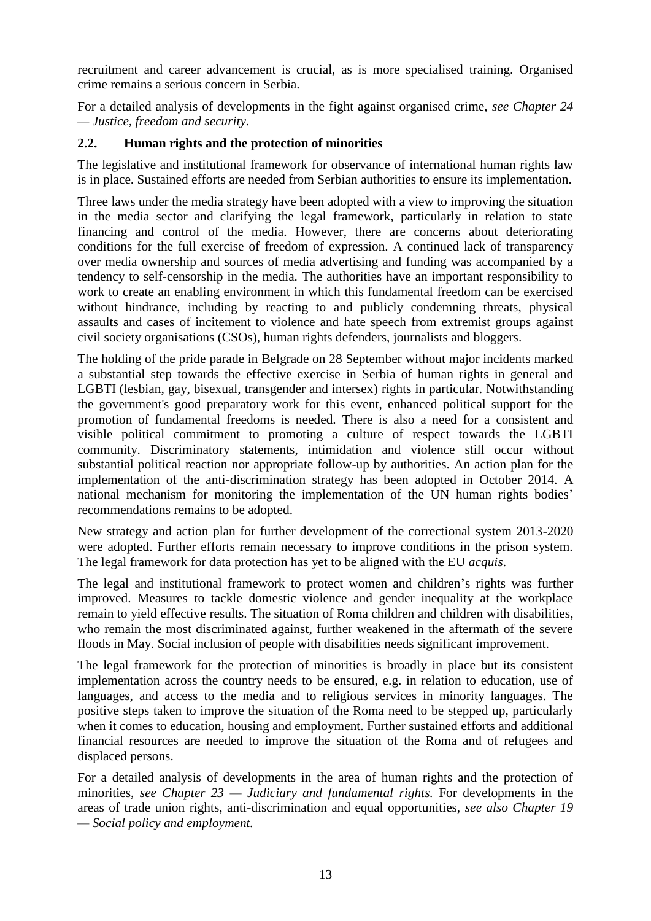recruitment and career advancement is crucial, as is more specialised training. Organised crime remains a serious concern in Serbia.

For a detailed analysis of developments in the fight against organised crime, *see Chapter 24 — Justice, freedom and security.*

### 2.2. Human rights and the protection of minorities

The legislative and institutional framework for observance of international human rights law is in place. Sustained efforts are needed from Serbian authorities to ensure its implementation.

Three laws under the media strategy have been adopted with a view to improving the situation in the media sector and clarifying the legal framework, particularly in relation to state financing and control of the media. However, there are concerns about deteriorating conditions for the full exercise of freedom of expression. A continued lack of transparency over media ownership and sources of media advertising and funding was accompanied by a tendency to self-censorship in the media. The authorities have an important responsibility to work to create an enabling environment in which this fundamental freedom can be exercised without hindrance, including by reacting to and publicly condemning threats, physical assaults and cases of incitement to violence and hate speech from extremist groups against civil society organisations (CSOs), human rights defenders, journalists and bloggers.

The holding of the pride parade in Belgrade on 28 September without major incidents marked a substantial step towards the effective exercise in Serbia of human rights in general and LGBTI (lesbian, gay, bisexual, transgender and intersex) rights in particular. Notwithstanding the government's good preparatory work for this event, enhanced political support for the promotion of fundamental freedoms is needed. There is also a need for a consistent and visible political commitment to promoting a culture of respect towards the LGBTI community. Discriminatory statements, intimidation and violence still occur without substantial political reaction nor appropriate follow-up by authorities. An action plan for the implementation of the anti-discrimination strategy has been adopted in October 2014. A national mechanism for monitoring the implementation of the UN human rights bodies' recommendations remains to be adopted.

New strategy and action plan for further development of the correctional system 2013-2020 were adopted. Further efforts remain necessary to improve conditions in the prison system. The legal framework for data protection has yet to be aligned with the EU *acquis*.

The legal and institutional framework to protect women and children's rights was further improved. Measures to tackle domestic violence and gender inequality at the workplace remain to yield effective results. The situation of Roma children and children with disabilities, who remain the most discriminated against, further weakened in the aftermath of the severe floods in May. Social inclusion of people with disabilities needs significant improvement.

The legal framework for the protection of minorities is broadly in place but its consistent implementation across the country needs to be ensured, e.g. in relation to education, use of languages, and access to the media and to religious services in minority languages. The positive steps taken to improve the situation of the Roma need to be stepped up, particularly when it comes to education, housing and employment. Further sustained efforts and additional financial resources are needed to improve the situation of the Roma and of refugees and displaced persons.

For a detailed analysis of developments in the area of human rights and the protection of minorities, *see Chapter 23 — Judiciary and fundamental rights.* For developments in the areas of trade union rights, anti-discrimination and equal opportunities, *see also Chapter 19 — Social policy and employment.*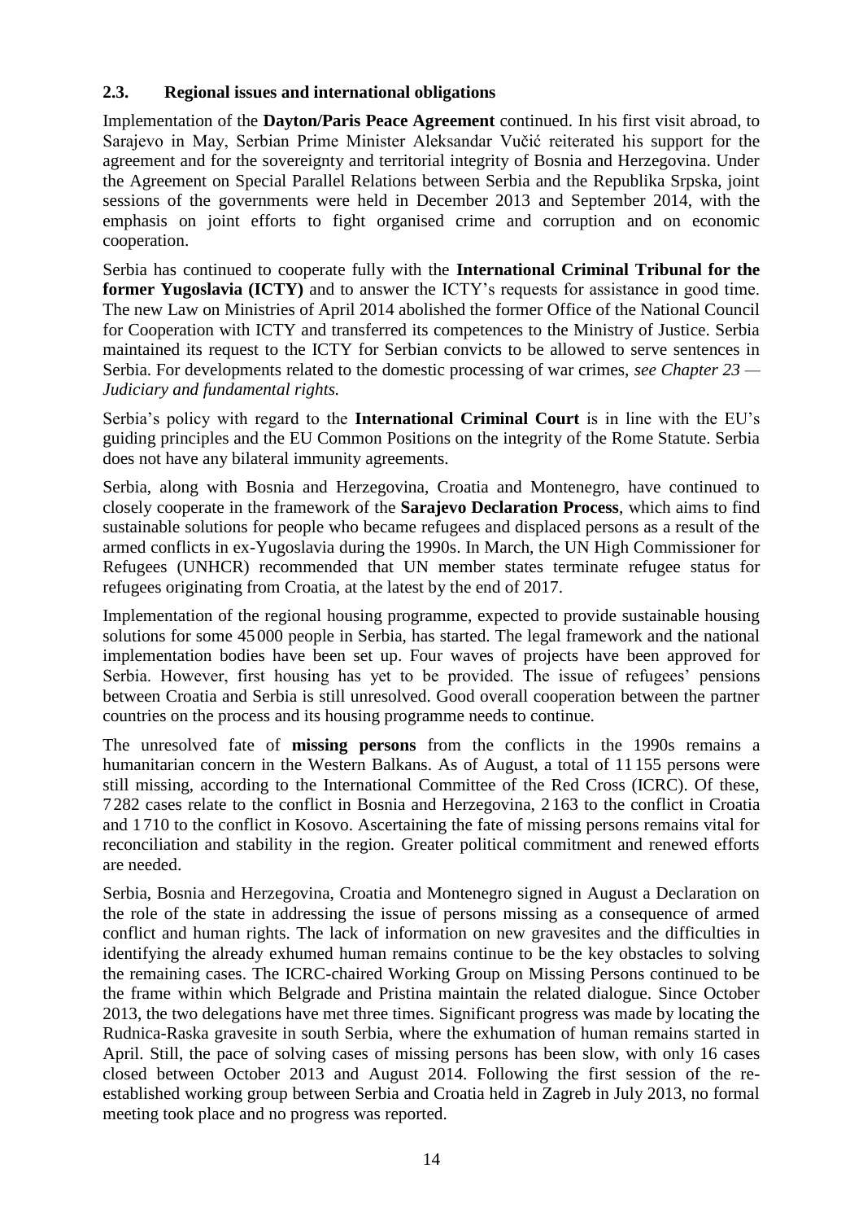## 2.3. Regional issues and international obligations

Implementation of the **Dayton/Paris Peace Agreement** continued. In his first visit abroad, to Sarajevo in May, Serbian Prime Minister Aleksandar Vučić reiterated his support for the agreement and for the sovereignty and territorial integrity of Bosnia and Herzegovina. Under the Agreement on Special Parallel Relations between Serbia and the Republika Srpska, joint sessions of the governments were held in December 2013 and September 2014, with the emphasis on joint efforts to fight organised crime and corruption and on economic cooperation.

Serbia has continued to cooperate fully with the **International Criminal Tribunal for the former Yugoslavia (ICTY)** and to answer the ICTY's requests for assistance in good time. The new Law on Ministries of April 2014 abolished the former Office of the National Council for Cooperation with ICTY and transferred its competences to the Ministry of Justice. Serbia maintained its request to the ICTY for Serbian convicts to be allowed to serve sentences in Serbia. For developments related to the domestic processing of war crimes, *see Chapter 23 — Judiciary and fundamental rights.*

Serbia's policy with regard to the **International Criminal Court** is in line with the EU's guiding principles and the EU Common Positions on the integrity of the Rome Statute. Serbia does not have any bilateral immunity agreements.

Serbia, along with Bosnia and Herzegovina, Croatia and Montenegro, have continued to closely cooperate in the framework of the **Sarajevo Declaration Process**, which aims to find sustainable solutions for people who became refugees and displaced persons as a result of the armed conflicts in ex-Yugoslavia during the 1990s. In March, the UN High Commissioner for Refugees (UNHCR) recommended that UN member states terminate refugee status for refugees originating from Croatia, at the latest by the end of 2017.

Implementation of the regional housing programme, expected to provide sustainable housing solutions for some 45 000 people in Serbia, has started. The legal framework and the national implementation bodies have been set up. Four waves of projects have been approved for Serbia. However, first housing has yet to be provided. The issue of refugees' pensions between Croatia and Serbia is still unresolved. Good overall cooperation between the partner countries on the process and its housing programme needs to continue.

The unresolved fate of **missing persons** from the conflicts in the 1990s remains a humanitarian concern in the Western Balkans. As of August, a total of 11 155 persons were still missing, according to the International Committee of the Red Cross (ICRC). Of these, 7 282 cases relate to the conflict in Bosnia and Herzegovina, 2 163 to the conflict in Croatia and 1 710 to the conflict in Kosovo. Ascertaining the fate of missing persons remains vital for reconciliation and stability in the region. Greater political commitment and renewed efforts are needed.

Serbia, Bosnia and Herzegovina, Croatia and Montenegro signed in August a Declaration on the role of the state in addressing the issue of persons missing as a consequence of armed conflict and human rights. The lack of information on new gravesites and the difficulties in identifying the already exhumed human remains continue to be the key obstacles to solving the remaining cases. The ICRC-chaired Working Group on Missing Persons continued to be the frame within which Belgrade and Pristina maintain the related dialogue. Since October 2013, the two delegations have met three times. Significant progress was made by locating the Rudnica-Raska gravesite in south Serbia, where the exhumation of human remains started in April. Still, the pace of solving cases of missing persons has been slow, with only 16 cases closed between October 2013 and August 2014. Following the first session of the re-established working group between Serbia and Croatia held in Zagreb in July 2013, no formal meeting took place and no progress was reported.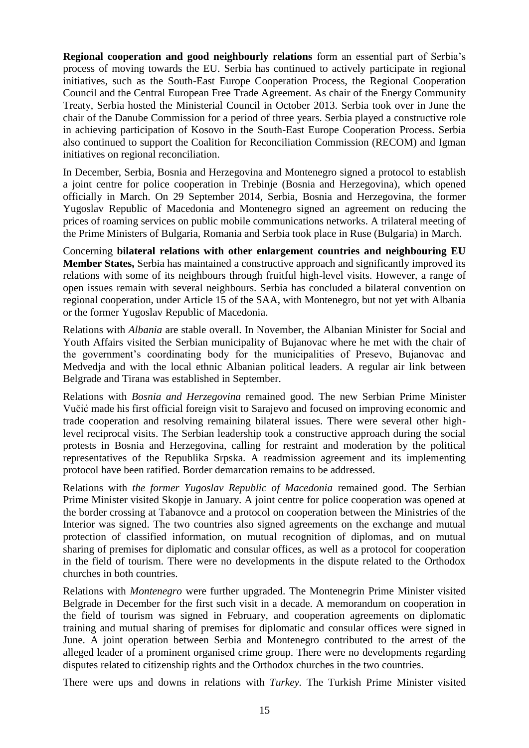**Regional cooperation and good neighbourly relations** form an essential part of Serbia's process of moving towards the EU. Serbia has continued to actively participate in regional initiatives, such as the South-East Europe Cooperation Process, the Regional Cooperation Council and the Central European Free Trade Agreement. As chair of the Energy Community Treaty, Serbia hosted the Ministerial Council in October 2013. Serbia took over in June the chair of the Danube Commission for a period of three years. Serbia played a constructive role in achieving participation of Kosovo in the South-East Europe Cooperation Process. Serbia also continued to support the Coalition for Reconciliation Commission (RECOM) and Igman initiatives on regional reconciliation.

In December, Serbia, Bosnia and Herzegovina and Montenegro signed a protocol to establish a joint centre for police cooperation in Trebinje (Bosnia and Herzegovina), which opened officially in March. On 29 September 2014, Serbia, Bosnia and Herzegovina, the former Yugoslav Republic of Macedonia and Montenegro signed an agreement on reducing the prices of roaming services on public mobile communications networks. A trilateral meeting of the Prime Ministers of Bulgaria, Romania and Serbia took place in Ruse (Bulgaria) in March.

Concerning **bilateral relations with other enlargement countries and neighbouring EU Member States,** Serbia has maintained a constructive approach and significantly improved its relations with some of its neighbours through fruitful high-level visits. However, a range of open issues remain with several neighbours. Serbia has concluded a bilateral convention on regional cooperation, under Article 15 of the SAA, with Montenegro, but not yet with Albania or the former Yugoslav Republic of Macedonia.

Relations with *Albania* are stable overall. In November, the Albanian Minister for Social and Youth Affairs visited the Serbian municipality of Bujanovac where he met with the chair of the government's coordinating body for the municipalities of Presevo, Bujanovac and Medvedja and with the local ethnic Albanian political leaders. A regular air link between Belgrade and Tirana was established in September.

Relations with *Bosnia and Herzegovina* remained good. The new Serbian Prime Minister Vučić made his first official foreign visit to Sarajevo and focused on improving economic and trade cooperation and resolving remaining bilateral issues. There were several other high-level reciprocal visits. The Serbian leadership took a constructive approach during the social protests in Bosnia and Herzegovina, calling for restraint and moderation by the political representatives of the Republika Srpska. A readmission agreement and its implementing protocol have been ratified. Border demarcation remains to be addressed.

Relations with *the former Yugoslav Republic of Macedonia* remained good. The Serbian Prime Minister visited Skopje in January. A joint centre for police cooperation was opened at the border crossing at Tabanovce and a protocol on cooperation between the Ministries of the Interior was signed. The two countries also signed agreements on the exchange and mutual protection of classified information, on mutual recognition of diplomas, and on mutual sharing of premises for diplomatic and consular offices, as well as a protocol for cooperation in the field of tourism. There were no developments in the dispute related to the Orthodox churches in both countries.

Relations with *Montenegro* were further upgraded. The Montenegrin Prime Minister visited Belgrade in December for the first such visit in a decade. A memorandum on cooperation in the field of tourism was signed in February, and cooperation agreements on diplomatic training and mutual sharing of premises for diplomatic and consular offices were signed in June. A joint operation between Serbia and Montenegro contributed to the arrest of the alleged leader of a prominent organised crime group. There were no developments regarding disputes related to citizenship rights and the Orthodox churches in the two countries.

There were ups and downs in relations with *Turkey*. The Turkish Prime Minister visited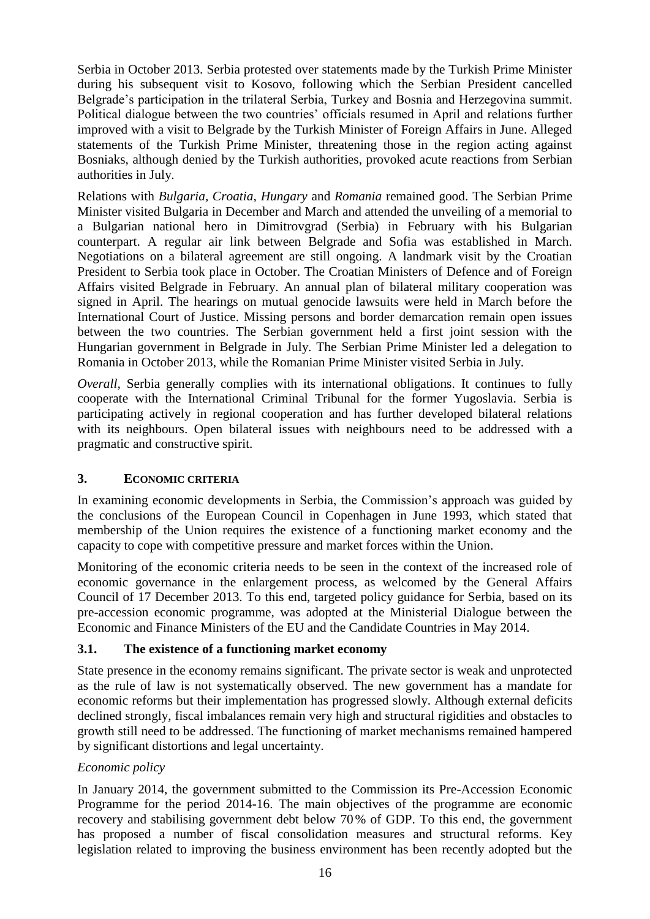Serbia in October 2013. Serbia protested over statements made by the Turkish Prime Minister during his subsequent visit to Kosovo, following which the Serbian President cancelled Belgrade's participation in the trilateral Serbia, Turkey and Bosnia and Herzegovina summit. Political dialogue between the two countries' officials resumed in April and relations further improved with a visit to Belgrade by the Turkish Minister of Foreign Affairs in June. Alleged statements of the Turkish Prime Minister, threatening those in the region acting against Bosniaks, although denied by the Turkish authorities, provoked acute reactions from Serbian authorities in July.

Relations with *Bulgaria, Croatia, Hungary* and *Romania* remained good. The Serbian Prime Minister visited Bulgaria in December and March and attended the unveiling of a memorial to a Bulgarian national hero in Dimitrovgrad (Serbia) in February with his Bulgarian counterpart. A regular air link between Belgrade and Sofia was established in March. Negotiations on a bilateral agreement are still ongoing. A landmark visit by the Croatian President to Serbia took place in October. The Croatian Ministers of Defence and of Foreign Affairs visited Belgrade in February. An annual plan of bilateral military cooperation was signed in April. The hearings on mutual genocide lawsuits were held in March before the International Court of Justice. Missing persons and border demarcation remain open issues between the two countries. The Serbian government held a first joint session with the Hungarian government in Belgrade in July. The Serbian Prime Minister led a delegation to Romania in October 2013, while the Romanian Prime Minister visited Serbia in July.

*Overall,* Serbia generally complies with its international obligations. It continues to fully cooperate with the International Criminal Tribunal for the former Yugoslavia. Serbia is participating actively in regional cooperation and has further developed bilateral relations with its neighbours. Open bilateral issues with neighbours need to be addressed with a pragmatic and constructive spirit.

## 3. ECONOMIC CRITERIA

In examining economic developments in Serbia, the Commission's approach was guided by the conclusions of the European Council in Copenhagen in June 1993, which stated that membership of the Union requires the existence of a functioning market economy and the capacity to cope with competitive pressure and market forces within the Union.

Monitoring of the economic criteria needs to be seen in the context of the increased role of economic governance in the enlargement process, as welcomed by the General Affairs Council of 17 December 2013. To this end, targeted policy guidance for Serbia, based on its pre-accession economic programme, was adopted at the Ministerial Dialogue between the Economic and Finance Ministers of the EU and the Candidate Countries in May 2014.

### 3.1. The existence of a functioning market economy

State presence in the economy remains significant. The private sector is weak and unprotected as the rule of law is not systematically observed. The new government has a mandate for economic reforms but their implementation has progressed slowly. Although external deficits declined strongly, fiscal imbalances remain very high and structural rigidities and obstacles to growth still need to be addressed. The functioning of market mechanisms remained hampered by significant distortions and legal uncertainty.

*Economic policy*

In January 2014, the government submitted to the Commission its Pre-Accession Economic Programme for the period 2014-16. The main objectives of the programme are economic recovery and stabilising government debt below 70 % of GDP. To this end, the government has proposed a number of fiscal consolidation measures and structural reforms. Key legislation related to improving the business environment has been recently adopted but the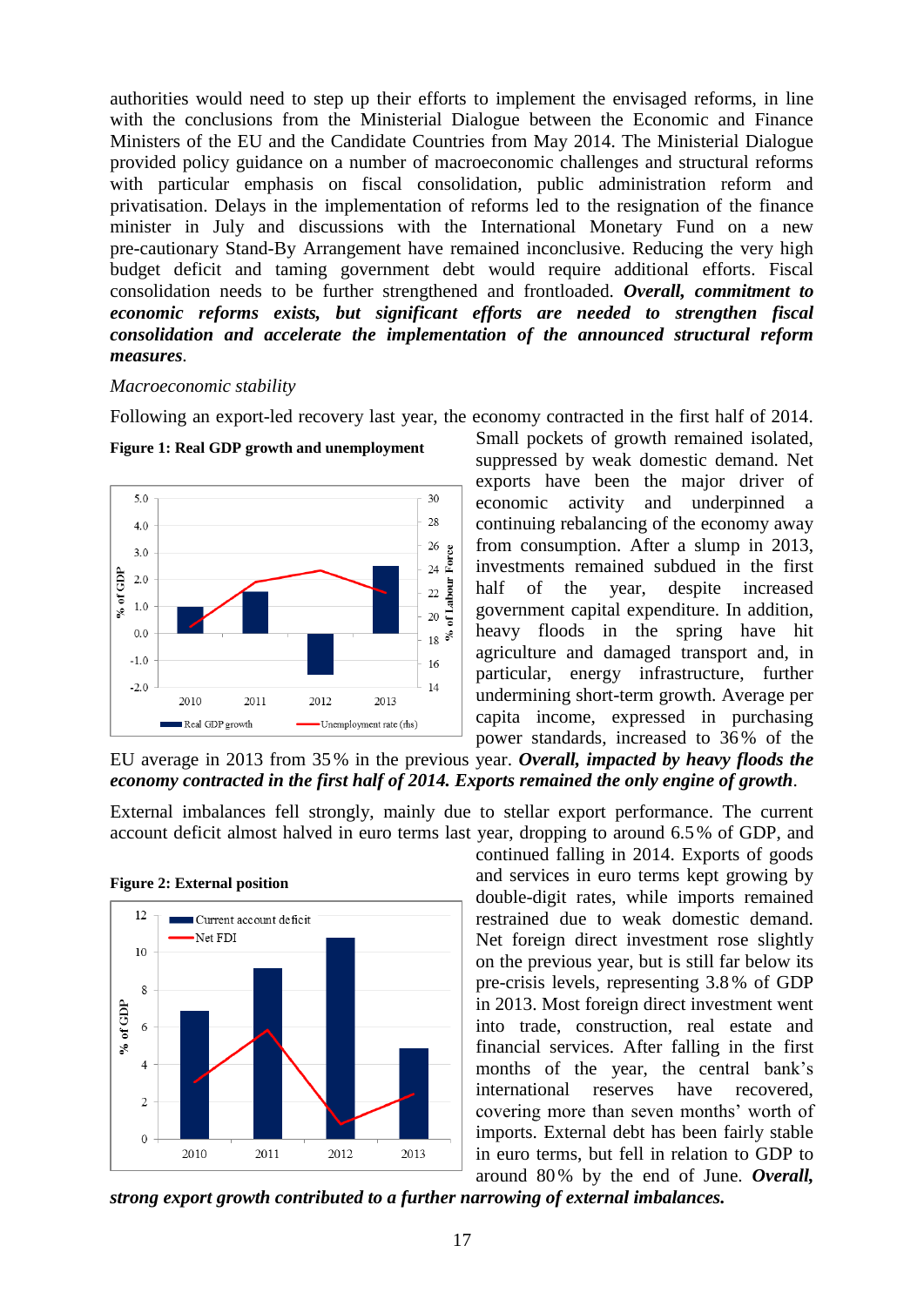authorities would need to step up their efforts to implement the envisaged reforms, in line with the conclusions from the Ministerial Dialogue between the Economic and Finance Ministers of the EU and the Candidate Countries from May 2014. The Ministerial Dialogue provided policy guidance on a number of macroeconomic challenges and structural reforms with particular emphasis on fiscal consolidation, public administration reform and privatisation. Delays in the implementation of reforms led to the resignation of the finance minister in July and discussions with the International Monetary Fund on a new pre-cautionary Stand-By Arrangement have remained inconclusive. Reducing the very high budget deficit and taming government debt would require additional efforts. Fiscal consolidation needs to be further strengthened and frontloaded. ***Overall, commitment to economic reforms exists, but significant efforts are needed to strengthen fiscal consolidation and accelerate the implementation of the announced structural reform measures***.

*Macroeconomic stability*

Following an export-led recovery last year, the economy contracted in the first half of 2014. Small pockets of growth remained isolated, suppressed by weak domestic demand. Net exports have been the major driver of economic activity and underpinned a continuing rebalancing of the economy away from consumption. After a slump in 2013, investments remained subdued in the first half of the year, despite increased government capital expenditure. In addition, heavy floods in the spring have hit agriculture and damaged transport and, in particular, energy infrastructure, further undermining short-term growth. Average per capita income, expressed in purchasing power standards, increased to 36% of the EU average in 2013 from 35% in the previous year. ***Overall, impacted by heavy floods the economy contracted in the first half of 2014. Exports remained the only engine of growth***.

**Figure 1: Real GDP growth and unemployment**

External imbalances fell strongly, mainly due to stellar export performance. The current account deficit almost halved in euro terms last year, dropping to around 6.5% of GDP, and continued falling in 2014. Exports of goods and services in euro terms kept growing by double-digit rates, while imports remained restrained due to weak domestic demand. Net foreign direct investment rose slightly on the previous year, but is still far below its pre-crisis levels, representing 3.8% of GDP in 2013. Most foreign direct investment went into trade, construction, real estate and financial services. After falling in the first months of the year, the central bank's international reserves have recovered, covering more than seven months' worth of imports. External debt has been fairly stable in euro terms, but fell in relation to GDP to around 80% by the end of June. ***Overall, strong export growth contributed to a further narrowing of external imbalances.***

**Figure 2: External position**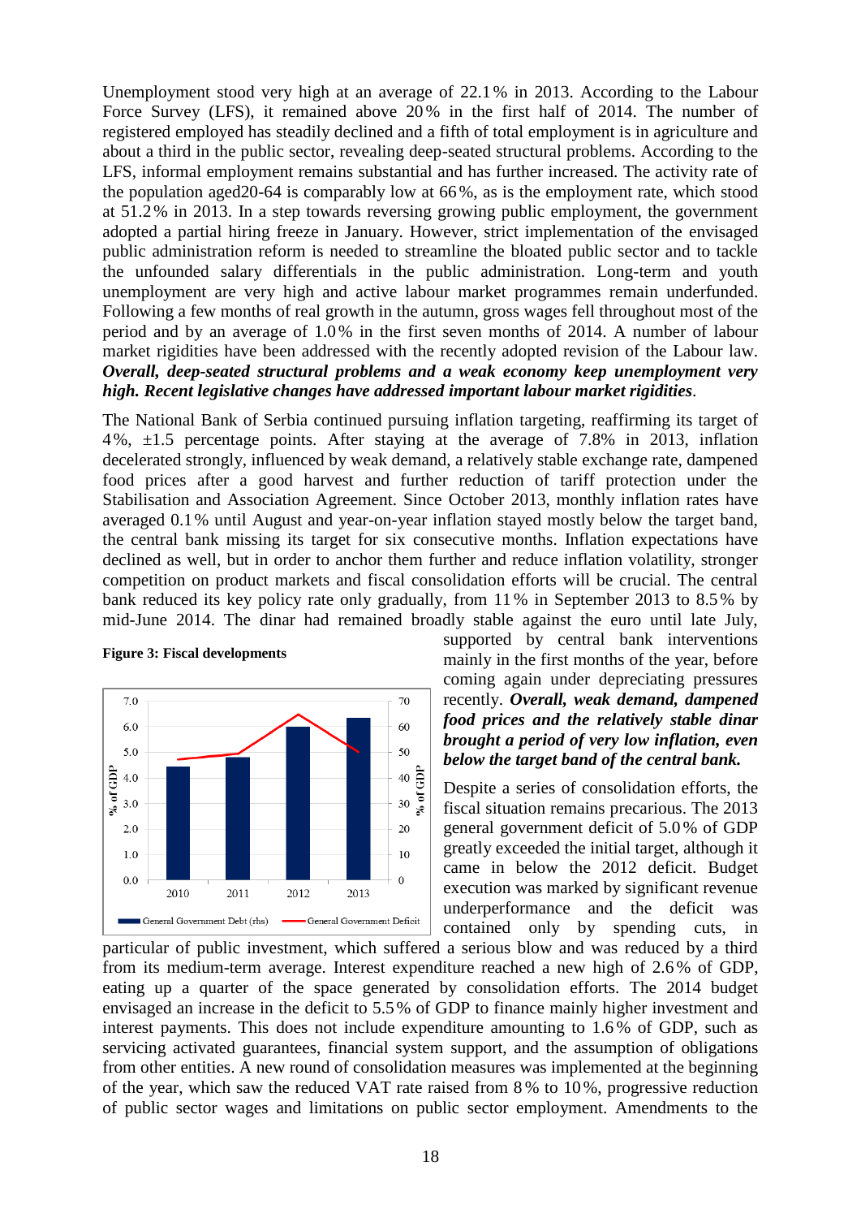Unemployment stood very high at an average of 22.1% in 2013. According to the Labour Force Survey (LFS), it remained above 20% in the first half of 2014. The number of registered employed has steadily declined and a fifth of total employment is in agriculture and about a third in the public sector, revealing deep-seated structural problems. According to the LFS, informal employment remains substantial and has further increased. The activity rate of the population aged20-64 is comparably low at 66%, as is the employment rate, which stood at 51.2% in 2013. In a step towards reversing growing public employment, the government adopted a partial hiring freeze in January. However, strict implementation of the envisaged public administration reform is needed to streamline the bloated public sector and to tackle the unfounded salary differentials in the public administration. Long-term and youth unemployment are very high and active labour market programmes remain underfunded. Following a few months of real growth in the autumn, gross wages fell throughout most of the period and by an average of 1.0% in the first seven months of 2014. A number of labour market rigidities have been addressed with the recently adopted revision of the Labour law. ***Overall, deep-seated structural problems and a weak economy keep unemployment very high. Recent legislative changes have addressed important labour market rigidities***.

The National Bank of Serbia continued pursuing inflation targeting, reaffirming its target of 4%, ±1.5 percentage points. After staying at the average of 7.8% in 2013, inflation decelerated strongly, influenced by weak demand, a relatively stable exchange rate, dampened food prices after a good harvest and further reduction of tariff protection under the Stabilisation and Association Agreement. Since October 2013, monthly inflation rates have averaged 0.1% until August and year-on-year inflation stayed mostly below the target band, the central bank missing its target for six consecutive months. Inflation expectations have declined as well, but in order to anchor them further and reduce inflation volatility, stronger competition on product markets and fiscal consolidation efforts will be crucial. The central bank reduced its key policy rate only gradually, from 11% in September 2013 to 8.5% by mid-June 2014. The dinar had remained broadly stable against the euro until late July, supported by central bank interventions mainly in the first months of the year, before coming again under depreciating pressures recently. ***Overall, weak demand, dampened food prices and the relatively stable dinar brought a period of very low inflation, even below the target band of the central bank.***

**Figure 3: Fiscal developments**

Despite a series of consolidation efforts, the fiscal situation remains precarious. The 2013 general government deficit of 5.0% of GDP greatly exceeded the initial target, although it came in below the 2012 deficit. Budget execution was marked by significant revenue underperformance and the deficit was contained only by spending cuts, in particular of public investment, which suffered a serious blow and was reduced by a third from its medium-term average. Interest expenditure reached a new high of 2.6% of GDP, eating up a quarter of the space generated by consolidation efforts. The 2014 budget envisaged an increase in the deficit to 5.5% of GDP to finance mainly higher investment and interest payments. This does not include expenditure amounting to 1.6% of GDP, such as servicing activated guarantees, financial system support, and the assumption of obligations from other entities. A new round of consolidation measures was implemented at the beginning of the year, which saw the reduced VAT rate raised from 8% to 10%, progressive reduction of public sector wages and limitations on public sector employment. Amendments to the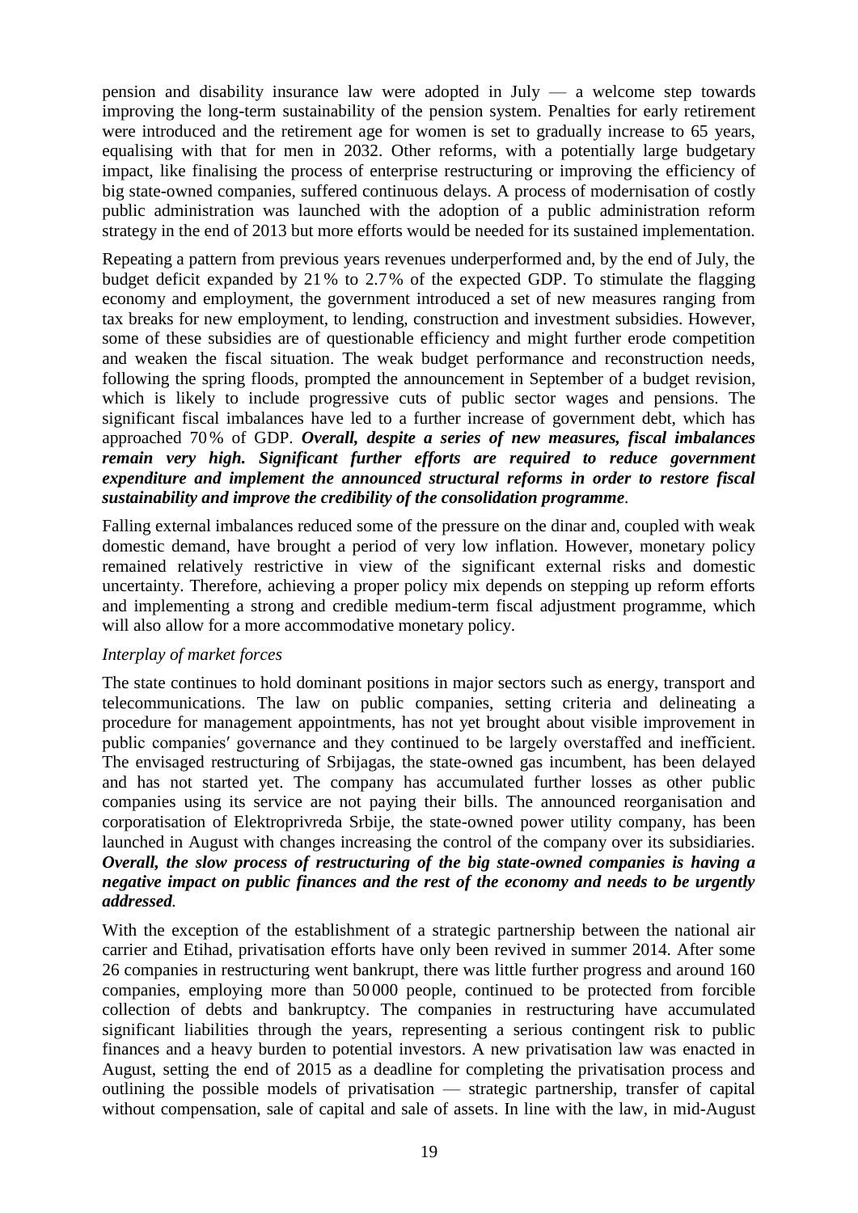pension and disability insurance law were adopted in July — a welcome step towards improving the long-term sustainability of the pension system. Penalties for early retirement were introduced and the retirement age for women is set to gradually increase to 65 years, equalising with that for men in 2032. Other reforms, with a potentially large budgetary impact, like finalising the process of enterprise restructuring or improving the efficiency of big state-owned companies, suffered continuous delays. A process of modernisation of costly public administration was launched with the adoption of a public administration reform strategy in the end of 2013 but more efforts would be needed for its sustained implementation.

Repeating a pattern from previous years revenues underperformed and, by the end of July, the budget deficit expanded by 21 % to 2.7 % of the expected GDP. To stimulate the flagging economy and employment, the government introduced a set of new measures ranging from tax breaks for new employment, to lending, construction and investment subsidies. However, some of these subsidies are of questionable efficiency and might further erode competition and weaken the fiscal situation. The weak budget performance and reconstruction needs, following the spring floods, prompted the announcement in September of a budget revision, which is likely to include progressive cuts of public sector wages and pensions. The significant fiscal imbalances have led to a further increase of government debt, which has approached 70 % of GDP. ***Overall, despite a series of new measures, fiscal imbalances remain very high. Significant further efforts are required to reduce government expenditure and implement the announced structural reforms in order to restore fiscal sustainability and improve the credibility of the consolidation programme***.

Falling external imbalances reduced some of the pressure on the dinar and, coupled with weak domestic demand, have brought a period of very low inflation. However, monetary policy remained relatively restrictive in view of the significant external risks and domestic uncertainty. Therefore, achieving a proper policy mix depends on stepping up reform efforts and implementing a strong and credible medium-term fiscal adjustment programme, which will also allow for a more accommodative monetary policy.

*Interplay of market forces*

The state continues to hold dominant positions in major sectors such as energy, transport and telecommunications. The law on public companies, setting criteria and delineating a procedure for management appointments, has not yet brought about visible improvement in public companies′ governance and they continued to be largely overstaffed and inefficient. The envisaged restructuring of Srbijagas, the state-owned gas incumbent, has been delayed and has not started yet. The company has accumulated further losses as other public companies using its service are not paying their bills. The announced reorganisation and corporatisation of Elektroprivreda Srbije, the state-owned power utility company, has been launched in August with changes increasing the control of the company over its subsidiaries. ***Overall, the slow process of restructuring of the big state-owned companies is having a negative impact on public finances and the rest of the economy and needs to be urgently addressed***.

With the exception of the establishment of a strategic partnership between the national air carrier and Etihad, privatisation efforts have only been revived in summer 2014. After some 26 companies in restructuring went bankrupt, there was little further progress and around 160 companies, employing more than 50 000 people, continued to be protected from forcible collection of debts and bankruptcy. The companies in restructuring have accumulated significant liabilities through the years, representing a serious contingent risk to public finances and a heavy burden to potential investors. A new privatisation law was enacted in August, setting the end of 2015 as a deadline for completing the privatisation process and outlining the possible models of privatisation — strategic partnership, transfer of capital without compensation, sale of capital and sale of assets. In line with the law, in mid-August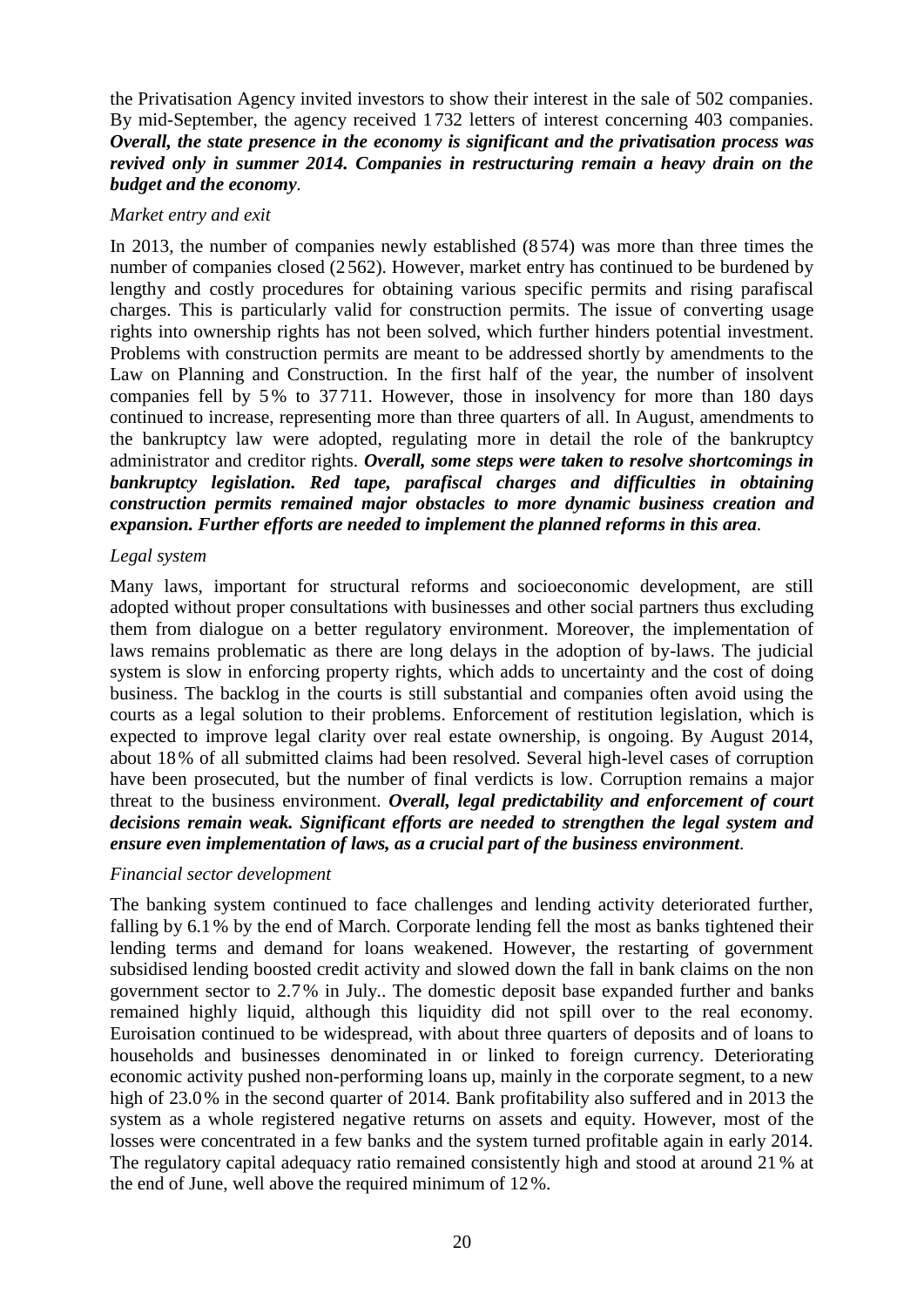the Privatisation Agency invited investors to show their interest in the sale of 502 companies. By mid-September, the agency received 1 732 letters of interest concerning 403 companies. ***Overall, the state presence in the economy is significant and the privatisation process was revived only in summer 2014. Companies in restructuring remain a heavy drain on the budget and the economy*.**

*Market entry and exit*

In 2013, the number of companies newly established (8 574) was more than three times the number of companies closed (2 562). However, market entry has continued to be burdened by lengthy and costly procedures for obtaining various specific permits and rising parafiscal charges. This is particularly valid for construction permits. The issue of converting usage rights into ownership rights has not been solved, which further hinders potential investment. Problems with construction permits are meant to be addressed shortly by amendments to the Law on Planning and Construction. In the first half of the year, the number of insolvent companies fell by 5 % to 37 711. However, those in insolvency for more than 180 days continued to increase, representing more than three quarters of all. In August, amendments to the bankruptcy law were adopted, regulating more in detail the role of the bankruptcy administrator and creditor rights. ***Overall, some steps were taken to resolve shortcomings in bankruptcy legislation. Red tape, parafiscal charges and difficulties in obtaining construction permits remained major obstacles to more dynamic business creation and expansion. Further efforts are needed to implement the planned reforms in this area*.**

*Legal system*

Many laws, important for structural reforms and socioeconomic development, are still adopted without proper consultations with businesses and other social partners thus excluding them from dialogue on a better regulatory environment. Moreover, the implementation of laws remains problematic as there are long delays in the adoption of by-laws. The judicial system is slow in enforcing property rights, which adds to uncertainty and the cost of doing business. The backlog in the courts is still substantial and companies often avoid using the courts as a legal solution to their problems. Enforcement of restitution legislation, which is expected to improve legal clarity over real estate ownership, is ongoing. By August 2014, about 18 % of all submitted claims had been resolved. Several high-level cases of corruption have been prosecuted, but the number of final verdicts is low. Corruption remains a major threat to the business environment. ***Overall, legal predictability and enforcement of court decisions remain weak. Significant efforts are needed to strengthen the legal system and ensure even implementation of laws, as a crucial part of the business environment*.**

*Financial sector development*

The banking system continued to face challenges and lending activity deteriorated further, falling by 6.1 % by the end of March. Corporate lending fell the most as banks tightened their lending terms and demand for loans weakened. However, the restarting of government subsidised lending boosted credit activity and slowed down the fall in bank claims on the non government sector to 2.7 % in July.. The domestic deposit base expanded further and banks remained highly liquid, although this liquidity did not spill over to the real economy. Euroisation continued to be widespread, with about three quarters of deposits and of loans to households and businesses denominated in or linked to foreign currency. Deteriorating economic activity pushed non-performing loans up, mainly in the corporate segment, to a new high of 23.0 % in the second quarter of 2014. Bank profitability also suffered and in 2013 the system as a whole registered negative returns on assets and equity. However, most of the losses were concentrated in a few banks and the system turned profitable again in early 2014. The regulatory capital adequacy ratio remained consistently high and stood at around 21 % at the end of June, well above the required minimum of 12 %.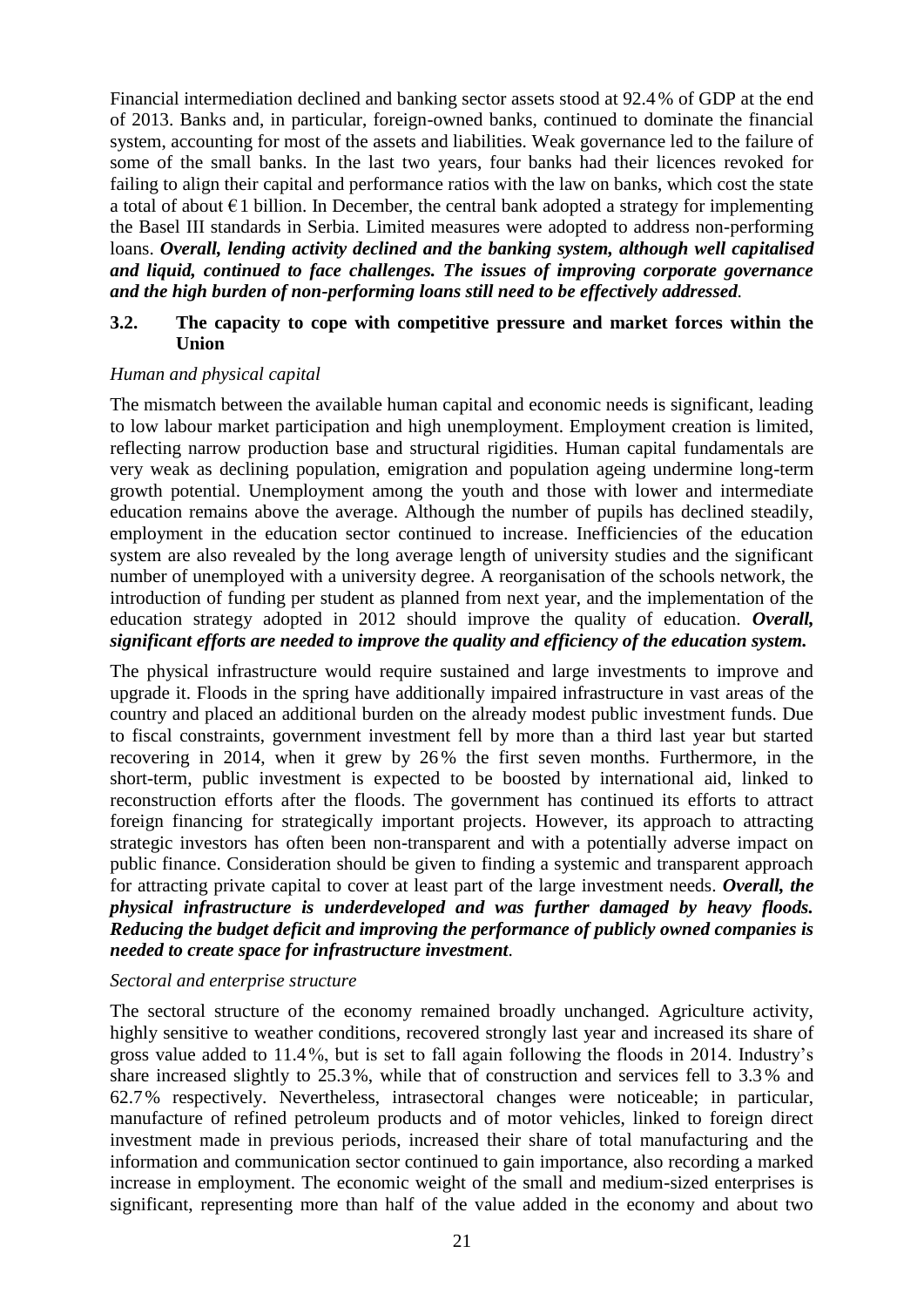Financial intermediation declined and banking sector assets stood at 92.4 % of GDP at the end of 2013. Banks and, in particular, foreign-owned banks, continued to dominate the financial system, accounting for most of the assets and liabilities. Weak governance led to the failure of some of the small banks. In the last two years, four banks had their licences revoked for failing to align their capital and performance ratios with the law on banks, which cost the state a total of about €1 billion. In December, the central bank adopted a strategy for implementing the Basel III standards in Serbia. Limited measures were adopted to address non-performing loans. ***Overall, lending activity declined and the banking system, although well capitalised and liquid, continued to face challenges. The issues of improving corporate governance and the high burden of non-performing loans still need to be effectively addressed.***

### 3.2. The capacity to cope with competitive pressure and market forces within the Union

*Human and physical capital*

The mismatch between the available human capital and economic needs is significant, leading to low labour market participation and high unemployment. Employment creation is limited, reflecting narrow production base and structural rigidities. Human capital fundamentals are very weak as declining population, emigration and population ageing undermine long-term growth potential. Unemployment among the youth and those with lower and intermediate education remains above the average. Although the number of pupils has declined steadily, employment in the education sector continued to increase. Inefficiencies of the education system are also revealed by the long average length of university studies and the significant number of unemployed with a university degree. A reorganisation of the schools network, the introduction of funding per student as planned from next year, and the implementation of the education strategy adopted in 2012 should improve the quality of education. ***Overall, significant efforts are needed to improve the quality and efficiency of the education system.***

The physical infrastructure would require sustained and large investments to improve and upgrade it. Floods in the spring have additionally impaired infrastructure in vast areas of the country and placed an additional burden on the already modest public investment funds. Due to fiscal constraints, government investment fell by more than a third last year but started recovering in 2014, when it grew by 26 % the first seven months. Furthermore, in the short-term, public investment is expected to be boosted by international aid, linked to reconstruction efforts after the floods. The government has continued its efforts to attract foreign financing for strategically important projects. However, its approach to attracting strategic investors has often been non-transparent and with a potentially adverse impact on public finance. Consideration should be given to finding a systemic and transparent approach for attracting private capital to cover at least part of the large investment needs. ***Overall, the physical infrastructure is underdeveloped and was further damaged by heavy floods. Reducing the budget deficit and improving the performance of publicly owned companies is needed to create space for infrastructure investment.***

*Sectoral and enterprise structure*

The sectoral structure of the economy remained broadly unchanged. Agriculture activity, highly sensitive to weather conditions, recovered strongly last year and increased its share of gross value added to 11.4 %, but is set to fall again following the floods in 2014. Industry's share increased slightly to 25.3 %, while that of construction and services fell to 3.3 % and 62.7 % respectively. Nevertheless, intrasectoral changes were noticeable; in particular, manufacture of refined petroleum products and of motor vehicles, linked to foreign direct investment made in previous periods, increased their share of total manufacturing and the information and communication sector continued to gain importance, also recording a marked increase in employment. The economic weight of the small and medium-sized enterprises is significant, representing more than half of the value added in the economy and about two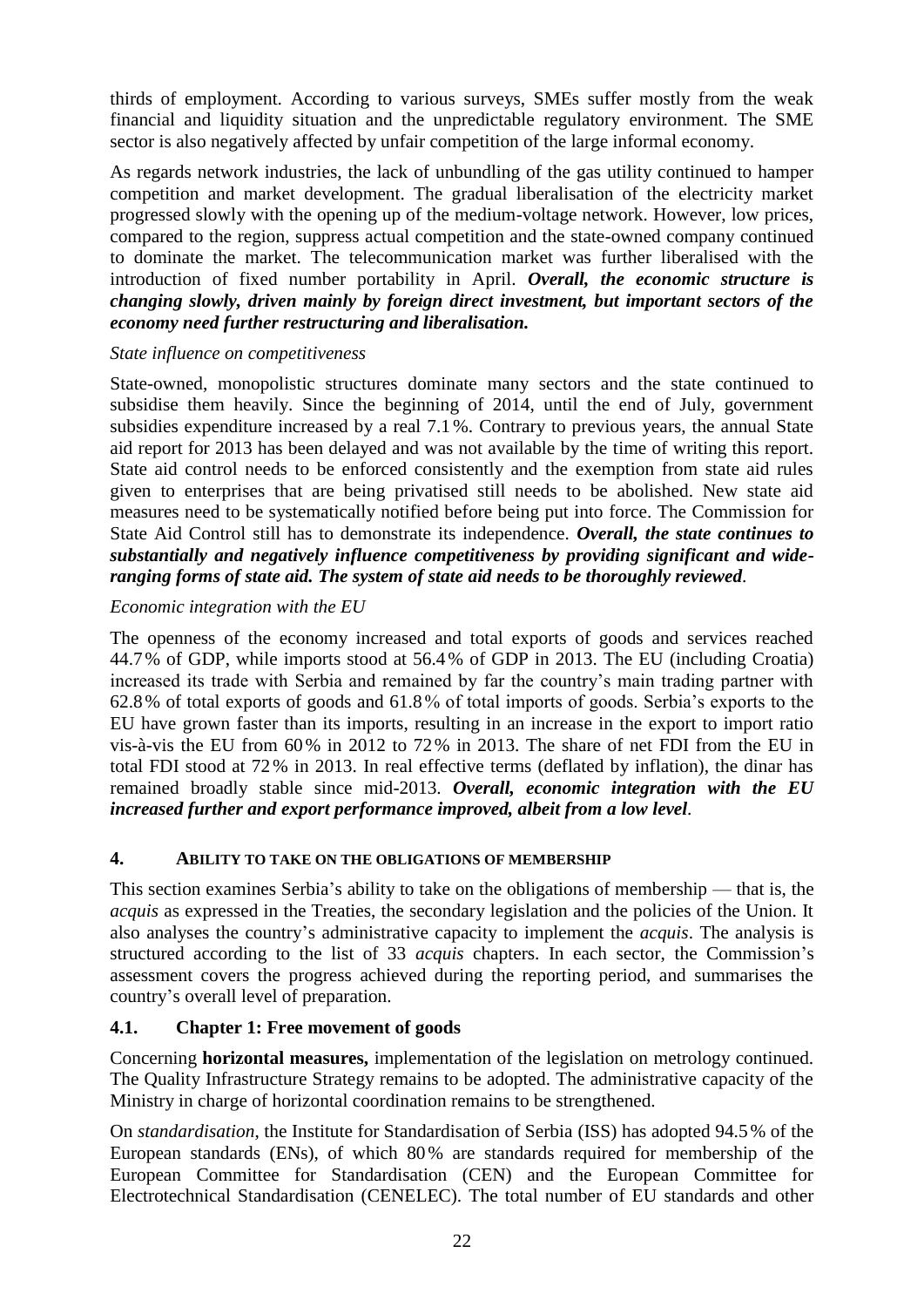thirds of employment. According to various surveys, SMEs suffer mostly from the weak financial and liquidity situation and the unpredictable regulatory environment. The SME sector is also negatively affected by unfair competition of the large informal economy.

As regards network industries, the lack of unbundling of the gas utility continued to hamper competition and market development. The gradual liberalisation of the electricity market progressed slowly with the opening up of the medium-voltage network. However, low prices, compared to the region, suppress actual competition and the state-owned company continued to dominate the market. The telecommunication market was further liberalised with the introduction of fixed number portability in April. ***Overall, the economic structure is changing slowly, driven mainly by foreign direct investment, but important sectors of the economy need further restructuring and liberalisation.***

*State influence on competitiveness*

State-owned, monopolistic structures dominate many sectors and the state continued to subsidise them heavily. Since the beginning of 2014, until the end of July, government subsidies expenditure increased by a real 7.1%. Contrary to previous years, the annual State aid report for 2013 has been delayed and was not available by the time of writing this report. State aid control needs to be enforced consistently and the exemption from state aid rules given to enterprises that are being privatised still needs to be abolished. New state aid measures need to be systematically notified before being put into force. The Commission for State Aid Control still has to demonstrate its independence. ***Overall, the state continues to substantially and negatively influence competitiveness by providing significant and wide-ranging forms of state aid. The system of state aid needs to be thoroughly reviewed***.

*Economic integration with the EU*

The openness of the economy increased and total exports of goods and services reached 44.7% of GDP, while imports stood at 56.4% of GDP in 2013. The EU (including Croatia) increased its trade with Serbia and remained by far the country's main trading partner with 62.8% of total exports of goods and 61.8% of total imports of goods. Serbia's exports to the EU have grown faster than its imports, resulting in an increase in the export to import ratio vis-à-vis the EU from 60% in 2012 to 72% in 2013. The share of net FDI from the EU in total FDI stood at 72% in 2013. In real effective terms (deflated by inflation), the dinar has remained broadly stable since mid-2013. ***Overall, economic integration with the EU increased further and export performance improved, albeit from a low level***.

## 4. ABILITY TO TAKE ON THE OBLIGATIONS OF MEMBERSHIP

This section examines Serbia's ability to take on the obligations of membership — that is, the *acquis* as expressed in the Treaties, the secondary legislation and the policies of the Union. It also analyses the country's administrative capacity to implement the *acquis*. The analysis is structured according to the list of 33 *acquis* chapters. In each sector, the Commission's assessment covers the progress achieved during the reporting period, and summarises the country's overall level of preparation.

### 4.1. Chapter 1: Free movement of goods

Concerning **horizontal measures,** implementation of the legislation on metrology continued. The Quality Infrastructure Strategy remains to be adopted. The administrative capacity of the Ministry in charge of horizontal coordination remains to be strengthened.

On *standardisation*, the Institute for Standardisation of Serbia (ISS) has adopted 94.5% of the European standards (ENs), of which 80% are standards required for membership of the European Committee for Standardisation (CEN) and the European Committee for Electrotechnical Standardisation (CENELEC). The total number of EU standards and other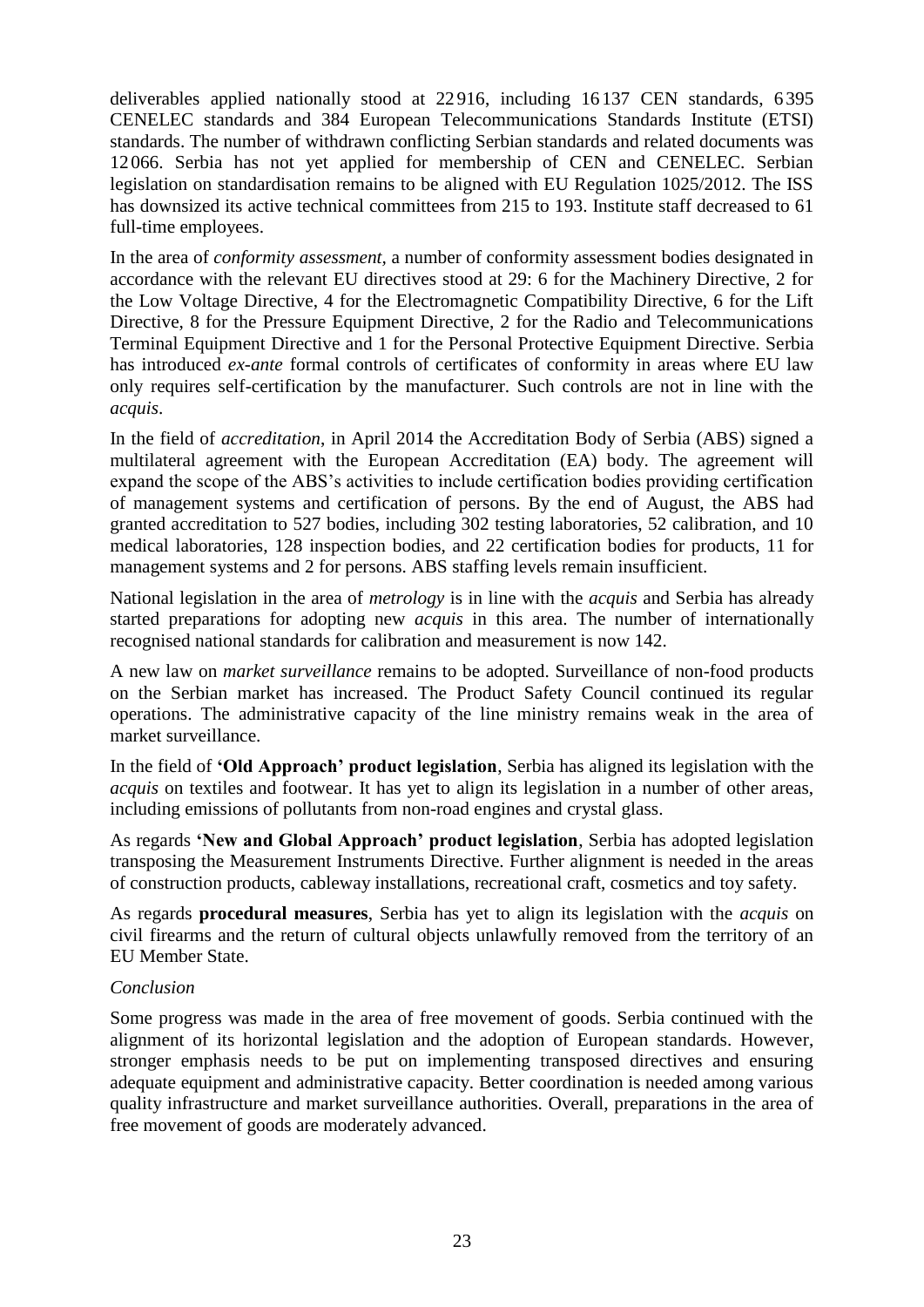deliverables applied nationally stood at 22 916, including 16 137 CEN standards, 6 395 CENELEC standards and 384 European Telecommunications Standards Institute (ETSI) standards. The number of withdrawn conflicting Serbian standards and related documents was 12 066. Serbia has not yet applied for membership of CEN and CENELEC. Serbian legislation on standardisation remains to be aligned with EU Regulation 1025/2012. The ISS has downsized its active technical committees from 215 to 193. Institute staff decreased to 61 full-time employees.

In the area of *conformity assessment,* a number of conformity assessment bodies designated in accordance with the relevant EU directives stood at 29: 6 for the Machinery Directive, 2 for the Low Voltage Directive, 4 for the Electromagnetic Compatibility Directive, 6 for the Lift Directive, 8 for the Pressure Equipment Directive, 2 for the Radio and Telecommunications Terminal Equipment Directive and 1 for the Personal Protective Equipment Directive. Serbia has introduced *ex-ante* formal controls of certificates of conformity in areas where EU law only requires self-certification by the manufacturer. Such controls are not in line with the *acquis*.

In the field of *accreditation*, in April 2014 the Accreditation Body of Serbia (ABS) signed a multilateral agreement with the European Accreditation (EA) body. The agreement will expand the scope of the ABS's activities to include certification bodies providing certification of management systems and certification of persons. By the end of August, the ABS had granted accreditation to 527 bodies, including 302 testing laboratories, 52 calibration, and 10 medical laboratories, 128 inspection bodies, and 22 certification bodies for products, 11 for management systems and 2 for persons. ABS staffing levels remain insufficient.

National legislation in the area of *metrology* is in line with the *acquis* and Serbia has already started preparations for adopting new *acquis* in this area. The number of internationally recognised national standards for calibration and measurement is now 142.

A new law on *market surveillance* remains to be adopted. Surveillance of non-food products on the Serbian market has increased. The Product Safety Council continued its regular operations. The administrative capacity of the line ministry remains weak in the area of market surveillance.

In the field of **'Old Approach' product legislation**, Serbia has aligned its legislation with the *acquis* on textiles and footwear. It has yet to align its legislation in a number of other areas, including emissions of pollutants from non-road engines and crystal glass.

As regards **'New and Global Approach' product legislation**, Serbia has adopted legislation transposing the Measurement Instruments Directive. Further alignment is needed in the areas of construction products, cableway installations, recreational craft, cosmetics and toy safety.

As regards **procedural measures**, Serbia has yet to align its legislation with the *acquis* on civil firearms and the return of cultural objects unlawfully removed from the territory of an EU Member State.

*Conclusion*

Some progress was made in the area of free movement of goods. Serbia continued with the alignment of its horizontal legislation and the adoption of European standards. However, stronger emphasis needs to be put on implementing transposed directives and ensuring adequate equipment and administrative capacity. Better coordination is needed among various quality infrastructure and market surveillance authorities. Overall, preparations in the area of free movement of goods are moderately advanced.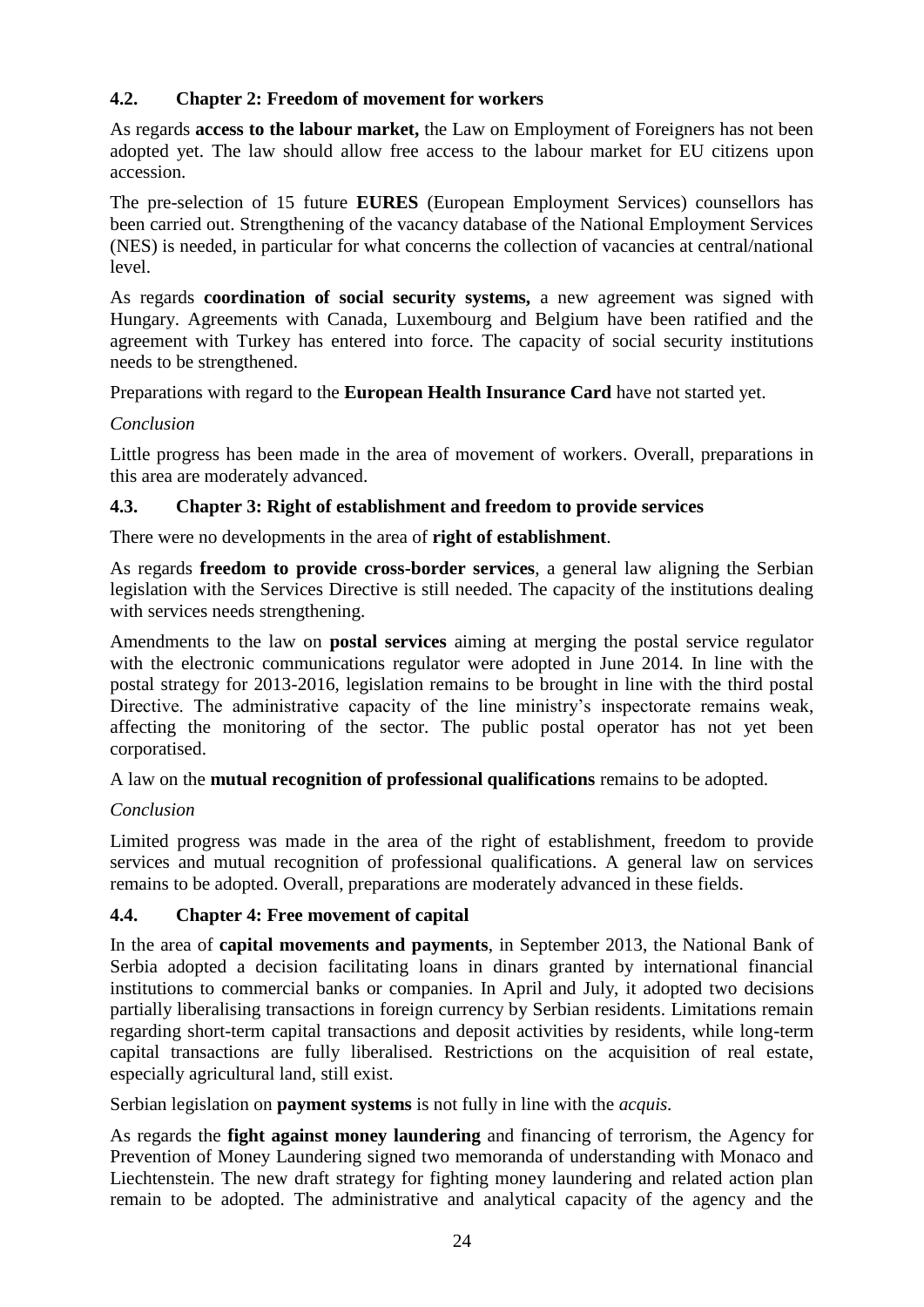### 4.2. Chapter 2: Freedom of movement for workers

As regards **access to the labour market,** the Law on Employment of Foreigners has not been adopted yet. The law should allow free access to the labour market for EU citizens upon accession.

The pre-selection of 15 future **EURES** (European Employment Services) counsellors has been carried out. Strengthening of the vacancy database of the National Employment Services (NES) is needed, in particular for what concerns the collection of vacancies at central/national level.

As regards **coordination of social security systems,** a new agreement was signed with Hungary. Agreements with Canada, Luxembourg and Belgium have been ratified and the agreement with Turkey has entered into force. The capacity of social security institutions needs to be strengthened.

Preparations with regard to the **European Health Insurance Card** have not started yet.

*Conclusion*

Little progress has been made in the area of movement of workers. Overall, preparations in this area are moderately advanced.

### 4.3. Chapter 3: Right of establishment and freedom to provide services

There were no developments in the area of **right of establishment**.

As regards **freedom to provide cross-border services**, a general law aligning the Serbian legislation with the Services Directive is still needed. The capacity of the institutions dealing with services needs strengthening.

Amendments to the law on **postal services** aiming at merging the postal service regulator with the electronic communications regulator were adopted in June 2014. In line with the postal strategy for 2013-2016, legislation remains to be brought in line with the third postal Directive. The administrative capacity of the line ministry's inspectorate remains weak, affecting the monitoring of the sector. The public postal operator has not yet been corporatised.

A law on the **mutual recognition of professional qualifications** remains to be adopted.

*Conclusion*

Limited progress was made in the area of the right of establishment, freedom to provide services and mutual recognition of professional qualifications. A general law on services remains to be adopted. Overall, preparations are moderately advanced in these fields.

### 4.4. Chapter 4: Free movement of capital

In the area of **capital movements and payments**, in September 2013, the National Bank of Serbia adopted a decision facilitating loans in dinars granted by international financial institutions to commercial banks or companies. In April and July, it adopted two decisions partially liberalising transactions in foreign currency by Serbian residents. Limitations remain regarding short-term capital transactions and deposit activities by residents, while long-term capital transactions are fully liberalised. Restrictions on the acquisition of real estate, especially agricultural land, still exist.

Serbian legislation on **payment systems** is not fully in line with the *acquis.*

As regards the **fight against money laundering** and financing of terrorism, the Agency for Prevention of Money Laundering signed two memoranda of understanding with Monaco and Liechtenstein. The new draft strategy for fighting money laundering and related action plan remain to be adopted. The administrative and analytical capacity of the agency and the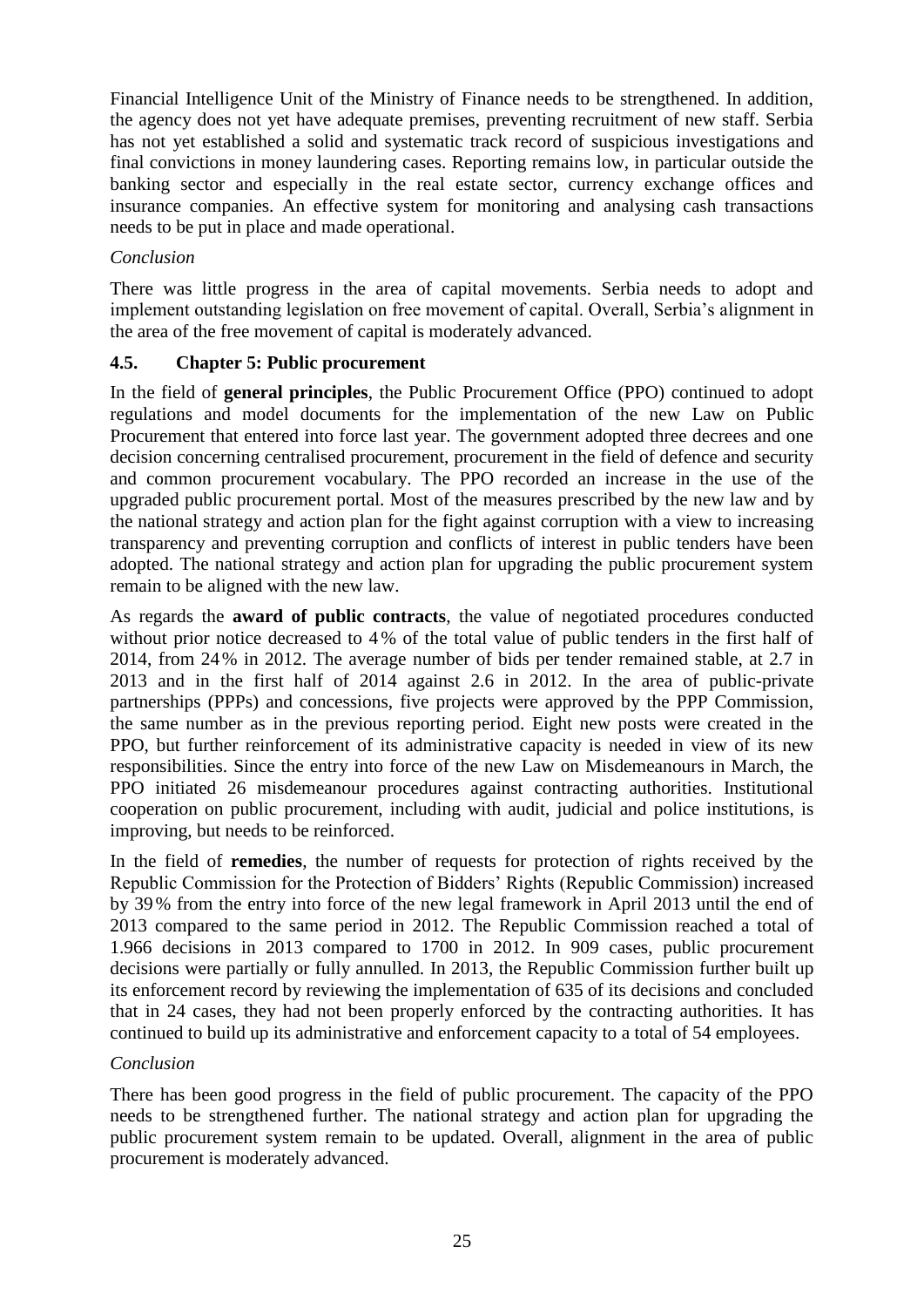Financial Intelligence Unit of the Ministry of Finance needs to be strengthened. In addition, the agency does not yet have adequate premises, preventing recruitment of new staff. Serbia has not yet established a solid and systematic track record of suspicious investigations and final convictions in money laundering cases. Reporting remains low, in particular outside the banking sector and especially in the real estate sector, currency exchange offices and insurance companies. An effective system for monitoring and analysing cash transactions needs to be put in place and made operational.

*Conclusion*

There was little progress in the area of capital movements. Serbia needs to adopt and implement outstanding legislation on free movement of capital. Overall, Serbia's alignment in the area of the free movement of capital is moderately advanced.

### 4.5. Chapter 5: Public procurement

In the field of **general principles**, the Public Procurement Office (PPO) continued to adopt regulations and model documents for the implementation of the new Law on Public Procurement that entered into force last year. The government adopted three decrees and one decision concerning centralised procurement, procurement in the field of defence and security and common procurement vocabulary. The PPO recorded an increase in the use of the upgraded public procurement portal. Most of the measures prescribed by the new law and by the national strategy and action plan for the fight against corruption with a view to increasing transparency and preventing corruption and conflicts of interest in public tenders have been adopted. The national strategy and action plan for upgrading the public procurement system remain to be aligned with the new law.

As regards the **award of public contracts**, the value of negotiated procedures conducted without prior notice decreased to 4% of the total value of public tenders in the first half of 2014, from 24% in 2012. The average number of bids per tender remained stable, at 2.7 in 2013 and in the first half of 2014 against 2.6 in 2012. In the area of public-private partnerships (PPPs) and concessions, five projects were approved by the PPP Commission, the same number as in the previous reporting period. Eight new posts were created in the PPO, but further reinforcement of its administrative capacity is needed in view of its new responsibilities. Since the entry into force of the new Law on Misdemeanours in March, the PPO initiated 26 misdemeanour procedures against contracting authorities. Institutional cooperation on public procurement, including with audit, judicial and police institutions, is improving, but needs to be reinforced.

In the field of **remedies**, the number of requests for protection of rights received by the Republic Commission for the Protection of Bidders' Rights (Republic Commission) increased by 39% from the entry into force of the new legal framework in April 2013 until the end of 2013 compared to the same period in 2012. The Republic Commission reached a total of 1.966 decisions in 2013 compared to 1700 in 2012. In 909 cases, public procurement decisions were partially or fully annulled. In 2013, the Republic Commission further built up its enforcement record by reviewing the implementation of 635 of its decisions and concluded that in 24 cases, they had not been properly enforced by the contracting authorities. It has continued to build up its administrative and enforcement capacity to a total of 54 employees.

*Conclusion*

There has been good progress in the field of public procurement. The capacity of the PPO needs to be strengthened further. The national strategy and action plan for upgrading the public procurement system remain to be updated. Overall, alignment in the area of public procurement is moderately advanced.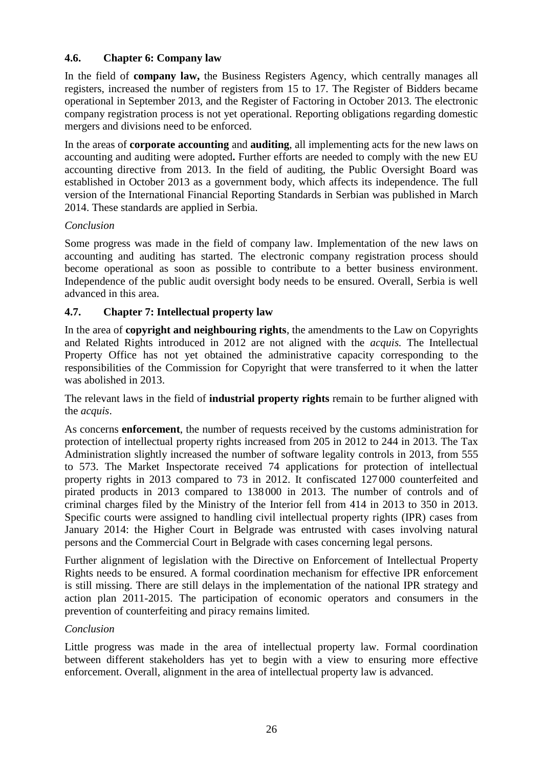### 4.6. Chapter 6: Company law

In the field of **company law,** the Business Registers Agency, which centrally manages all registers, increased the number of registers from 15 to 17. The Register of Bidders became operational in September 2013, and the Register of Factoring in October 2013. The electronic company registration process is not yet operational. Reporting obligations regarding domestic mergers and divisions need to be enforced.

In the areas of **corporate accounting** and **auditing**, all implementing acts for the new laws on accounting and auditing were adopted**.** Further efforts are needed to comply with the new EU accounting directive from 2013. In the field of auditing, the Public Oversight Board was established in October 2013 as a government body, which affects its independence. The full version of the International Financial Reporting Standards in Serbian was published in March 2014. These standards are applied in Serbia.

*Conclusion*

Some progress was made in the field of company law. Implementation of the new laws on accounting and auditing has started. The electronic company registration process should become operational as soon as possible to contribute to a better business environment. Independence of the public audit oversight body needs to be ensured. Overall, Serbia is well advanced in this area.

### 4.7. Chapter 7: Intellectual property law

In the area of **copyright and neighbouring rights**, the amendments to the Law on Copyrights and Related Rights introduced in 2012 are not aligned with the *acquis.* The Intellectual Property Office has not yet obtained the administrative capacity corresponding to the responsibilities of the Commission for Copyright that were transferred to it when the latter was abolished in 2013.

The relevant laws in the field of **industrial property rights** remain to be further aligned with the *acquis*.

As concerns **enforcement**, the number of requests received by the customs administration for protection of intellectual property rights increased from 205 in 2012 to 244 in 2013. The Tax Administration slightly increased the number of software legality controls in 2013, from 555 to 573. The Market Inspectorate received 74 applications for protection of intellectual property rights in 2013 compared to 73 in 2012. It confiscated 127 000 counterfeited and pirated products in 2013 compared to 138 000 in 2013. The number of controls and of criminal charges filed by the Ministry of the Interior fell from 414 in 2013 to 350 in 2013. Specific courts were assigned to handling civil intellectual property rights (IPR) cases from January 2014: the Higher Court in Belgrade was entrusted with cases involving natural persons and the Commercial Court in Belgrade with cases concerning legal persons.

Further alignment of legislation with the Directive on Enforcement of Intellectual Property Rights needs to be ensured. A formal coordination mechanism for effective IPR enforcement is still missing. There are still delays in the implementation of the national IPR strategy and action plan 2011-2015. The participation of economic operators and consumers in the prevention of counterfeiting and piracy remains limited.

*Conclusion*

Little progress was made in the area of intellectual property law. Formal coordination between different stakeholders has yet to begin with a view to ensuring more effective enforcement. Overall, alignment in the area of intellectual property law is advanced.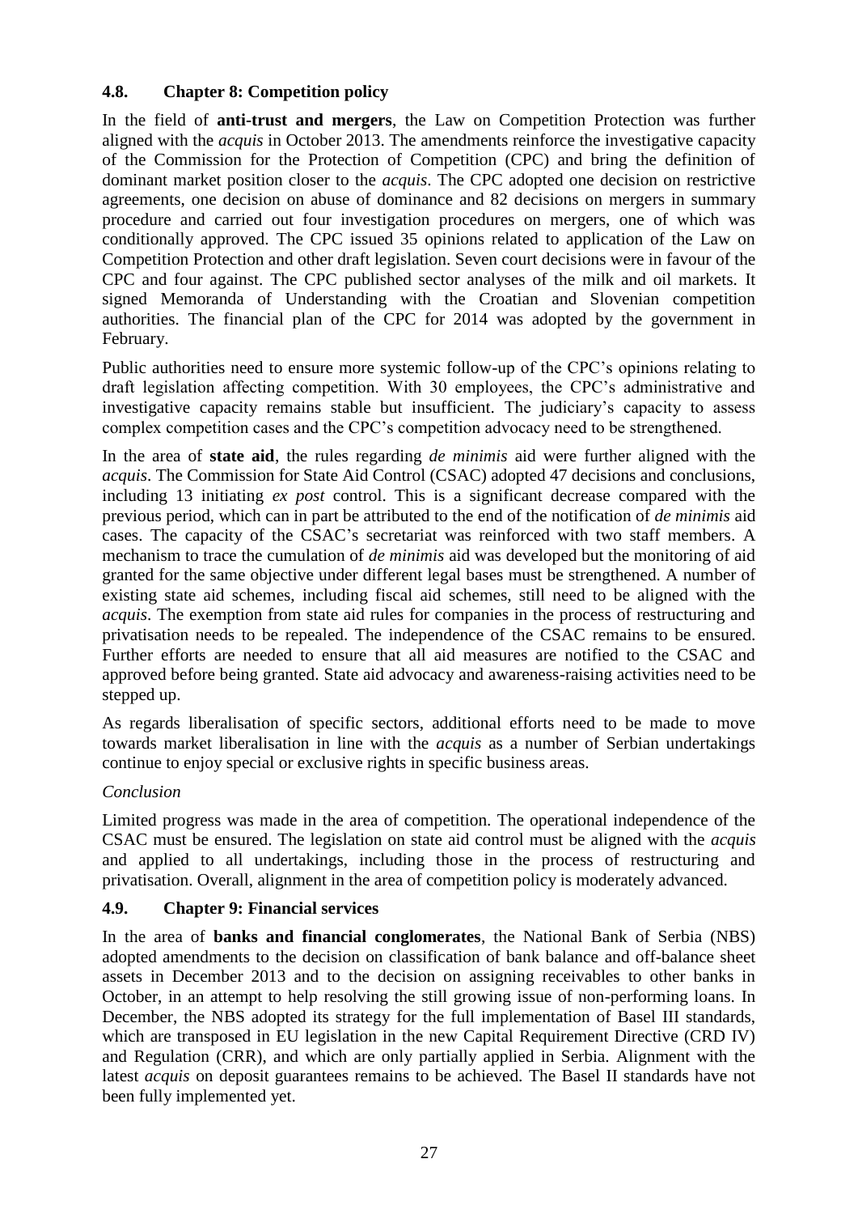### 4.8. Chapter 8: Competition policy

In the field of **anti-trust and mergers**, the Law on Competition Protection was further aligned with the *acquis* in October 2013. The amendments reinforce the investigative capacity of the Commission for the Protection of Competition (CPC) and bring the definition of dominant market position closer to the *acquis*. The CPC adopted one decision on restrictive agreements, one decision on abuse of dominance and 82 decisions on mergers in summary procedure and carried out four investigation procedures on mergers, one of which was conditionally approved. The CPC issued 35 opinions related to application of the Law on Competition Protection and other draft legislation. Seven court decisions were in favour of the CPC and four against. The CPC published sector analyses of the milk and oil markets. It signed Memoranda of Understanding with the Croatian and Slovenian competition authorities. The financial plan of the CPC for 2014 was adopted by the government in February.

Public authorities need to ensure more systemic follow-up of the CPC's opinions relating to draft legislation affecting competition. With 30 employees, the CPC's administrative and investigative capacity remains stable but insufficient. The judiciary's capacity to assess complex competition cases and the CPC's competition advocacy need to be strengthened.

In the area of **state aid**, the rules regarding *de minimis* aid were further aligned with the *acquis*. The Commission for State Aid Control (CSAC) adopted 47 decisions and conclusions, including 13 initiating *ex post* control. This is a significant decrease compared with the previous period, which can in part be attributed to the end of the notification of *de minimis* aid cases. The capacity of the CSAC's secretariat was reinforced with two staff members. A mechanism to trace the cumulation of *de minimis* aid was developed but the monitoring of aid granted for the same objective under different legal bases must be strengthened. A number of existing state aid schemes, including fiscal aid schemes, still need to be aligned with the *acquis*. The exemption from state aid rules for companies in the process of restructuring and privatisation needs to be repealed. The independence of the CSAC remains to be ensured. Further efforts are needed to ensure that all aid measures are notified to the CSAC and approved before being granted. State aid advocacy and awareness-raising activities need to be stepped up.

As regards liberalisation of specific sectors, additional efforts need to be made to move towards market liberalisation in line with the *acquis* as a number of Serbian undertakings continue to enjoy special or exclusive rights in specific business areas.

*Conclusion*

Limited progress was made in the area of competition. The operational independence of the CSAC must be ensured. The legislation on state aid control must be aligned with the *acquis* and applied to all undertakings, including those in the process of restructuring and privatisation. Overall, alignment in the area of competition policy is moderately advanced.

### 4.9. Chapter 9: Financial services

In the area of **banks and financial conglomerates**, the National Bank of Serbia (NBS) adopted amendments to the decision on classification of bank balance and off-balance sheet assets in December 2013 and to the decision on assigning receivables to other banks in October, in an attempt to help resolving the still growing issue of non-performing loans. In December, the NBS adopted its strategy for the full implementation of Basel III standards, which are transposed in EU legislation in the new Capital Requirement Directive (CRD IV) and Regulation (CRR), and which are only partially applied in Serbia. Alignment with the latest *acquis* on deposit guarantees remains to be achieved. The Basel II standards have not been fully implemented yet.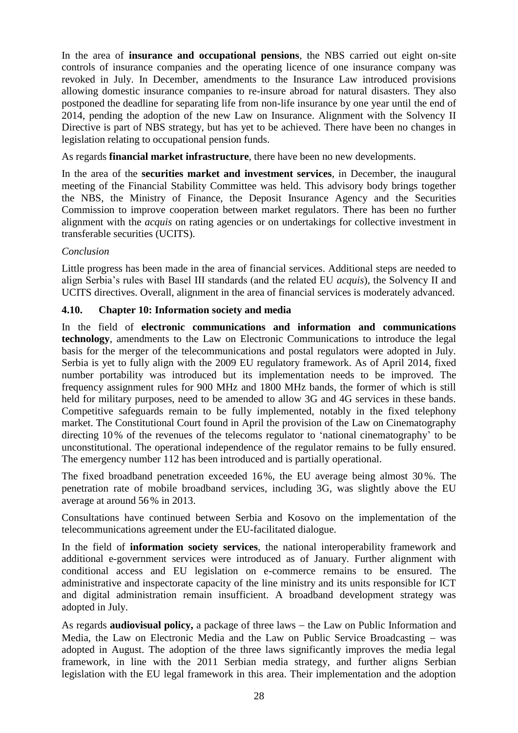In the area of **insurance and occupational pensions**, the NBS carried out eight on-site controls of insurance companies and the operating licence of one insurance company was revoked in July. In December, amendments to the Insurance Law introduced provisions allowing domestic insurance companies to re-insure abroad for natural disasters. They also postponed the deadline for separating life from non-life insurance by one year until the end of 2014, pending the adoption of the new Law on Insurance. Alignment with the Solvency II Directive is part of NBS strategy, but has yet to be achieved. There have been no changes in legislation relating to occupational pension funds.

As regards **financial market infrastructure**, there have been no new developments.

In the area of the **securities market and investment services**, in December, the inaugural meeting of the Financial Stability Committee was held. This advisory body brings together the NBS, the Ministry of Finance, the Deposit Insurance Agency and the Securities Commission to improve cooperation between market regulators. There has been no further alignment with the *acquis* on rating agencies or on undertakings for collective investment in transferable securities (UCITS).

*Conclusion*

Little progress has been made in the area of financial services. Additional steps are needed to align Serbia's rules with Basel III standards (and the related EU *acquis*), the Solvency II and UCITS directives. Overall, alignment in the area of financial services is moderately advanced.

### 4.10. Chapter 10: Information society and media

In the field of **electronic communications and information and communications technology**, amendments to the Law on Electronic Communications to introduce the legal basis for the merger of the telecommunications and postal regulators were adopted in July. Serbia is yet to fully align with the 2009 EU regulatory framework. As of April 2014, fixed number portability was introduced but its implementation needs to be improved. The frequency assignment rules for 900 MHz and 1800 MHz bands, the former of which is still held for military purposes, need to be amended to allow 3G and 4G services in these bands. Competitive safeguards remain to be fully implemented, notably in the fixed telephony market. The Constitutional Court found in April the provision of the Law on Cinematography directing 10 % of the revenues of the telecoms regulator to 'national cinematography' to be unconstitutional. The operational independence of the regulator remains to be fully ensured. The emergency number 112 has been introduced and is partially operational.

The fixed broadband penetration exceeded 16 %, the EU average being almost 30 %. The penetration rate of mobile broadband services, including 3G, was slightly above the EU average at around 56 % in 2013.

Consultations have continued between Serbia and Kosovo on the implementation of the telecommunications agreement under the EU-facilitated dialogue.

In the field of **information society services**, the national interoperability framework and additional e-government services were introduced as of January. Further alignment with conditional access and EU legislation on e-commerce remains to be ensured. The administrative and inspectorate capacity of the line ministry and its units responsible for ICT and digital administration remain insufficient. A broadband development strategy was adopted in July.

As regards **audiovisual policy,** a package of three laws – the Law on Public Information and Media, the Law on Electronic Media and the Law on Public Service Broadcasting – was adopted in August. The adoption of the three laws significantly improves the media legal framework, in line with the 2011 Serbian media strategy, and further aligns Serbian legislation with the EU legal framework in this area. Their implementation and the adoption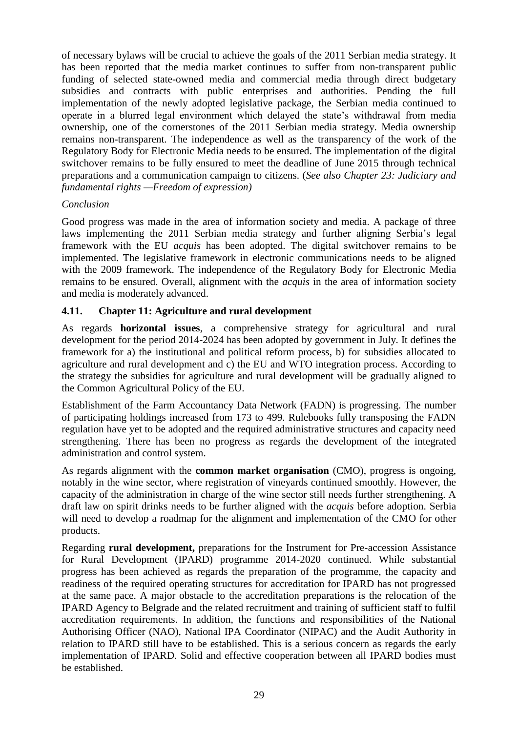of necessary bylaws will be crucial to achieve the goals of the 2011 Serbian media strategy. It has been reported that the media market continues to suffer from non-transparent public funding of selected state-owned media and commercial media through direct budgetary subsidies and contracts with public enterprises and authorities. Pending the full implementation of the newly adopted legislative package, the Serbian media continued to operate in a blurred legal environment which delayed the state's withdrawal from media ownership, one of the cornerstones of the 2011 Serbian media strategy. Media ownership remains non-transparent. The independence as well as the transparency of the work of the Regulatory Body for Electronic Media needs to be ensured. The implementation of the digital switchover remains to be fully ensured to meet the deadline of June 2015 through technical preparations and a communication campaign to citizens. (*See also Chapter 23: Judiciary and fundamental rights —Freedom of expression)*

*Conclusion*

Good progress was made in the area of information society and media. A package of three laws implementing the 2011 Serbian media strategy and further aligning Serbia's legal framework with the EU *acquis* has been adopted. The digital switchover remains to be implemented. The legislative framework in electronic communications needs to be aligned with the 2009 framework. The independence of the Regulatory Body for Electronic Media remains to be ensured. Overall, alignment with the *acquis* in the area of information society and media is moderately advanced.

### 4.11. Chapter 11: Agriculture and rural development

As regards **horizontal issues**, a comprehensive strategy for agricultural and rural development for the period 2014-2024 has been adopted by government in July. It defines the framework for a) the institutional and political reform process, b) for subsidies allocated to agriculture and rural development and c) the EU and WTO integration process. According to the strategy the subsidies for agriculture and rural development will be gradually aligned to the Common Agricultural Policy of the EU.

Establishment of the Farm Accountancy Data Network (FADN) is progressing. The number of participating holdings increased from 173 to 499. Rulebooks fully transposing the FADN regulation have yet to be adopted and the required administrative structures and capacity need strengthening. There has been no progress as regards the development of the integrated administration and control system.

As regards alignment with the **common market organisation** (CMO), progress is ongoing, notably in the wine sector, where registration of vineyards continued smoothly. However, the capacity of the administration in charge of the wine sector still needs further strengthening. A draft law on spirit drinks needs to be further aligned with the *acquis* before adoption. Serbia will need to develop a roadmap for the alignment and implementation of the CMO for other products.

Regarding **rural development,** preparations for the Instrument for Pre-accession Assistance for Rural Development (IPARD) programme 2014-2020 continued. While substantial progress has been achieved as regards the preparation of the programme, the capacity and readiness of the required operating structures for accreditation for IPARD has not progressed at the same pace. A major obstacle to the accreditation preparations is the relocation of the IPARD Agency to Belgrade and the related recruitment and training of sufficient staff to fulfil accreditation requirements. In addition, the functions and responsibilities of the National Authorising Officer (NAO), National IPA Coordinator (NIPAC) and the Audit Authority in relation to IPARD still have to be established. This is a serious concern as regards the early implementation of IPARD. Solid and effective cooperation between all IPARD bodies must be established.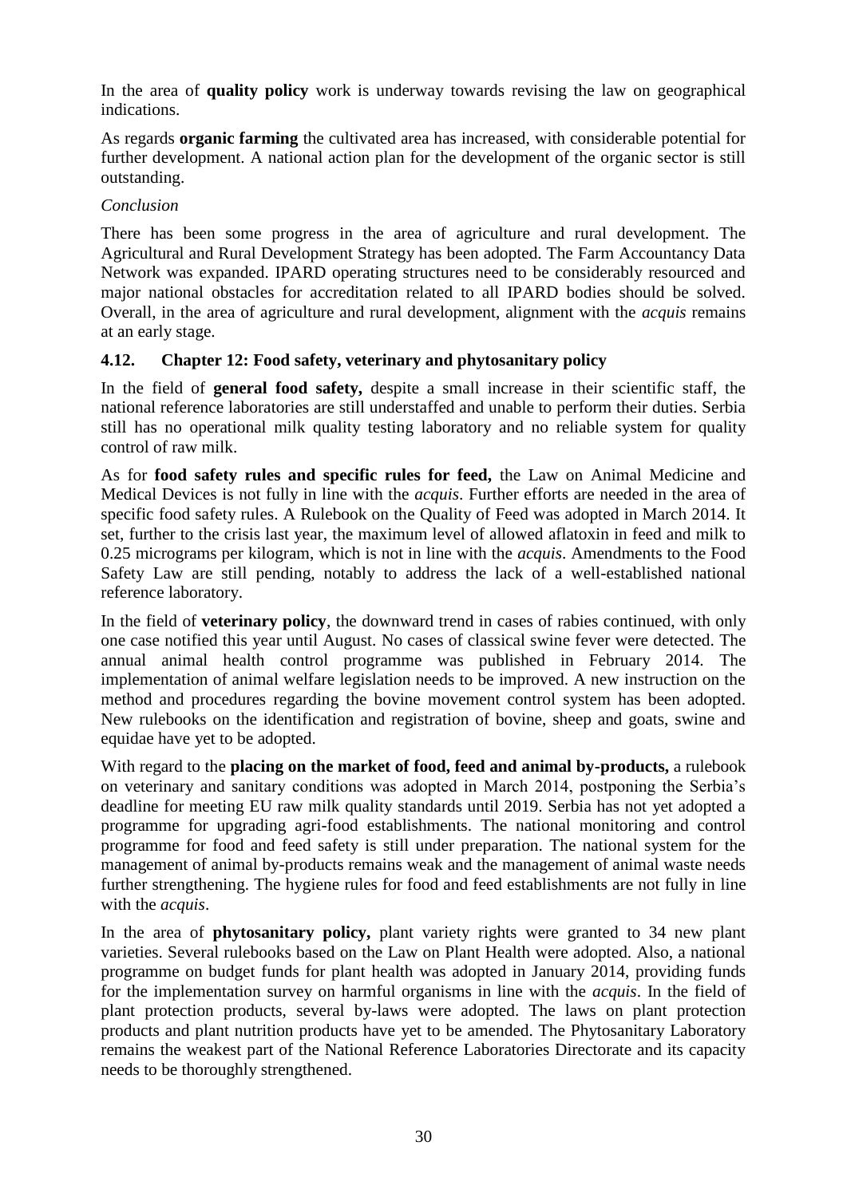In the area of **quality policy** work is underway towards revising the law on geographical indications.

As regards **organic farming** the cultivated area has increased, with considerable potential for further development. A national action plan for the development of the organic sector is still outstanding.

*Conclusion*

There has been some progress in the area of agriculture and rural development. The Agricultural and Rural Development Strategy has been adopted. The Farm Accountancy Data Network was expanded. IPARD operating structures need to be considerably resourced and major national obstacles for accreditation related to all IPARD bodies should be solved. Overall, in the area of agriculture and rural development, alignment with the *acquis* remains at an early stage.

### 4.12. Chapter 12: Food safety, veterinary and phytosanitary policy

In the field of **general food safety,** despite a small increase in their scientific staff, the national reference laboratories are still understaffed and unable to perform their duties. Serbia still has no operational milk quality testing laboratory and no reliable system for quality control of raw milk.

As for **food safety rules and specific rules for feed,** the Law on Animal Medicine and Medical Devices is not fully in line with the *acquis*. Further efforts are needed in the area of specific food safety rules. A Rulebook on the Quality of Feed was adopted in March 2014. It set, further to the crisis last year, the maximum level of allowed aflatoxin in feed and milk to 0.25 micrograms per kilogram, which is not in line with the *acquis*. Amendments to the Food Safety Law are still pending, notably to address the lack of a well-established national reference laboratory.

In the field of **veterinary policy**, the downward trend in cases of rabies continued, with only one case notified this year until August. No cases of classical swine fever were detected. The annual animal health control programme was published in February 2014. The implementation of animal welfare legislation needs to be improved. A new instruction on the method and procedures regarding the bovine movement control system has been adopted. New rulebooks on the identification and registration of bovine, sheep and goats, swine and equidae have yet to be adopted.

With regard to the **placing on the market of food, feed and animal by-products,** a rulebook on veterinary and sanitary conditions was adopted in March 2014, postponing the Serbia's deadline for meeting EU raw milk quality standards until 2019. Serbia has not yet adopted a programme for upgrading agri-food establishments. The national monitoring and control programme for food and feed safety is still under preparation. The national system for the management of animal by-products remains weak and the management of animal waste needs further strengthening. The hygiene rules for food and feed establishments are not fully in line with the *acquis*.

In the area of **phytosanitary policy,** plant variety rights were granted to 34 new plant varieties. Several rulebooks based on the Law on Plant Health were adopted. Also, a national programme on budget funds for plant health was adopted in January 2014, providing funds for the implementation survey on harmful organisms in line with the *acquis*. In the field of plant protection products, several by-laws were adopted. The laws on plant protection products and plant nutrition products have yet to be amended. The Phytosanitary Laboratory remains the weakest part of the National Reference Laboratories Directorate and its capacity needs to be thoroughly strengthened.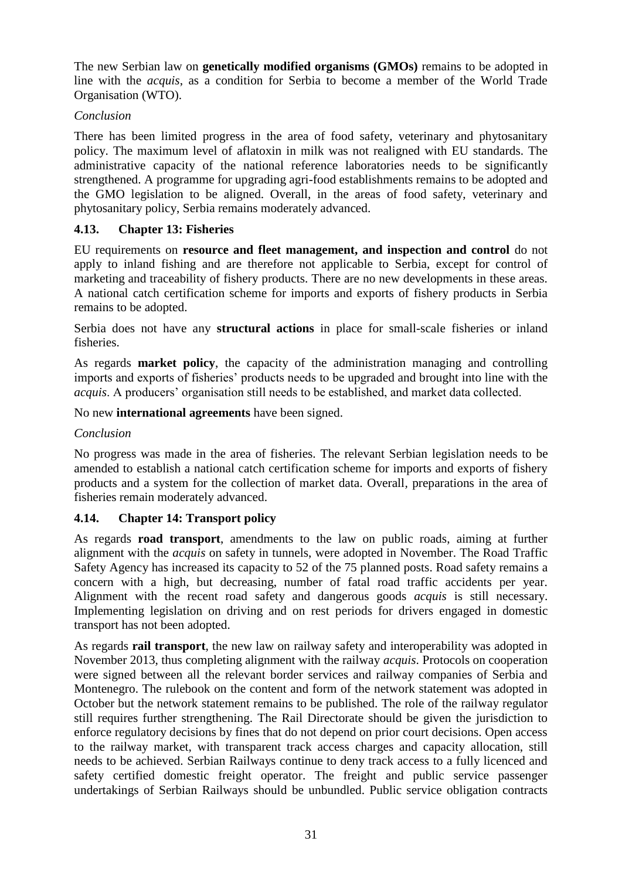The new Serbian law on **genetically modified organisms (GMOs)** remains to be adopted in line with the *acquis*, as a condition for Serbia to become a member of the World Trade Organisation (WTO).

*Conclusion*

There has been limited progress in the area of food safety, veterinary and phytosanitary policy. The maximum level of aflatoxin in milk was not realigned with EU standards. The administrative capacity of the national reference laboratories needs to be significantly strengthened. A programme for upgrading agri-food establishments remains to be adopted and the GMO legislation to be aligned. Overall, in the areas of food safety, veterinary and phytosanitary policy, Serbia remains moderately advanced.

### 4.13. Chapter 13: Fisheries

EU requirements on **resource and fleet management, and inspection and control** do not apply to inland fishing and are therefore not applicable to Serbia, except for control of marketing and traceability of fishery products. There are no new developments in these areas. A national catch certification scheme for imports and exports of fishery products in Serbia remains to be adopted.

Serbia does not have any **structural actions** in place for small-scale fisheries or inland fisheries.

As regards **market policy**, the capacity of the administration managing and controlling imports and exports of fisheries' products needs to be upgraded and brought into line with the *acquis*. A producers' organisation still needs to be established, and market data collected.

No new **international agreements** have been signed.

*Conclusion*

No progress was made in the area of fisheries. The relevant Serbian legislation needs to be amended to establish a national catch certification scheme for imports and exports of fishery products and a system for the collection of market data. Overall, preparations in the area of fisheries remain moderately advanced.

### 4.14. Chapter 14: Transport policy

As regards **road transport**, amendments to the law on public roads, aiming at further alignment with the *acquis* on safety in tunnels, were adopted in November. The Road Traffic Safety Agency has increased its capacity to 52 of the 75 planned posts. Road safety remains a concern with a high, but decreasing, number of fatal road traffic accidents per year. Alignment with the recent road safety and dangerous goods *acquis* is still necessary. Implementing legislation on driving and on rest periods for drivers engaged in domestic transport has not been adopted.

As regards **rail transport**, the new law on railway safety and interoperability was adopted in November 2013, thus completing alignment with the railway *acquis*. Protocols on cooperation were signed between all the relevant border services and railway companies of Serbia and Montenegro. The rulebook on the content and form of the network statement was adopted in October but the network statement remains to be published. The role of the railway regulator still requires further strengthening. The Rail Directorate should be given the jurisdiction to enforce regulatory decisions by fines that do not depend on prior court decisions. Open access to the railway market, with transparent track access charges and capacity allocation, still needs to be achieved. Serbian Railways continue to deny track access to a fully licenced and safety certified domestic freight operator. The freight and public service passenger undertakings of Serbian Railways should be unbundled. Public service obligation contracts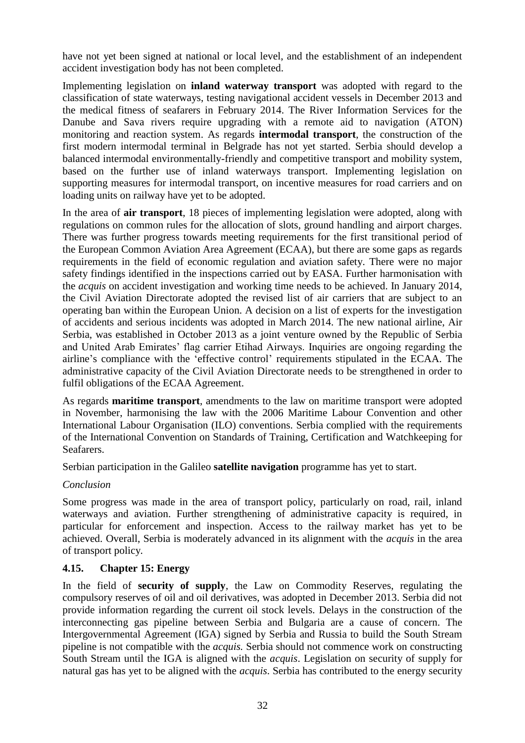have not yet been signed at national or local level, and the establishment of an independent accident investigation body has not been completed.

Implementing legislation on **inland waterway transport** was adopted with regard to the classification of state waterways, testing navigational accident vessels in December 2013 and the medical fitness of seafarers in February 2014. The River Information Services for the Danube and Sava rivers require upgrading with a remote aid to navigation (ATON) monitoring and reaction system. As regards **intermodal transport**, the construction of the first modern intermodal terminal in Belgrade has not yet started. Serbia should develop a balanced intermodal environmentally-friendly and competitive transport and mobility system, based on the further use of inland waterways transport. Implementing legislation on supporting measures for intermodal transport, on incentive measures for road carriers and on loading units on railway have yet to be adopted.

In the area of **air transport**, 18 pieces of implementing legislation were adopted, along with regulations on common rules for the allocation of slots, ground handling and airport charges. There was further progress towards meeting requirements for the first transitional period of the European Common Aviation Area Agreement (ECAA), but there are some gaps as regards requirements in the field of economic regulation and aviation safety. There were no major safety findings identified in the inspections carried out by EASA. Further harmonisation with the *acquis* on accident investigation and working time needs to be achieved. In January 2014, the Civil Aviation Directorate adopted the revised list of air carriers that are subject to an operating ban within the European Union. A decision on a list of experts for the investigation of accidents and serious incidents was adopted in March 2014. The new national airline, Air Serbia, was established in October 2013 as a joint venture owned by the Republic of Serbia and United Arab Emirates' flag carrier Etihad Airways. Inquiries are ongoing regarding the airline's compliance with the 'effective control' requirements stipulated in the ECAA. The administrative capacity of the Civil Aviation Directorate needs to be strengthened in order to fulfil obligations of the ECAA Agreement.

As regards **maritime transport**, amendments to the law on maritime transport were adopted in November, harmonising the law with the 2006 Maritime Labour Convention and other International Labour Organisation (ILO) conventions. Serbia complied with the requirements of the International Convention on Standards of Training, Certification and Watchkeeping for Seafarers.

Serbian participation in the Galileo **satellite navigation** programme has yet to start.

*Conclusion*

Some progress was made in the area of transport policy, particularly on road, rail, inland waterways and aviation. Further strengthening of administrative capacity is required, in particular for enforcement and inspection. Access to the railway market has yet to be achieved. Overall, Serbia is moderately advanced in its alignment with the *acquis* in the area of transport policy.

### 4.15. Chapter 15: Energy

In the field of **security of supply**, the Law on Commodity Reserves, regulating the compulsory reserves of oil and oil derivatives, was adopted in December 2013. Serbia did not provide information regarding the current oil stock levels. Delays in the construction of the interconnecting gas pipeline between Serbia and Bulgaria are a cause of concern. The Intergovernmental Agreement (IGA) signed by Serbia and Russia to build the South Stream pipeline is not compatible with the *acquis.* Serbia should not commence work on constructing South Stream until the IGA is aligned with the *acquis*. Legislation on security of supply for natural gas has yet to be aligned with the *acquis*. Serbia has contributed to the energy security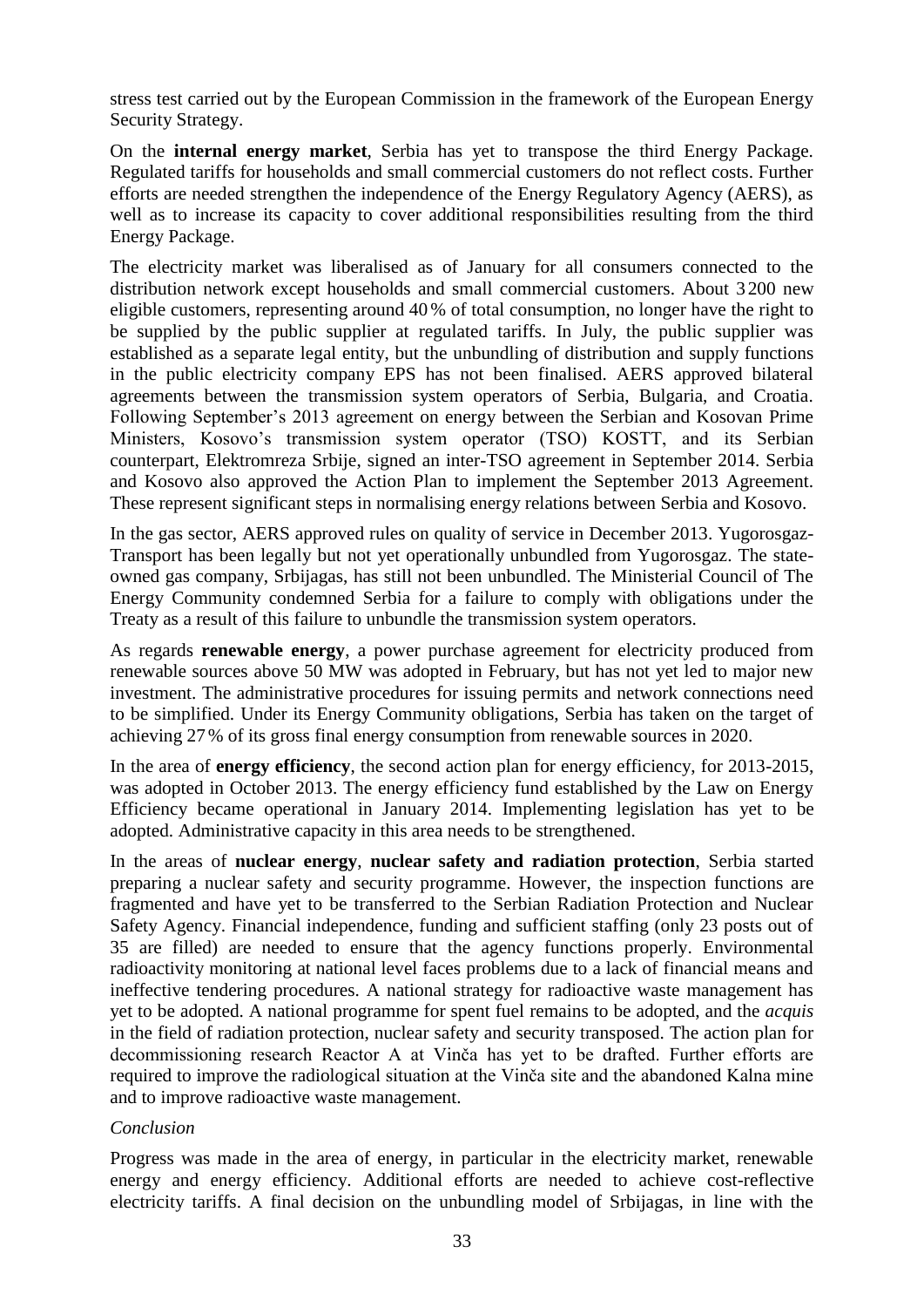stress test carried out by the European Commission in the framework of the European Energy Security Strategy.

On the **internal energy market**, Serbia has yet to transpose the third Energy Package. Regulated tariffs for households and small commercial customers do not reflect costs. Further efforts are needed strengthen the independence of the Energy Regulatory Agency (AERS), as well as to increase its capacity to cover additional responsibilities resulting from the third Energy Package.

The electricity market was liberalised as of January for all consumers connected to the distribution network except households and small commercial customers. About 3 200 new eligible customers, representing around 40 % of total consumption, no longer have the right to be supplied by the public supplier at regulated tariffs. In July, the public supplier was established as a separate legal entity, but the unbundling of distribution and supply functions in the public electricity company EPS has not been finalised. AERS approved bilateral agreements between the transmission system operators of Serbia, Bulgaria, and Croatia. Following September's 2013 agreement on energy between the Serbian and Kosovan Prime Ministers, Kosovo's transmission system operator (TSO) KOSTT, and its Serbian counterpart, Elektromreza Srbije, signed an inter-TSO agreement in September 2014. Serbia and Kosovo also approved the Action Plan to implement the September 2013 Agreement. These represent significant steps in normalising energy relations between Serbia and Kosovo.

In the gas sector, AERS approved rules on quality of service in December 2013. Yugorosgaz-Transport has been legally but not yet operationally unbundled from Yugorosgaz. The state-owned gas company, Srbijagas, has still not been unbundled. The Ministerial Council of The Energy Community condemned Serbia for a failure to comply with obligations under the Treaty as a result of this failure to unbundle the transmission system operators.

As regards **renewable energy**, a power purchase agreement for electricity produced from renewable sources above 50 MW was adopted in February, but has not yet led to major new investment. The administrative procedures for issuing permits and network connections need to be simplified. Under its Energy Community obligations, Serbia has taken on the target of achieving 27 % of its gross final energy consumption from renewable sources in 2020.

In the area of **energy efficiency**, the second action plan for energy efficiency, for 2013-2015, was adopted in October 2013. The energy efficiency fund established by the Law on Energy Efficiency became operational in January 2014. Implementing legislation has yet to be adopted. Administrative capacity in this area needs to be strengthened.

In the areas of **nuclear energy**, **nuclear safety and radiation protection**, Serbia started preparing a nuclear safety and security programme. However, the inspection functions are fragmented and have yet to be transferred to the Serbian Radiation Protection and Nuclear Safety Agency. Financial independence, funding and sufficient staffing (only 23 posts out of 35 are filled) are needed to ensure that the agency functions properly. Environmental radioactivity monitoring at national level faces problems due to a lack of financial means and ineffective tendering procedures. A national strategy for radioactive waste management has yet to be adopted. A national programme for spent fuel remains to be adopted, and the *acquis* in the field of radiation protection, nuclear safety and security transposed. The action plan for decommissioning research Reactor A at Vinča has yet to be drafted. Further efforts are required to improve the radiological situation at the Vinča site and the abandoned Kalna mine and to improve radioactive waste management.

*Conclusion*

Progress was made in the area of energy, in particular in the electricity market, renewable energy and energy efficiency. Additional efforts are needed to achieve cost-reflective electricity tariffs. A final decision on the unbundling model of Srbijagas, in line with the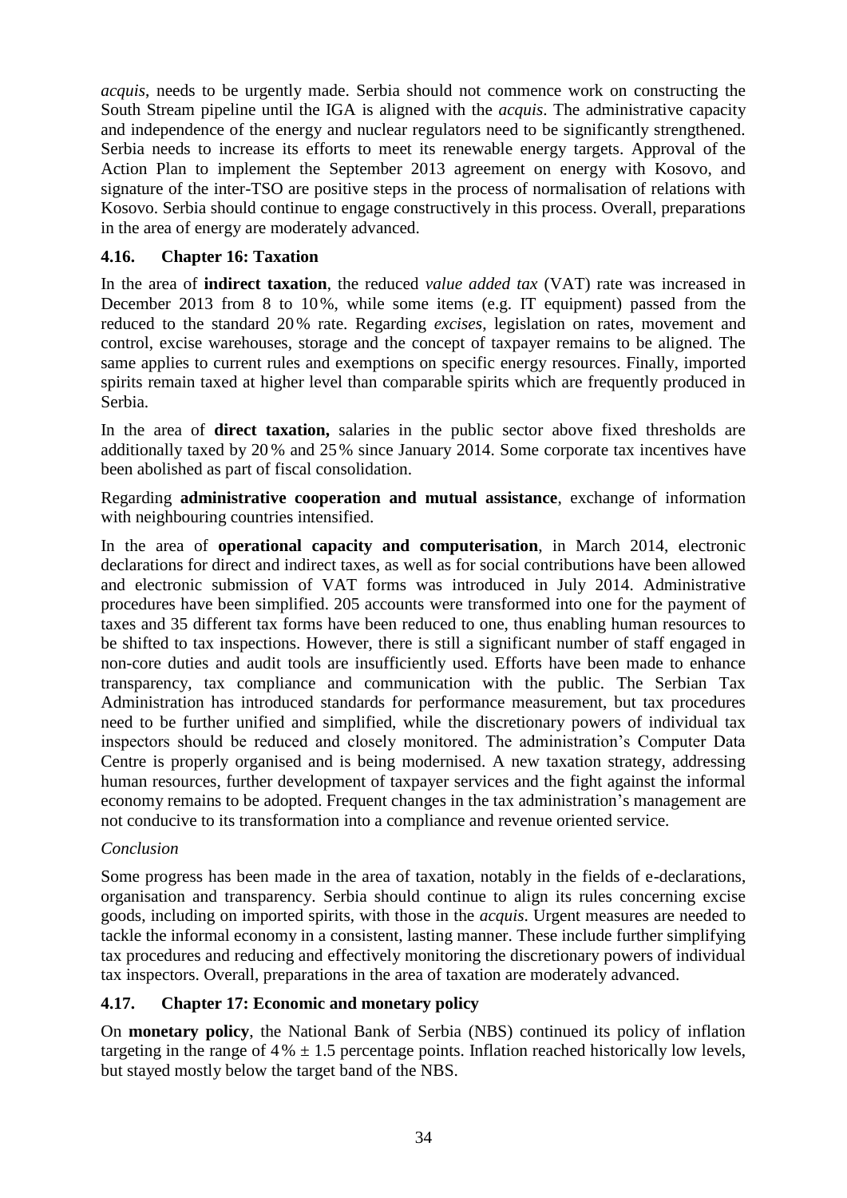*acquis*, needs to be urgently made. Serbia should not commence work on constructing the South Stream pipeline until the IGA is aligned with the *acquis*. The administrative capacity and independence of the energy and nuclear regulators need to be significantly strengthened. Serbia needs to increase its efforts to meet its renewable energy targets. Approval of the Action Plan to implement the September 2013 agreement on energy with Kosovo, and signature of the inter-TSO are positive steps in the process of normalisation of relations with Kosovo. Serbia should continue to engage constructively in this process. Overall, preparations in the area of energy are moderately advanced.

### 4.16. Chapter 16: Taxation

In the area of **indirect taxation**, the reduced *value added tax* (VAT) rate was increased in December 2013 from 8 to 10 %, while some items (e.g. IT equipment) passed from the reduced to the standard 20 % rate. Regarding *excises*, legislation on rates, movement and control, excise warehouses, storage and the concept of taxpayer remains to be aligned. The same applies to current rules and exemptions on specific energy resources. Finally, imported spirits remain taxed at higher level than comparable spirits which are frequently produced in Serbia.

In the area of **direct taxation,** salaries in the public sector above fixed thresholds are additionally taxed by 20 % and 25 % since January 2014. Some corporate tax incentives have been abolished as part of fiscal consolidation.

Regarding **administrative cooperation and mutual assistance**, exchange of information with neighbouring countries intensified.

In the area of **operational capacity and computerisation**, in March 2014, electronic declarations for direct and indirect taxes, as well as for social contributions have been allowed and electronic submission of VAT forms was introduced in July 2014. Administrative procedures have been simplified. 205 accounts were transformed into one for the payment of taxes and 35 different tax forms have been reduced to one, thus enabling human resources to be shifted to tax inspections. However, there is still a significant number of staff engaged in non-core duties and audit tools are insufficiently used. Efforts have been made to enhance transparency, tax compliance and communication with the public. The Serbian Tax Administration has introduced standards for performance measurement, but tax procedures need to be further unified and simplified, while the discretionary powers of individual tax inspectors should be reduced and closely monitored. The administration's Computer Data Centre is properly organised and is being modernised. A new taxation strategy, addressing human resources, further development of taxpayer services and the fight against the informal economy remains to be adopted. Frequent changes in the tax administration's management are not conducive to its transformation into a compliance and revenue oriented service.

*Conclusion*

Some progress has been made in the area of taxation, notably in the fields of e-declarations, organisation and transparency. Serbia should continue to align its rules concerning excise goods, including on imported spirits, with those in the *acquis*. Urgent measures are needed to tackle the informal economy in a consistent, lasting manner. These include further simplifying tax procedures and reducing and effectively monitoring the discretionary powers of individual tax inspectors. Overall, preparations in the area of taxation are moderately advanced.

### 4.17. Chapter 17: Economic and monetary policy

On **monetary policy**, the National Bank of Serbia (NBS) continued its policy of inflation targeting in the range of 4 % ± 1.5 percentage points. Inflation reached historically low levels, but stayed mostly below the target band of the NBS.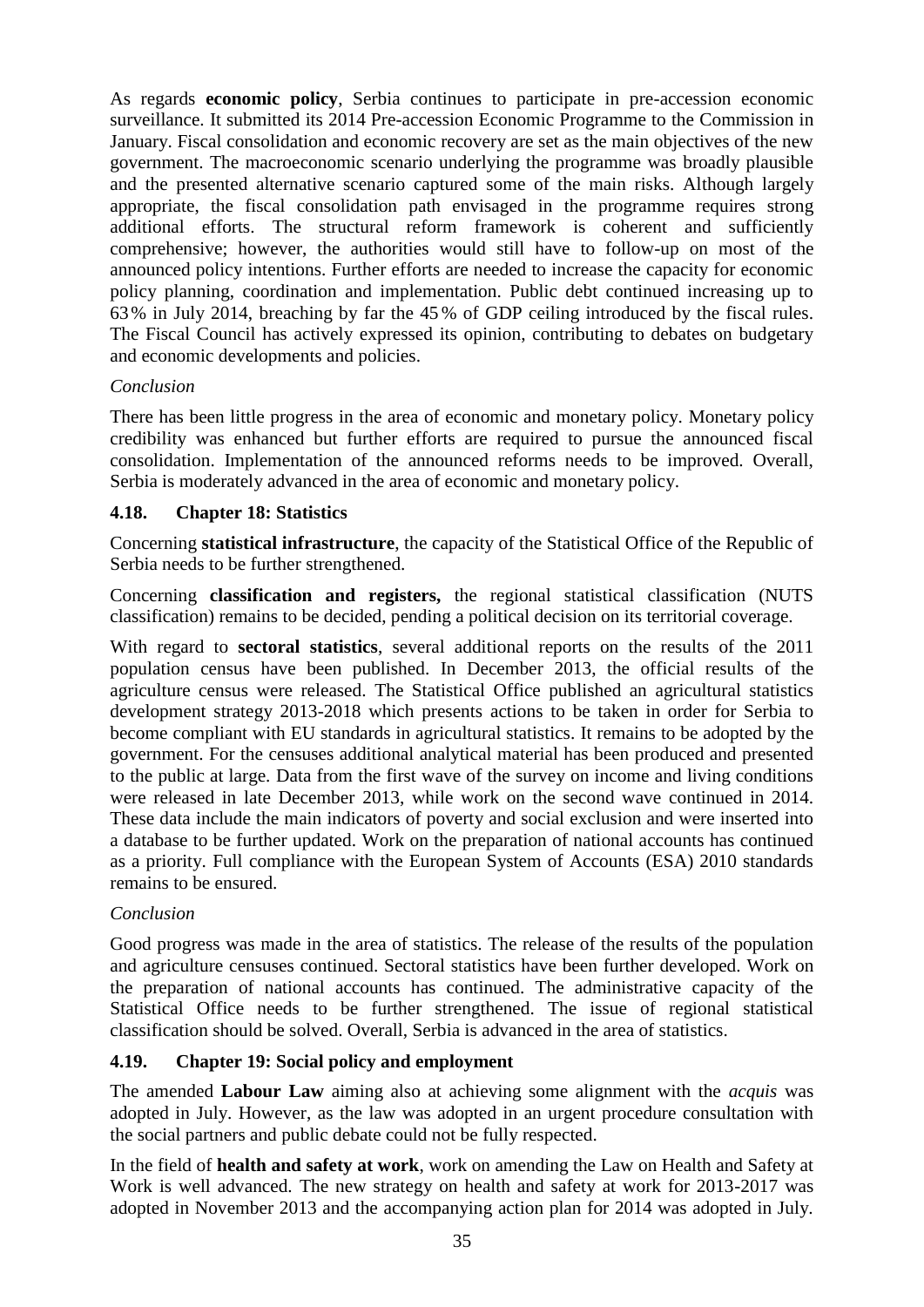As regards **economic policy**, Serbia continues to participate in pre-accession economic surveillance. It submitted its 2014 Pre-accession Economic Programme to the Commission in January. Fiscal consolidation and economic recovery are set as the main objectives of the new government. The macroeconomic scenario underlying the programme was broadly plausible and the presented alternative scenario captured some of the main risks. Although largely appropriate, the fiscal consolidation path envisaged in the programme requires strong additional efforts. The structural reform framework is coherent and sufficiently comprehensive; however, the authorities would still have to follow-up on most of the announced policy intentions. Further efforts are needed to increase the capacity for economic policy planning, coordination and implementation. Public debt continued increasing up to 63% in July 2014, breaching by far the 45% of GDP ceiling introduced by the fiscal rules. The Fiscal Council has actively expressed its opinion, contributing to debates on budgetary and economic developments and policies.

*Conclusion*

There has been little progress in the area of economic and monetary policy. Monetary policy credibility was enhanced but further efforts are required to pursue the announced fiscal consolidation. Implementation of the announced reforms needs to be improved. Overall, Serbia is moderately advanced in the area of economic and monetary policy.

### 4.18. Chapter 18: Statistics

Concerning **statistical infrastructure**, the capacity of the Statistical Office of the Republic of Serbia needs to be further strengthened.

Concerning **classification and registers,** the regional statistical classification (NUTS classification) remains to be decided, pending a political decision on its territorial coverage.

With regard to **sectoral statistics**, several additional reports on the results of the 2011 population census have been published. In December 2013, the official results of the agriculture census were released. The Statistical Office published an agricultural statistics development strategy 2013-2018 which presents actions to be taken in order for Serbia to become compliant with EU standards in agricultural statistics. It remains to be adopted by the government. For the censuses additional analytical material has been produced and presented to the public at large. Data from the first wave of the survey on income and living conditions were released in late December 2013, while work on the second wave continued in 2014. These data include the main indicators of poverty and social exclusion and were inserted into a database to be further updated. Work on the preparation of national accounts has continued as a priority. Full compliance with the European System of Accounts (ESA) 2010 standards remains to be ensured.

*Conclusion*

Good progress was made in the area of statistics. The release of the results of the population and agriculture censuses continued. Sectoral statistics have been further developed. Work on the preparation of national accounts has continued. The administrative capacity of the Statistical Office needs to be further strengthened. The issue of regional statistical classification should be solved. Overall, Serbia is advanced in the area of statistics.

### 4.19. Chapter 19: Social policy and employment

The amended **Labour Law** aiming also at achieving some alignment with the *acquis* was adopted in July. However, as the law was adopted in an urgent procedure consultation with the social partners and public debate could not be fully respected.

In the field of **health and safety at work**, work on amending the Law on Health and Safety at Work is well advanced. The new strategy on health and safety at work for 2013-2017 was adopted in November 2013 and the accompanying action plan for 2014 was adopted in July.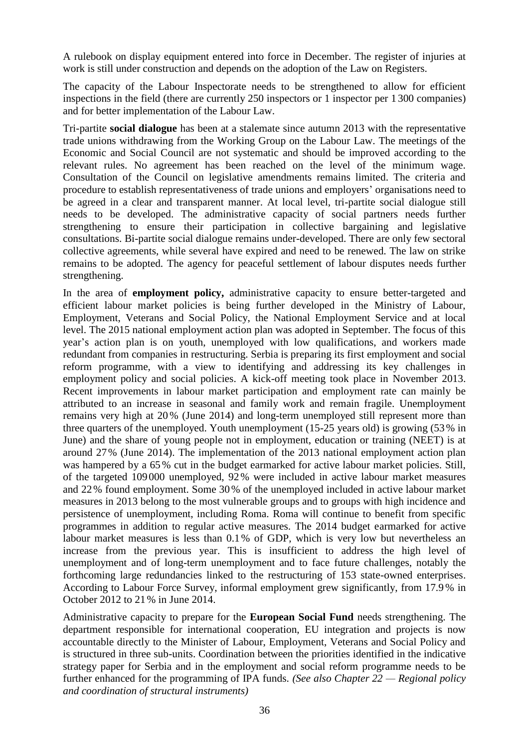A rulebook on display equipment entered into force in December. The register of injuries at work is still under construction and depends on the adoption of the Law on Registers.

The capacity of the Labour Inspectorate needs to be strengthened to allow for efficient inspections in the field (there are currently 250 inspectors or 1 inspector per 1300 companies) and for better implementation of the Labour Law.

Tri-partite **social dialogue** has been at a stalemate since autumn 2013 with the representative trade unions withdrawing from the Working Group on the Labour Law. The meetings of the Economic and Social Council are not systematic and should be improved according to the relevant rules. No agreement has been reached on the level of the minimum wage. Consultation of the Council on legislative amendments remains limited. The criteria and procedure to establish representativeness of trade unions and employers' organisations need to be agreed in a clear and transparent manner. At local level, tri-partite social dialogue still needs to be developed. The administrative capacity of social partners needs further strengthening to ensure their participation in collective bargaining and legislative consultations. Bi-partite social dialogue remains under-developed. There are only few sectoral collective agreements, while several have expired and need to be renewed. The law on strike remains to be adopted. The agency for peaceful settlement of labour disputes needs further strengthening.

In the area of **employment policy,** administrative capacity to ensure better-targeted and efficient labour market policies is being further developed in the Ministry of Labour, Employment, Veterans and Social Policy, the National Employment Service and at local level. The 2015 national employment action plan was adopted in September. The focus of this year's action plan is on youth, unemployed with low qualifications, and workers made redundant from companies in restructuring. Serbia is preparing its first employment and social reform programme, with a view to identifying and addressing its key challenges in employment policy and social policies. A kick-off meeting took place in November 2013. Recent improvements in labour market participation and employment rate can mainly be attributed to an increase in seasonal and family work and remain fragile. Unemployment remains very high at 20% (June 2014) and long-term unemployed still represent more than three quarters of the unemployed. Youth unemployment (15-25 years old) is growing (53% in June) and the share of young people not in employment, education or training (NEET) is at around 27% (June 2014). The implementation of the 2013 national employment action plan was hampered by a 65% cut in the budget earmarked for active labour market policies. Still, of the targeted 109000 unemployed, 92% were included in active labour market measures and 22% found employment. Some 30% of the unemployed included in active labour market measures in 2013 belong to the most vulnerable groups and to groups with high incidence and persistence of unemployment, including Roma. Roma will continue to benefit from specific programmes in addition to regular active measures. The 2014 budget earmarked for active labour market measures is less than 0.1% of GDP, which is very low but nevertheless an increase from the previous year. This is insufficient to address the high level of unemployment and of long-term unemployment and to face future challenges, notably the forthcoming large redundancies linked to the restructuring of 153 state-owned enterprises. According to Labour Force Survey, informal employment grew significantly, from 17.9% in October 2012 to 21% in June 2014.

Administrative capacity to prepare for the **European Social Fund** needs strengthening. The department responsible for international cooperation, EU integration and projects is now accountable directly to the Minister of Labour, Employment, Veterans and Social Policy and is structured in three sub-units. Coordination between the priorities identified in the indicative strategy paper for Serbia and in the employment and social reform programme needs to be further enhanced for the programming of IPA funds. *(See also Chapter 22 — Regional policy and coordination of structural instruments)*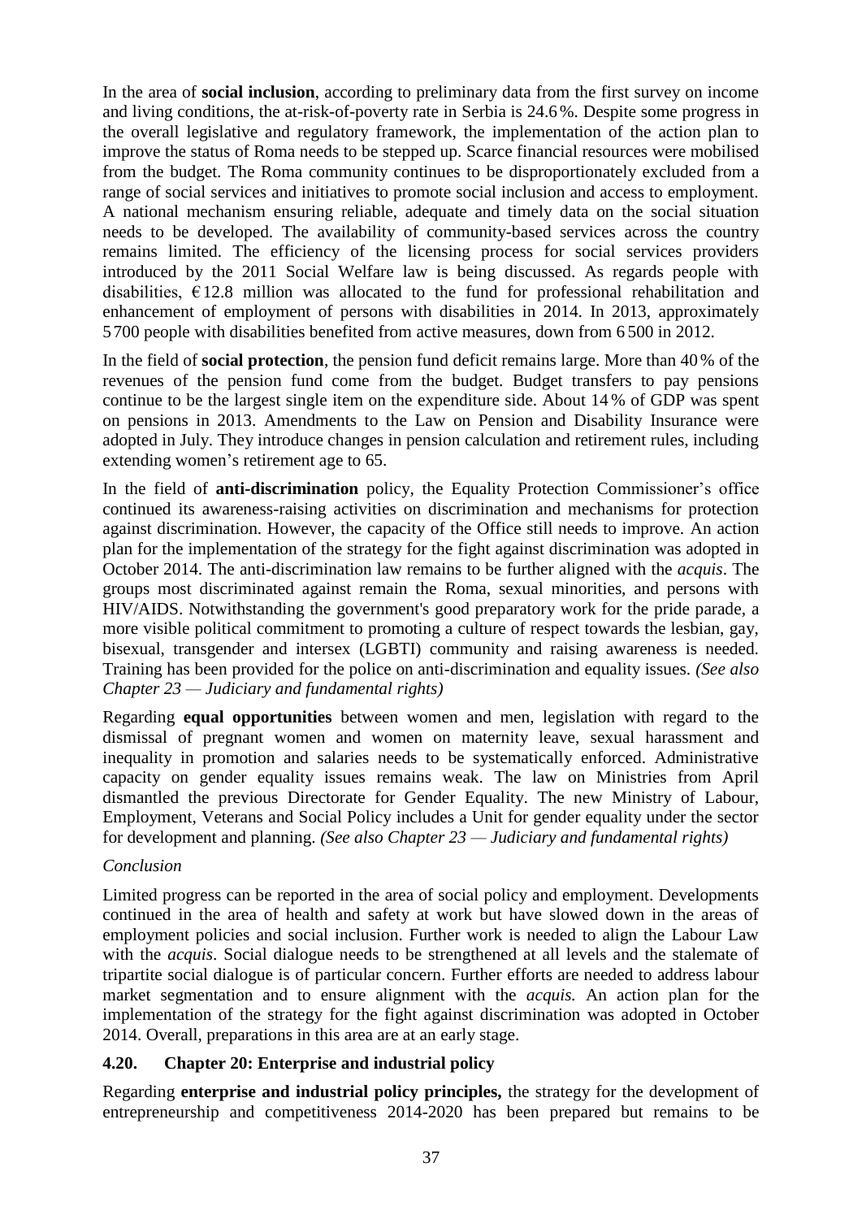In the area of **social inclusion**, according to preliminary data from the first survey on income and living conditions, the at-risk-of-poverty rate in Serbia is 24.6 %. Despite some progress in the overall legislative and regulatory framework, the implementation of the action plan to improve the status of Roma needs to be stepped up. Scarce financial resources were mobilised from the budget. The Roma community continues to be disproportionately excluded from a range of social services and initiatives to promote social inclusion and access to employment. A national mechanism ensuring reliable, adequate and timely data on the social situation needs to be developed. The availability of community-based services across the country remains limited. The efficiency of the licensing process for social services providers introduced by the 2011 Social Welfare law is being discussed. As regards people with disabilities, €12.8 million was allocated to the fund for professional rehabilitation and enhancement of employment of persons with disabilities in 2014. In 2013, approximately 5 700 people with disabilities benefited from active measures, down from 6 500 in 2012.

In the field of **social protection**, the pension fund deficit remains large. More than 40 % of the revenues of the pension fund come from the budget. Budget transfers to pay pensions continue to be the largest single item on the expenditure side. About 14 % of GDP was spent on pensions in 2013. Amendments to the Law on Pension and Disability Insurance were adopted in July. They introduce changes in pension calculation and retirement rules, including extending women's retirement age to 65.

In the field of **anti-discrimination** policy, the Equality Protection Commissioner's office continued its awareness-raising activities on discrimination and mechanisms for protection against discrimination. However, the capacity of the Office still needs to improve. An action plan for the implementation of the strategy for the fight against discrimination was adopted in October 2014. The anti-discrimination law remains to be further aligned with the *acquis*. The groups most discriminated against remain the Roma, sexual minorities, and persons with HIV/AIDS. Notwithstanding the government's good preparatory work for the pride parade, a more visible political commitment to promoting a culture of respect towards the lesbian, gay, bisexual, transgender and intersex (LGBTI) community and raising awareness is needed. Training has been provided for the police on anti-discrimination and equality issues. *(See also Chapter 23 — Judiciary and fundamental rights)*

Regarding **equal opportunities** between women and men, legislation with regard to the dismissal of pregnant women and women on maternity leave, sexual harassment and inequality in promotion and salaries needs to be systematically enforced. Administrative capacity on gender equality issues remains weak. The law on Ministries from April dismantled the previous Directorate for Gender Equality. The new Ministry of Labour, Employment, Veterans and Social Policy includes a Unit for gender equality under the sector for development and planning. *(See also Chapter 23 — Judiciary and fundamental rights)*

*Conclusion*

Limited progress can be reported in the area of social policy and employment. Developments continued in the area of health and safety at work but have slowed down in the areas of employment policies and social inclusion. Further work is needed to align the Labour Law with the *acquis*. Social dialogue needs to be strengthened at all levels and the stalemate of tripartite social dialogue is of particular concern. Further efforts are needed to address labour market segmentation and to ensure alignment with the *acquis.* An action plan for the implementation of the strategy for the fight against discrimination was adopted in October 2014. Overall, preparations in this area are at an early stage.

### 4.20. Chapter 20: Enterprise and industrial policy

Regarding **enterprise and industrial policy principles,** the strategy for the development of entrepreneurship and competitiveness 2014-2020 has been prepared but remains to be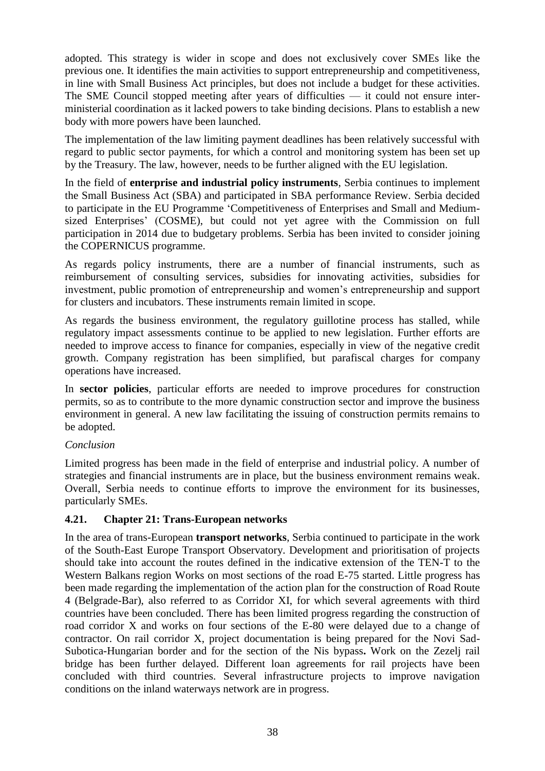adopted. This strategy is wider in scope and does not exclusively cover SMEs like the previous one. It identifies the main activities to support entrepreneurship and competitiveness, in line with Small Business Act principles, but does not include a budget for these activities. The SME Council stopped meeting after years of difficulties — it could not ensure inter-ministerial coordination as it lacked powers to take binding decisions. Plans to establish a new body with more powers have been launched.

The implementation of the law limiting payment deadlines has been relatively successful with regard to public sector payments, for which a control and monitoring system has been set up by the Treasury. The law, however, needs to be further aligned with the EU legislation.

In the field of **enterprise and industrial policy instruments**, Serbia continues to implement the Small Business Act (SBA) and participated in SBA performance Review. Serbia decided to participate in the EU Programme 'Competitiveness of Enterprises and Small and Medium-sized Enterprises' (COSME), but could not yet agree with the Commission on full participation in 2014 due to budgetary problems. Serbia has been invited to consider joining the COPERNICUS programme.

As regards policy instruments, there are a number of financial instruments, such as reimbursement of consulting services, subsidies for innovating activities, subsidies for investment, public promotion of entrepreneurship and women's entrepreneurship and support for clusters and incubators. These instruments remain limited in scope.

As regards the business environment, the regulatory guillotine process has stalled, while regulatory impact assessments continue to be applied to new legislation. Further efforts are needed to improve access to finance for companies, especially in view of the negative credit growth. Company registration has been simplified, but parafiscal charges for company operations have increased.

In **sector policies**, particular efforts are needed to improve procedures for construction permits, so as to contribute to the more dynamic construction sector and improve the business environment in general. A new law facilitating the issuing of construction permits remains to be adopted.

*Conclusion*

Limited progress has been made in the field of enterprise and industrial policy. A number of strategies and financial instruments are in place, but the business environment remains weak. Overall, Serbia needs to continue efforts to improve the environment for its businesses, particularly SMEs.

### 4.21. Chapter 21: Trans-European networks

In the area of trans-European **transport networks**, Serbia continued to participate in the work of the South-East Europe Transport Observatory. Development and prioritisation of projects should take into account the routes defined in the indicative extension of the TEN-T to the Western Balkans region Works on most sections of the road E-75 started. Little progress has been made regarding the implementation of the action plan for the construction of Road Route 4 (Belgrade-Bar), also referred to as Corridor XI, for which several agreements with third countries have been concluded. There has been limited progress regarding the construction of road corridor X and works on four sections of the E-80 were delayed due to a change of contractor. On rail corridor X, project documentation is being prepared for the Novi Sad-Subotica-Hungarian border and for the section of the Nis bypass**.** Work on the Zezelj rail bridge has been further delayed. Different loan agreements for rail projects have been concluded with third countries. Several infrastructure projects to improve navigation conditions on the inland waterways network are in progress.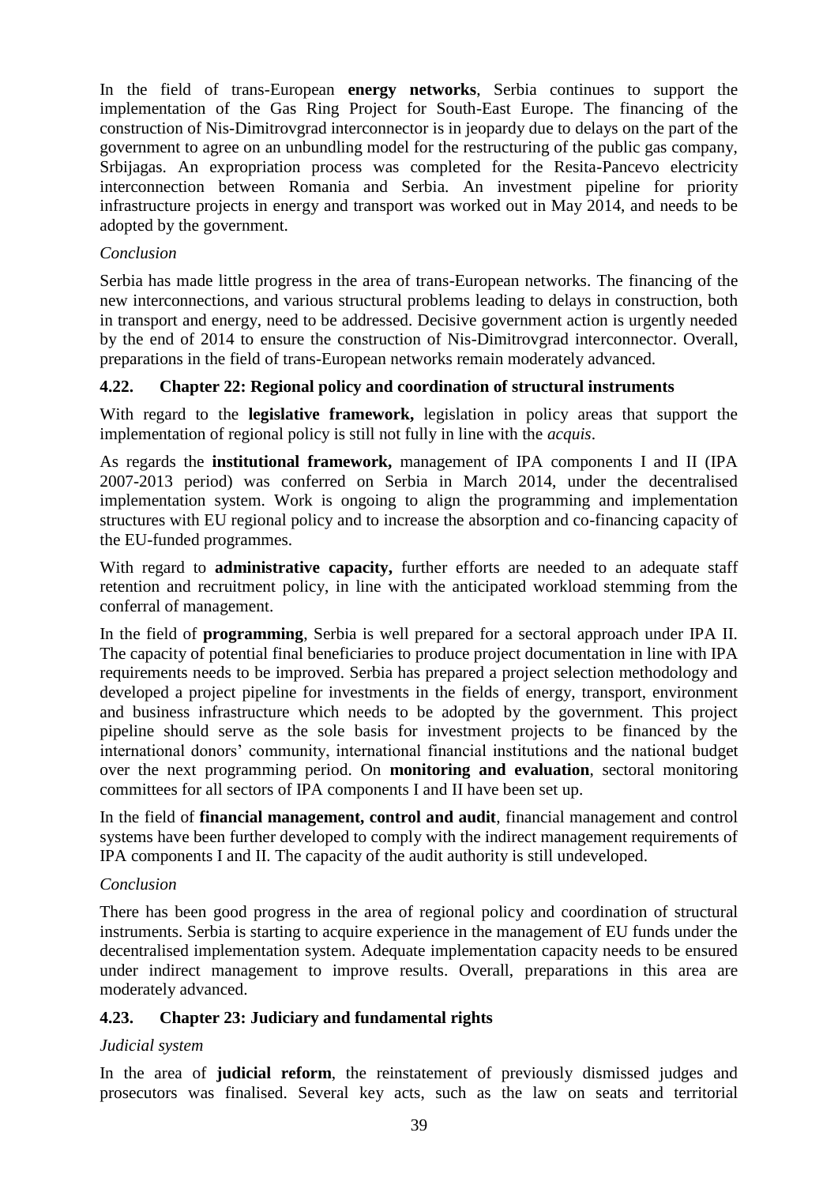In the field of trans-European **energy networks**, Serbia continues to support the implementation of the Gas Ring Project for South-East Europe. The financing of the construction of Nis-Dimitrovgrad interconnector is in jeopardy due to delays on the part of the government to agree on an unbundling model for the restructuring of the public gas company, Srbijagas. An expropriation process was completed for the Resita-Pancevo electricity interconnection between Romania and Serbia. An investment pipeline for priority infrastructure projects in energy and transport was worked out in May 2014, and needs to be adopted by the government.

*Conclusion*

Serbia has made little progress in the area of trans-European networks. The financing of the new interconnections, and various structural problems leading to delays in construction, both in transport and energy, need to be addressed. Decisive government action is urgently needed by the end of 2014 to ensure the construction of Nis-Dimitrovgrad interconnector. Overall, preparations in the field of trans-European networks remain moderately advanced.

### 4.22. Chapter 22: Regional policy and coordination of structural instruments

With regard to the **legislative framework,** legislation in policy areas that support the implementation of regional policy is still not fully in line with the *acquis*.

As regards the **institutional framework,** management of IPA components I and II (IPA 2007-2013 period) was conferred on Serbia in March 2014, under the decentralised implementation system. Work is ongoing to align the programming and implementation structures with EU regional policy and to increase the absorption and co-financing capacity of the EU-funded programmes.

With regard to **administrative capacity,** further efforts are needed to an adequate staff retention and recruitment policy, in line with the anticipated workload stemming from the conferral of management.

In the field of **programming**, Serbia is well prepared for a sectoral approach under IPA II. The capacity of potential final beneficiaries to produce project documentation in line with IPA requirements needs to be improved. Serbia has prepared a project selection methodology and developed a project pipeline for investments in the fields of energy, transport, environment and business infrastructure which needs to be adopted by the government. This project pipeline should serve as the sole basis for investment projects to be financed by the international donors' community, international financial institutions and the national budget over the next programming period. On **monitoring and evaluation**, sectoral monitoring committees for all sectors of IPA components I and II have been set up.

In the field of **financial management, control and audit**, financial management and control systems have been further developed to comply with the indirect management requirements of IPA components I and II. The capacity of the audit authority is still undeveloped.

*Conclusion*

There has been good progress in the area of regional policy and coordination of structural instruments. Serbia is starting to acquire experience in the management of EU funds under the decentralised implementation system. Adequate implementation capacity needs to be ensured under indirect management to improve results. Overall, preparations in this area are moderately advanced.

### 4.23. Chapter 23: Judiciary and fundamental rights

*Judicial system*

In the area of **judicial reform**, the reinstatement of previously dismissed judges and prosecutors was finalised. Several key acts, such as the law on seats and territorial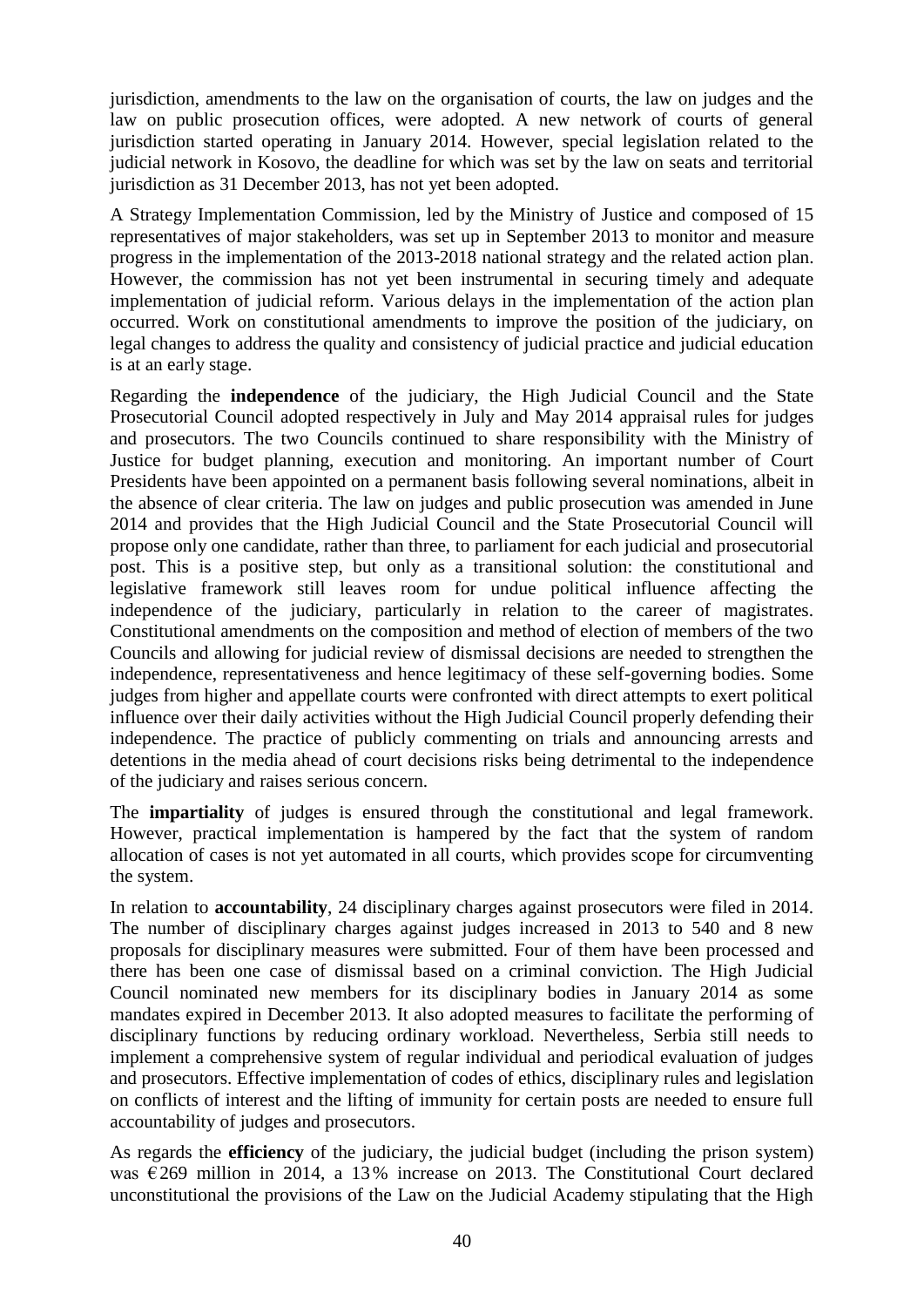jurisdiction, amendments to the law on the organisation of courts, the law on judges and the law on public prosecution offices, were adopted. A new network of courts of general jurisdiction started operating in January 2014. However, special legislation related to the judicial network in Kosovo, the deadline for which was set by the law on seats and territorial jurisdiction as 31 December 2013, has not yet been adopted.

A Strategy Implementation Commission, led by the Ministry of Justice and composed of 15 representatives of major stakeholders, was set up in September 2013 to monitor and measure progress in the implementation of the 2013-2018 national strategy and the related action plan. However, the commission has not yet been instrumental in securing timely and adequate implementation of judicial reform. Various delays in the implementation of the action plan occurred. Work on constitutional amendments to improve the position of the judiciary, on legal changes to address the quality and consistency of judicial practice and judicial education is at an early stage.

Regarding the **independence** of the judiciary, the High Judicial Council and the State Prosecutorial Council adopted respectively in July and May 2014 appraisal rules for judges and prosecutors. The two Councils continued to share responsibility with the Ministry of Justice for budget planning, execution and monitoring. An important number of Court Presidents have been appointed on a permanent basis following several nominations, albeit in the absence of clear criteria. The law on judges and public prosecution was amended in June 2014 and provides that the High Judicial Council and the State Prosecutorial Council will propose only one candidate, rather than three, to parliament for each judicial and prosecutorial post. This is a positive step, but only as a transitional solution: the constitutional and legislative framework still leaves room for undue political influence affecting the independence of the judiciary, particularly in relation to the career of magistrates. Constitutional amendments on the composition and method of election of members of the two Councils and allowing for judicial review of dismissal decisions are needed to strengthen the independence, representativeness and hence legitimacy of these self-governing bodies. Some judges from higher and appellate courts were confronted with direct attempts to exert political influence over their daily activities without the High Judicial Council properly defending their independence. The practice of publicly commenting on trials and announcing arrests and detentions in the media ahead of court decisions risks being detrimental to the independence of the judiciary and raises serious concern.

The **impartiality** of judges is ensured through the constitutional and legal framework. However, practical implementation is hampered by the fact that the system of random allocation of cases is not yet automated in all courts, which provides scope for circumventing the system.

In relation to **accountability**, 24 disciplinary charges against prosecutors were filed in 2014. The number of disciplinary charges against judges increased in 2013 to 540 and 8 new proposals for disciplinary measures were submitted. Four of them have been processed and there has been one case of dismissal based on a criminal conviction. The High Judicial Council nominated new members for its disciplinary bodies in January 2014 as some mandates expired in December 2013. It also adopted measures to facilitate the performing of disciplinary functions by reducing ordinary workload. Nevertheless, Serbia still needs to implement a comprehensive system of regular individual and periodical evaluation of judges and prosecutors. Effective implementation of codes of ethics, disciplinary rules and legislation on conflicts of interest and the lifting of immunity for certain posts are needed to ensure full accountability of judges and prosecutors.

As regards the **efficiency** of the judiciary, the judicial budget (including the prison system) was €269 million in 2014, a 13% increase on 2013. The Constitutional Court declared unconstitutional the provisions of the Law on the Judicial Academy stipulating that the High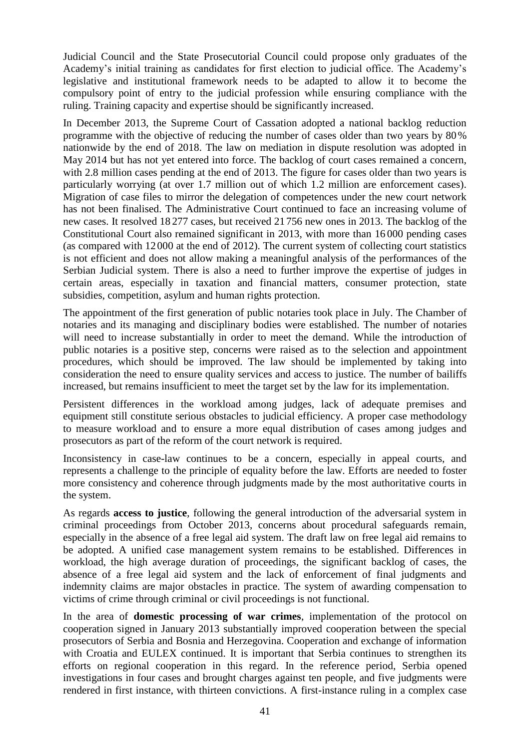Judicial Council and the State Prosecutorial Council could propose only graduates of the Academy's initial training as candidates for first election to judicial office. The Academy's legislative and institutional framework needs to be adapted to allow it to become the compulsory point of entry to the judicial profession while ensuring compliance with the ruling. Training capacity and expertise should be significantly increased.

In December 2013, the Supreme Court of Cassation adopted a national backlog reduction programme with the objective of reducing the number of cases older than two years by 80 % nationwide by the end of 2018. The law on mediation in dispute resolution was adopted in May 2014 but has not yet entered into force. The backlog of court cases remained a concern, with 2.8 million cases pending at the end of 2013. The figure for cases older than two years is particularly worrying (at over 1.7 million out of which 1.2 million are enforcement cases). Migration of case files to mirror the delegation of competences under the new court network has not been finalised. The Administrative Court continued to face an increasing volume of new cases. It resolved 18 277 cases, but received 21 756 new ones in 2013. The backlog of the Constitutional Court also remained significant in 2013, with more than 16 000 pending cases (as compared with 12 000 at the end of 2012). The current system of collecting court statistics is not efficient and does not allow making a meaningful analysis of the performances of the Serbian Judicial system. There is also a need to further improve the expertise of judges in certain areas, especially in taxation and financial matters, consumer protection, state subsidies, competition, asylum and human rights protection.

The appointment of the first generation of public notaries took place in July. The Chamber of notaries and its managing and disciplinary bodies were established. The number of notaries will need to increase substantially in order to meet the demand. While the introduction of public notaries is a positive step, concerns were raised as to the selection and appointment procedures, which should be improved. The law should be implemented by taking into consideration the need to ensure quality services and access to justice. The number of bailiffs increased, but remains insufficient to meet the target set by the law for its implementation.

Persistent differences in the workload among judges, lack of adequate premises and equipment still constitute serious obstacles to judicial efficiency. A proper case methodology to measure workload and to ensure a more equal distribution of cases among judges and prosecutors as part of the reform of the court network is required.

Inconsistency in case-law continues to be a concern, especially in appeal courts, and represents a challenge to the principle of equality before the law. Efforts are needed to foster more consistency and coherence through judgments made by the most authoritative courts in the system.

As regards **access to justice**, following the general introduction of the adversarial system in criminal proceedings from October 2013, concerns about procedural safeguards remain, especially in the absence of a free legal aid system. The draft law on free legal aid remains to be adopted. A unified case management system remains to be established. Differences in workload, the high average duration of proceedings, the significant backlog of cases, the absence of a free legal aid system and the lack of enforcement of final judgments and indemnity claims are major obstacles in practice. The system of awarding compensation to victims of crime through criminal or civil proceedings is not functional.

In the area of **domestic processing of war crimes**, implementation of the protocol on cooperation signed in January 2013 substantially improved cooperation between the special prosecutors of Serbia and Bosnia and Herzegovina. Cooperation and exchange of information with Croatia and EULEX continued. It is important that Serbia continues to strengthen its efforts on regional cooperation in this regard. In the reference period, Serbia opened investigations in four cases and brought charges against ten people, and five judgments were rendered in first instance, with thirteen convictions. A first-instance ruling in a complex case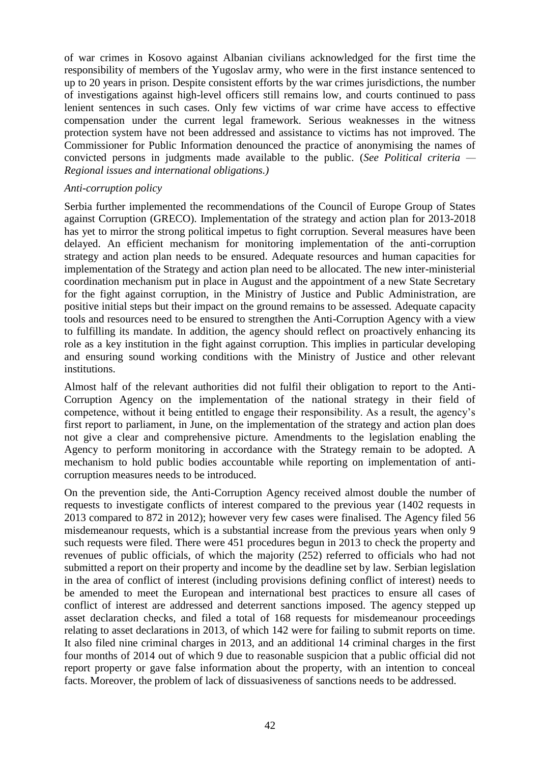of war crimes in Kosovo against Albanian civilians acknowledged for the first time the responsibility of members of the Yugoslav army, who were in the first instance sentenced to up to 20 years in prison. Despite consistent efforts by the war crimes jurisdictions, the number of investigations against high-level officers still remains low, and courts continued to pass lenient sentences in such cases. Only few victims of war crime have access to effective compensation under the current legal framework. Serious weaknesses in the witness protection system have not been addressed and assistance to victims has not improved. The Commissioner for Public Information denounced the practice of anonymising the names of convicted persons in judgments made available to the public. (*See Political criteria — Regional issues and international obligations.)*

*Anti-corruption policy*

Serbia further implemented the recommendations of the Council of Europe Group of States against Corruption (GRECO). Implementation of the strategy and action plan for 2013-2018 has yet to mirror the strong political impetus to fight corruption. Several measures have been delayed. An efficient mechanism for monitoring implementation of the anti-corruption strategy and action plan needs to be ensured. Adequate resources and human capacities for implementation of the Strategy and action plan need to be allocated. The new inter-ministerial coordination mechanism put in place in August and the appointment of a new State Secretary for the fight against corruption, in the Ministry of Justice and Public Administration, are positive initial steps but their impact on the ground remains to be assessed. Adequate capacity tools and resources need to be ensured to strengthen the Anti-Corruption Agency with a view to fulfilling its mandate. In addition, the agency should reflect on proactively enhancing its role as a key institution in the fight against corruption. This implies in particular developing and ensuring sound working conditions with the Ministry of Justice and other relevant institutions.

Almost half of the relevant authorities did not fulfil their obligation to report to the Anti-Corruption Agency on the implementation of the national strategy in their field of competence, without it being entitled to engage their responsibility. As a result, the agency's first report to parliament, in June, on the implementation of the strategy and action plan does not give a clear and comprehensive picture. Amendments to the legislation enabling the Agency to perform monitoring in accordance with the Strategy remain to be adopted. A mechanism to hold public bodies accountable while reporting on implementation of anti-corruption measures needs to be introduced.

On the prevention side, the Anti-Corruption Agency received almost double the number of requests to investigate conflicts of interest compared to the previous year (1402 requests in 2013 compared to 872 in 2012); however very few cases were finalised. The Agency filed 56 misdemeanour requests, which is a substantial increase from the previous years when only 9 such requests were filed. There were 451 procedures begun in 2013 to check the property and revenues of public officials, of which the majority (252) referred to officials who had not submitted a report on their property and income by the deadline set by law. Serbian legislation in the area of conflict of interest (including provisions defining conflict of interest) needs to be amended to meet the European and international best practices to ensure all cases of conflict of interest are addressed and deterrent sanctions imposed. The agency stepped up asset declaration checks, and filed a total of 168 requests for misdemeanour proceedings relating to asset declarations in 2013, of which 142 were for failing to submit reports on time. It also filed nine criminal charges in 2013, and an additional 14 criminal charges in the first four months of 2014 out of which 9 due to reasonable suspicion that a public official did not report property or gave false information about the property, with an intention to conceal facts. Moreover, the problem of lack of dissuasiveness of sanctions needs to be addressed.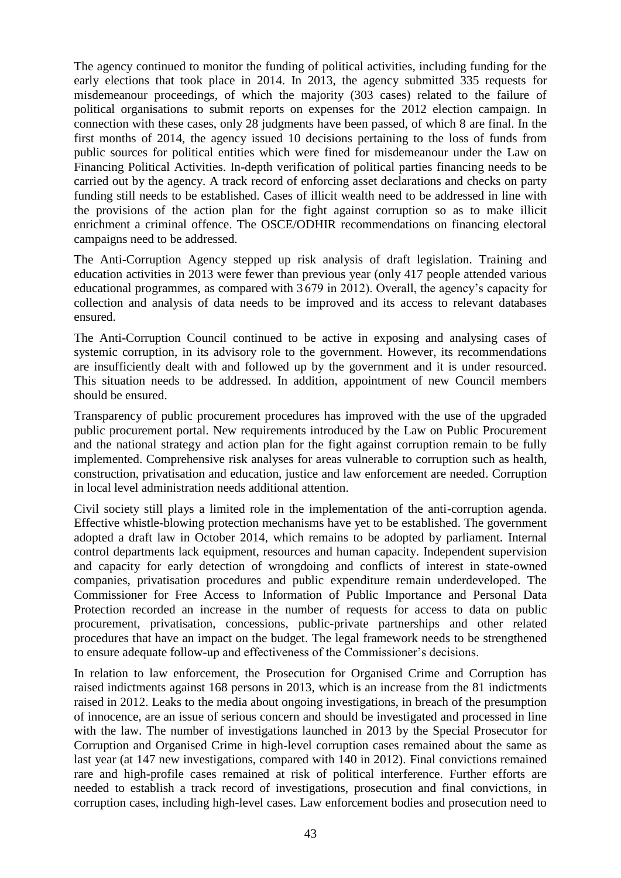The agency continued to monitor the funding of political activities, including funding for the early elections that took place in 2014. In 2013, the agency submitted 335 requests for misdemeanour proceedings, of which the majority (303 cases) related to the failure of political organisations to submit reports on expenses for the 2012 election campaign. In connection with these cases, only 28 judgments have been passed, of which 8 are final. In the first months of 2014, the agency issued 10 decisions pertaining to the loss of funds from public sources for political entities which were fined for misdemeanour under the Law on Financing Political Activities. In-depth verification of political parties financing needs to be carried out by the agency. A track record of enforcing asset declarations and checks on party funding still needs to be established. Cases of illicit wealth need to be addressed in line with the provisions of the action plan for the fight against corruption so as to make illicit enrichment a criminal offence. The OSCE/ODHIR recommendations on financing electoral campaigns need to be addressed.

The Anti-Corruption Agency stepped up risk analysis of draft legislation. Training and education activities in 2013 were fewer than previous year (only 417 people attended various educational programmes, as compared with 3 679 in 2012). Overall, the agency's capacity for collection and analysis of data needs to be improved and its access to relevant databases ensured.

The Anti-Corruption Council continued to be active in exposing and analysing cases of systemic corruption, in its advisory role to the government. However, its recommendations are insufficiently dealt with and followed up by the government and it is under resourced. This situation needs to be addressed. In addition, appointment of new Council members should be ensured.

Transparency of public procurement procedures has improved with the use of the upgraded public procurement portal. New requirements introduced by the Law on Public Procurement and the national strategy and action plan for the fight against corruption remain to be fully implemented. Comprehensive risk analyses for areas vulnerable to corruption such as health, construction, privatisation and education, justice and law enforcement are needed. Corruption in local level administration needs additional attention.

Civil society still plays a limited role in the implementation of the anti-corruption agenda. Effective whistle-blowing protection mechanisms have yet to be established. The government adopted a draft law in October 2014, which remains to be adopted by parliament. Internal control departments lack equipment, resources and human capacity. Independent supervision and capacity for early detection of wrongdoing and conflicts of interest in state-owned companies, privatisation procedures and public expenditure remain underdeveloped. The Commissioner for Free Access to Information of Public Importance and Personal Data Protection recorded an increase in the number of requests for access to data on public procurement, privatisation, concessions, public-private partnerships and other related procedures that have an impact on the budget. The legal framework needs to be strengthened to ensure adequate follow-up and effectiveness of the Commissioner's decisions.

In relation to law enforcement, the Prosecution for Organised Crime and Corruption has raised indictments against 168 persons in 2013, which is an increase from the 81 indictments raised in 2012. Leaks to the media about ongoing investigations, in breach of the presumption of innocence, are an issue of serious concern and should be investigated and processed in line with the law. The number of investigations launched in 2013 by the Special Prosecutor for Corruption and Organised Crime in high-level corruption cases remained about the same as last year (at 147 new investigations, compared with 140 in 2012). Final convictions remained rare and high-profile cases remained at risk of political interference. Further efforts are needed to establish a track record of investigations, prosecution and final convictions, in corruption cases, including high-level cases. Law enforcement bodies and prosecution need to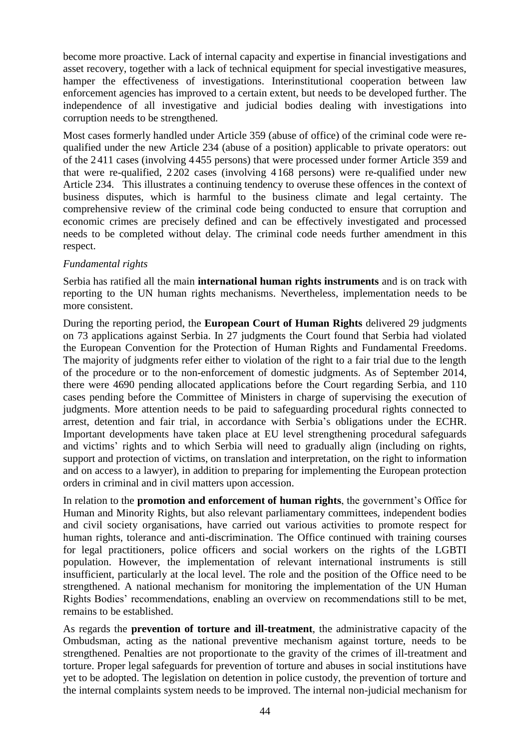become more proactive. Lack of internal capacity and expertise in financial investigations and asset recovery, together with a lack of technical equipment for special investigative measures, hamper the effectiveness of investigations. Interinstitutional cooperation between law enforcement agencies has improved to a certain extent, but needs to be developed further. The independence of all investigative and judicial bodies dealing with investigations into corruption needs to be strengthened.

Most cases formerly handled under Article 359 (abuse of office) of the criminal code were re-qualified under the new Article 234 (abuse of a position) applicable to private operators: out of the 2 411 cases (involving 4 455 persons) that were processed under former Article 359 and that were re-qualified, 2 202 cases (involving 4 168 persons) were re-qualified under new Article 234. This illustrates a continuing tendency to overuse these offences in the context of business disputes, which is harmful to the business climate and legal certainty. The comprehensive review of the criminal code being conducted to ensure that corruption and economic crimes are precisely defined and can be effectively investigated and processed needs to be completed without delay. The criminal code needs further amendment in this respect.

*Fundamental rights*

Serbia has ratified all the main **international human rights instruments** and is on track with reporting to the UN human rights mechanisms. Nevertheless, implementation needs to be more consistent.

During the reporting period, the **European Court of Human Rights** delivered 29 judgments on 73 applications against Serbia. In 27 judgments the Court found that Serbia had violated the European Convention for the Protection of Human Rights and Fundamental Freedoms. The majority of judgments refer either to violation of the right to a fair trial due to the length of the procedure or to the non-enforcement of domestic judgments. As of September 2014, there were 4690 pending allocated applications before the Court regarding Serbia, and 110 cases pending before the Committee of Ministers in charge of supervising the execution of judgments. More attention needs to be paid to safeguarding procedural rights connected to arrest, detention and fair trial, in accordance with Serbia's obligations under the ECHR. Important developments have taken place at EU level strengthening procedural safeguards and victims' rights and to which Serbia will need to gradually align (including on rights, support and protection of victims, on translation and interpretation, on the right to information and on access to a lawyer), in addition to preparing for implementing the European protection orders in criminal and in civil matters upon accession.

In relation to the **promotion and enforcement of human rights**, the government's Office for Human and Minority Rights, but also relevant parliamentary committees, independent bodies and civil society organisations, have carried out various activities to promote respect for human rights, tolerance and anti-discrimination. The Office continued with training courses for legal practitioners, police officers and social workers on the rights of the LGBTI population. However, the implementation of relevant international instruments is still insufficient, particularly at the local level. The role and the position of the Office need to be strengthened. A national mechanism for monitoring the implementation of the UN Human Rights Bodies' recommendations, enabling an overview on recommendations still to be met, remains to be established.

As regards the **prevention of torture and ill-treatment**, the administrative capacity of the Ombudsman, acting as the national preventive mechanism against torture, needs to be strengthened. Penalties are not proportionate to the gravity of the crimes of ill-treatment and torture. Proper legal safeguards for prevention of torture and abuses in social institutions have yet to be adopted. The legislation on detention in police custody, the prevention of torture and the internal complaints system needs to be improved. The internal non-judicial mechanism for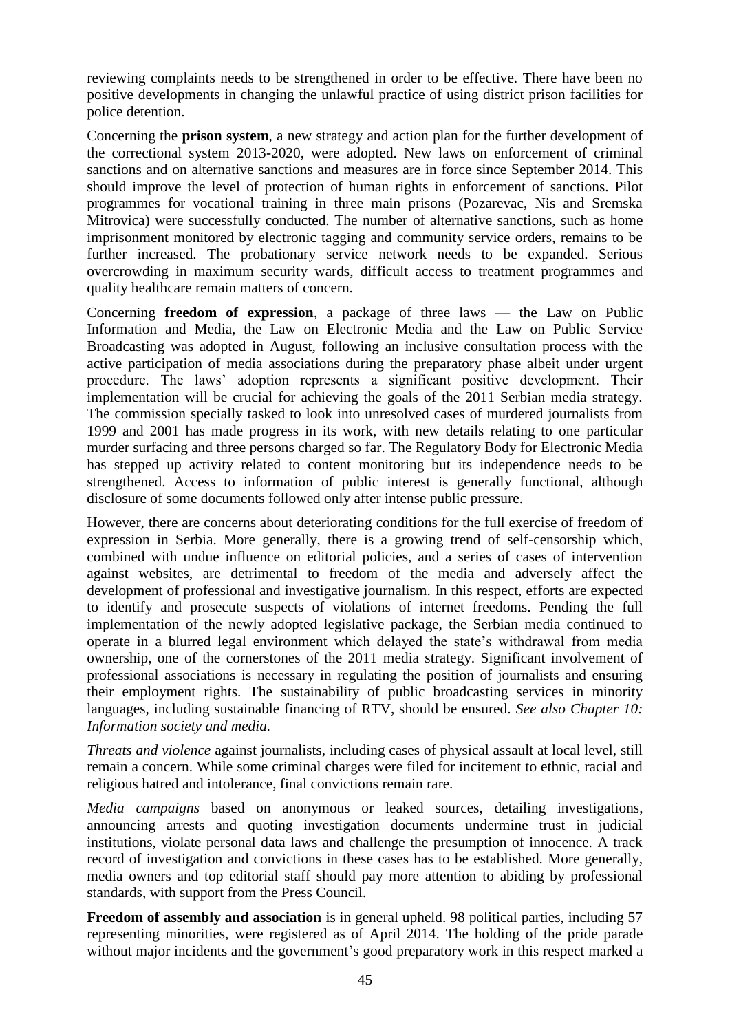reviewing complaints needs to be strengthened in order to be effective. There have been no positive developments in changing the unlawful practice of using district prison facilities for police detention.

Concerning the **prison system**, a new strategy and action plan for the further development of the correctional system 2013-2020, were adopted. New laws on enforcement of criminal sanctions and on alternative sanctions and measures are in force since September 2014. This should improve the level of protection of human rights in enforcement of sanctions. Pilot programmes for vocational training in three main prisons (Pozarevac, Nis and Sremska Mitrovica) were successfully conducted. The number of alternative sanctions, such as home imprisonment monitored by electronic tagging and community service orders, remains to be further increased. The probationary service network needs to be expanded. Serious overcrowding in maximum security wards, difficult access to treatment programmes and quality healthcare remain matters of concern.

Concerning **freedom of expression**, a package of three laws — the Law on Public Information and Media, the Law on Electronic Media and the Law on Public Service Broadcasting was adopted in August, following an inclusive consultation process with the active participation of media associations during the preparatory phase albeit under urgent procedure. The laws' adoption represents a significant positive development. Their implementation will be crucial for achieving the goals of the 2011 Serbian media strategy. The commission specially tasked to look into unresolved cases of murdered journalists from 1999 and 2001 has made progress in its work, with new details relating to one particular murder surfacing and three persons charged so far. The Regulatory Body for Electronic Media has stepped up activity related to content monitoring but its independence needs to be strengthened. Access to information of public interest is generally functional, although disclosure of some documents followed only after intense public pressure.

However, there are concerns about deteriorating conditions for the full exercise of freedom of expression in Serbia. More generally, there is a growing trend of self-censorship which, combined with undue influence on editorial policies, and a series of cases of intervention against websites, are detrimental to freedom of the media and adversely affect the development of professional and investigative journalism. In this respect, efforts are expected to identify and prosecute suspects of violations of internet freedoms. Pending the full implementation of the newly adopted legislative package, the Serbian media continued to operate in a blurred legal environment which delayed the state's withdrawal from media ownership, one of the cornerstones of the 2011 media strategy. Significant involvement of professional associations is necessary in regulating the position of journalists and ensuring their employment rights. The sustainability of public broadcasting services in minority languages, including sustainable financing of RTV, should be ensured. *See also Chapter 10: Information society and media.*

*Threats and violence* against journalists, including cases of physical assault at local level, still remain a concern. While some criminal charges were filed for incitement to ethnic, racial and religious hatred and intolerance, final convictions remain rare.

*Media campaigns* based on anonymous or leaked sources, detailing investigations, announcing arrests and quoting investigation documents undermine trust in judicial institutions, violate personal data laws and challenge the presumption of innocence. A track record of investigation and convictions in these cases has to be established. More generally, media owners and top editorial staff should pay more attention to abiding by professional standards, with support from the Press Council.

**Freedom of assembly and association** is in general upheld. 98 political parties, including 57 representing minorities, were registered as of April 2014. The holding of the pride parade without major incidents and the government's good preparatory work in this respect marked a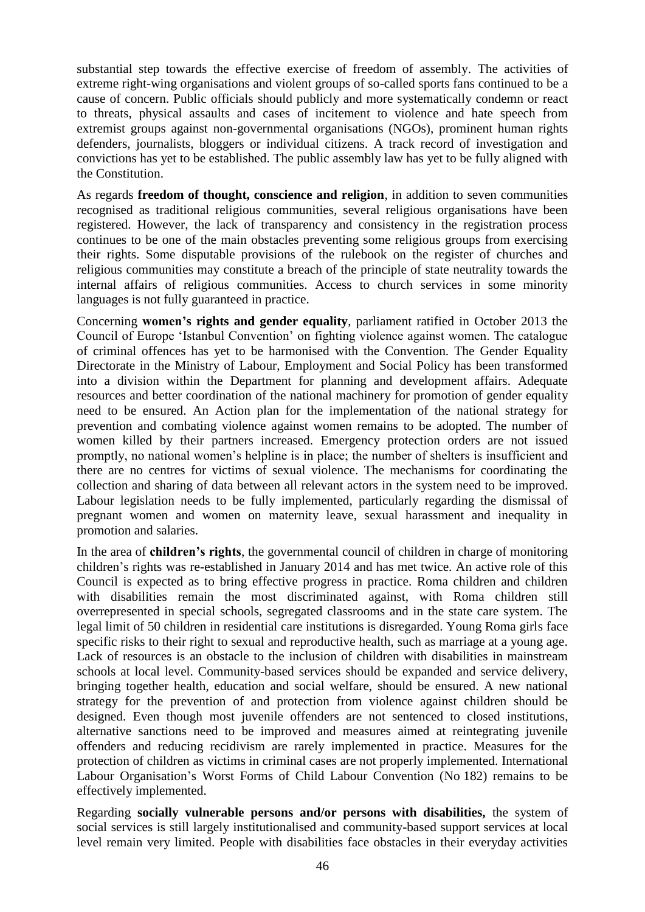substantial step towards the effective exercise of freedom of assembly. The activities of extreme right-wing organisations and violent groups of so-called sports fans continued to be a cause of concern. Public officials should publicly and more systematically condemn or react to threats, physical assaults and cases of incitement to violence and hate speech from extremist groups against non-governmental organisations (NGOs), prominent human rights defenders, journalists, bloggers or individual citizens. A track record of investigation and convictions has yet to be established. The public assembly law has yet to be fully aligned with the Constitution.

As regards **freedom of thought, conscience and religion**, in addition to seven communities recognised as traditional religious communities, several religious organisations have been registered. However, the lack of transparency and consistency in the registration process continues to be one of the main obstacles preventing some religious groups from exercising their rights. Some disputable provisions of the rulebook on the register of churches and religious communities may constitute a breach of the principle of state neutrality towards the internal affairs of religious communities. Access to church services in some minority languages is not fully guaranteed in practice.

Concerning **women's rights and gender equality**, parliament ratified in October 2013 the Council of Europe 'Istanbul Convention' on fighting violence against women. The catalogue of criminal offences has yet to be harmonised with the Convention. The Gender Equality Directorate in the Ministry of Labour, Employment and Social Policy has been transformed into a division within the Department for planning and development affairs. Adequate resources and better coordination of the national machinery for promotion of gender equality need to be ensured. An Action plan for the implementation of the national strategy for prevention and combating violence against women remains to be adopted. The number of women killed by their partners increased. Emergency protection orders are not issued promptly, no national women's helpline is in place; the number of shelters is insufficient and there are no centres for victims of sexual violence. The mechanisms for coordinating the collection and sharing of data between all relevant actors in the system need to be improved. Labour legislation needs to be fully implemented, particularly regarding the dismissal of pregnant women and women on maternity leave, sexual harassment and inequality in promotion and salaries.

In the area of **children's rights**, the governmental council of children in charge of monitoring children's rights was re-established in January 2014 and has met twice. An active role of this Council is expected as to bring effective progress in practice. Roma children and children with disabilities remain the most discriminated against, with Roma children still overrepresented in special schools, segregated classrooms and in the state care system. The legal limit of 50 children in residential care institutions is disregarded. Young Roma girls face specific risks to their right to sexual and reproductive health, such as marriage at a young age. Lack of resources is an obstacle to the inclusion of children with disabilities in mainstream schools at local level. Community-based services should be expanded and service delivery, bringing together health, education and social welfare, should be ensured. A new national strategy for the prevention of and protection from violence against children should be designed. Even though most juvenile offenders are not sentenced to closed institutions, alternative sanctions need to be improved and measures aimed at reintegrating juvenile offenders and reducing recidivism are rarely implemented in practice. Measures for the protection of children as victims in criminal cases are not properly implemented. International Labour Organisation's Worst Forms of Child Labour Convention (No 182) remains to be effectively implemented.

Regarding **socially vulnerable persons and/or persons with disabilities,** the system of social services is still largely institutionalised and community-based support services at local level remain very limited. People with disabilities face obstacles in their everyday activities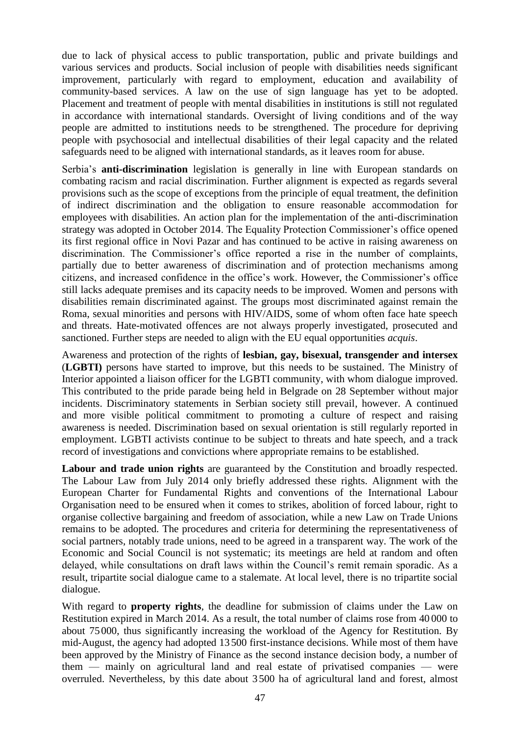due to lack of physical access to public transportation, public and private buildings and various services and products. Social inclusion of people with disabilities needs significant improvement, particularly with regard to employment, education and availability of community-based services. A law on the use of sign language has yet to be adopted. Placement and treatment of people with mental disabilities in institutions is still not regulated in accordance with international standards. Oversight of living conditions and of the way people are admitted to institutions needs to be strengthened. The procedure for depriving people with psychosocial and intellectual disabilities of their legal capacity and the related safeguards need to be aligned with international standards, as it leaves room for abuse.

Serbia's **anti-discrimination** legislation is generally in line with European standards on combating racism and racial discrimination. Further alignment is expected as regards several provisions such as the scope of exceptions from the principle of equal treatment, the definition of indirect discrimination and the obligation to ensure reasonable accommodation for employees with disabilities. An action plan for the implementation of the anti-discrimination strategy was adopted in October 2014. The Equality Protection Commissioner's office opened its first regional office in Novi Pazar and has continued to be active in raising awareness on discrimination. The Commissioner's office reported a rise in the number of complaints, partially due to better awareness of discrimination and of protection mechanisms among citizens, and increased confidence in the office's work. However, the Commissioner's office still lacks adequate premises and its capacity needs to be improved. Women and persons with disabilities remain discriminated against. The groups most discriminated against remain the Roma, sexual minorities and persons with HIV/AIDS, some of whom often face hate speech and threats. Hate-motivated offences are not always properly investigated, prosecuted and sanctioned. Further steps are needed to align with the EU equal opportunities *acquis*.

Awareness and protection of the rights of **lesbian, gay, bisexual, transgender and intersex** (**LGBTI)** persons have started to improve, but this needs to be sustained. The Ministry of Interior appointed a liaison officer for the LGBTI community, with whom dialogue improved. This contributed to the pride parade being held in Belgrade on 28 September without major incidents. Discriminatory statements in Serbian society still prevail, however. A continued and more visible political commitment to promoting a culture of respect and raising awareness is needed. Discrimination based on sexual orientation is still regularly reported in employment. LGBTI activists continue to be subject to threats and hate speech, and a track record of investigations and convictions where appropriate remains to be established.

**Labour and trade union rights** are guaranteed by the Constitution and broadly respected. The Labour Law from July 2014 only briefly addressed these rights. Alignment with the European Charter for Fundamental Rights and conventions of the International Labour Organisation need to be ensured when it comes to strikes, abolition of forced labour, right to organise collective bargaining and freedom of association, while a new Law on Trade Unions remains to be adopted. The procedures and criteria for determining the representativeness of social partners, notably trade unions, need to be agreed in a transparent way. The work of the Economic and Social Council is not systematic; its meetings are held at random and often delayed, while consultations on draft laws within the Council's remit remain sporadic. As a result, tripartite social dialogue came to a stalemate. At local level, there is no tripartite social dialogue.

With regard to **property rights**, the deadline for submission of claims under the Law on Restitution expired in March 2014. As a result, the total number of claims rose from 40 000 to about 75 000, thus significantly increasing the workload of the Agency for Restitution. By mid-August, the agency had adopted 13 500 first-instance decisions. While most of them have been approved by the Ministry of Finance as the second instance decision body, a number of them — mainly on agricultural land and real estate of privatised companies — were overruled. Nevertheless, by this date about 3 500 ha of agricultural land and forest, almost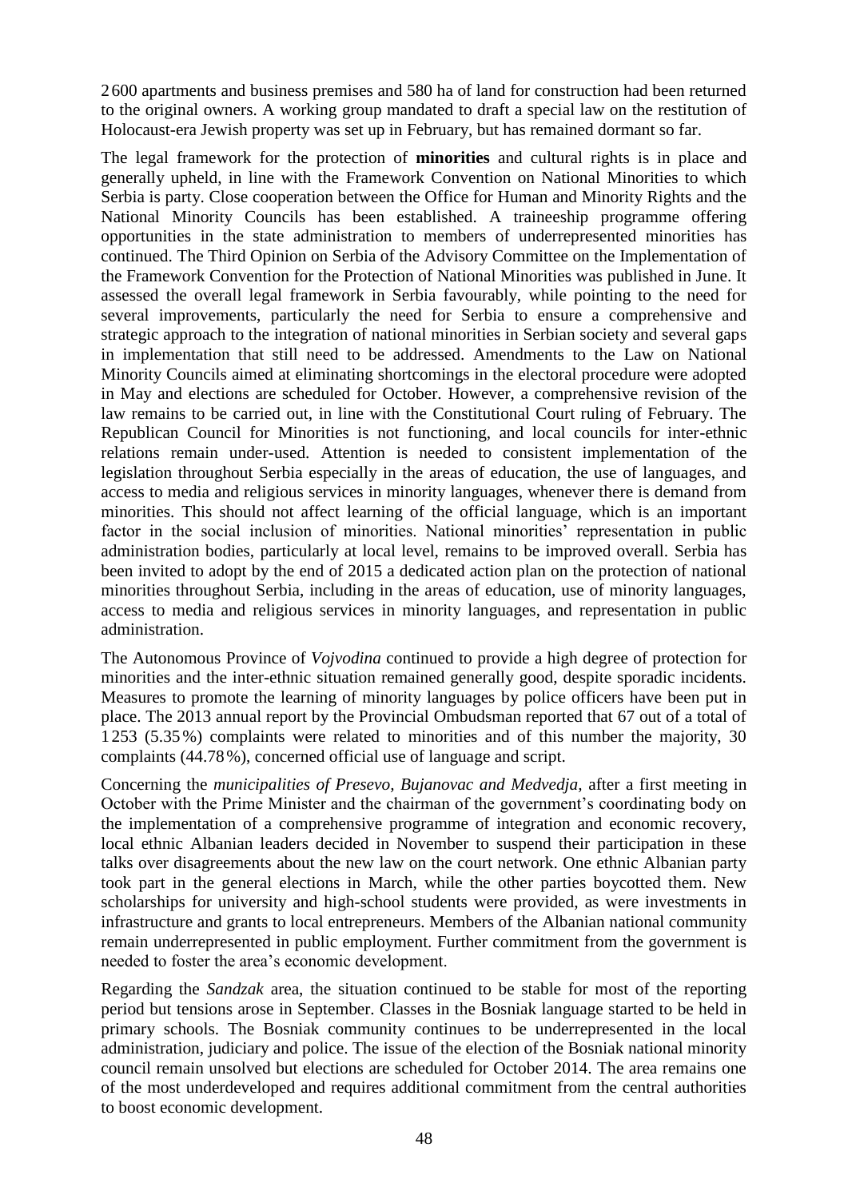2600 apartments and business premises and 580 ha of land for construction had been returned to the original owners. A working group mandated to draft a special law on the restitution of Holocaust-era Jewish property was set up in February, but has remained dormant so far.

The legal framework for the protection of **minorities** and cultural rights is in place and generally upheld, in line with the Framework Convention on National Minorities to which Serbia is party. Close cooperation between the Office for Human and Minority Rights and the National Minority Councils has been established. A traineeship programme offering opportunities in the state administration to members of underrepresented minorities has continued. The Third Opinion on Serbia of the Advisory Committee on the Implementation of the Framework Convention for the Protection of National Minorities was published in June. It assessed the overall legal framework in Serbia favourably, while pointing to the need for several improvements, particularly the need for Serbia to ensure a comprehensive and strategic approach to the integration of national minorities in Serbian society and several gaps in implementation that still need to be addressed. Amendments to the Law on National Minority Councils aimed at eliminating shortcomings in the electoral procedure were adopted in May and elections are scheduled for October. However, a comprehensive revision of the law remains to be carried out, in line with the Constitutional Court ruling of February. The Republican Council for Minorities is not functioning, and local councils for inter-ethnic relations remain under-used. Attention is needed to consistent implementation of the legislation throughout Serbia especially in the areas of education, the use of languages, and access to media and religious services in minority languages, whenever there is demand from minorities. This should not affect learning of the official language, which is an important factor in the social inclusion of minorities. National minorities' representation in public administration bodies, particularly at local level, remains to be improved overall. Serbia has been invited to adopt by the end of 2015 a dedicated action plan on the protection of national minorities throughout Serbia, including in the areas of education, use of minority languages, access to media and religious services in minority languages, and representation in public administration.

The Autonomous Province of *Vojvodina* continued to provide a high degree of protection for minorities and the inter-ethnic situation remained generally good, despite sporadic incidents. Measures to promote the learning of minority languages by police officers have been put in place. The 2013 annual report by the Provincial Ombudsman reported that 67 out of a total of 1253 (5.35%) complaints were related to minorities and of this number the majority, 30 complaints (44.78%), concerned official use of language and script.

Concerning the *municipalities of Presevo, Bujanovac and Medvedja,* after a first meeting in October with the Prime Minister and the chairman of the government's coordinating body on the implementation of a comprehensive programme of integration and economic recovery, local ethnic Albanian leaders decided in November to suspend their participation in these talks over disagreements about the new law on the court network. One ethnic Albanian party took part in the general elections in March, while the other parties boycotted them. New scholarships for university and high-school students were provided, as were investments in infrastructure and grants to local entrepreneurs. Members of the Albanian national community remain underrepresented in public employment. Further commitment from the government is needed to foster the area's economic development.

Regarding the *Sandzak* area, the situation continued to be stable for most of the reporting period but tensions arose in September. Classes in the Bosniak language started to be held in primary schools. The Bosniak community continues to be underrepresented in the local administration, judiciary and police. The issue of the election of the Bosniak national minority council remain unsolved but elections are scheduled for October 2014. The area remains one of the most underdeveloped and requires additional commitment from the central authorities to boost economic development.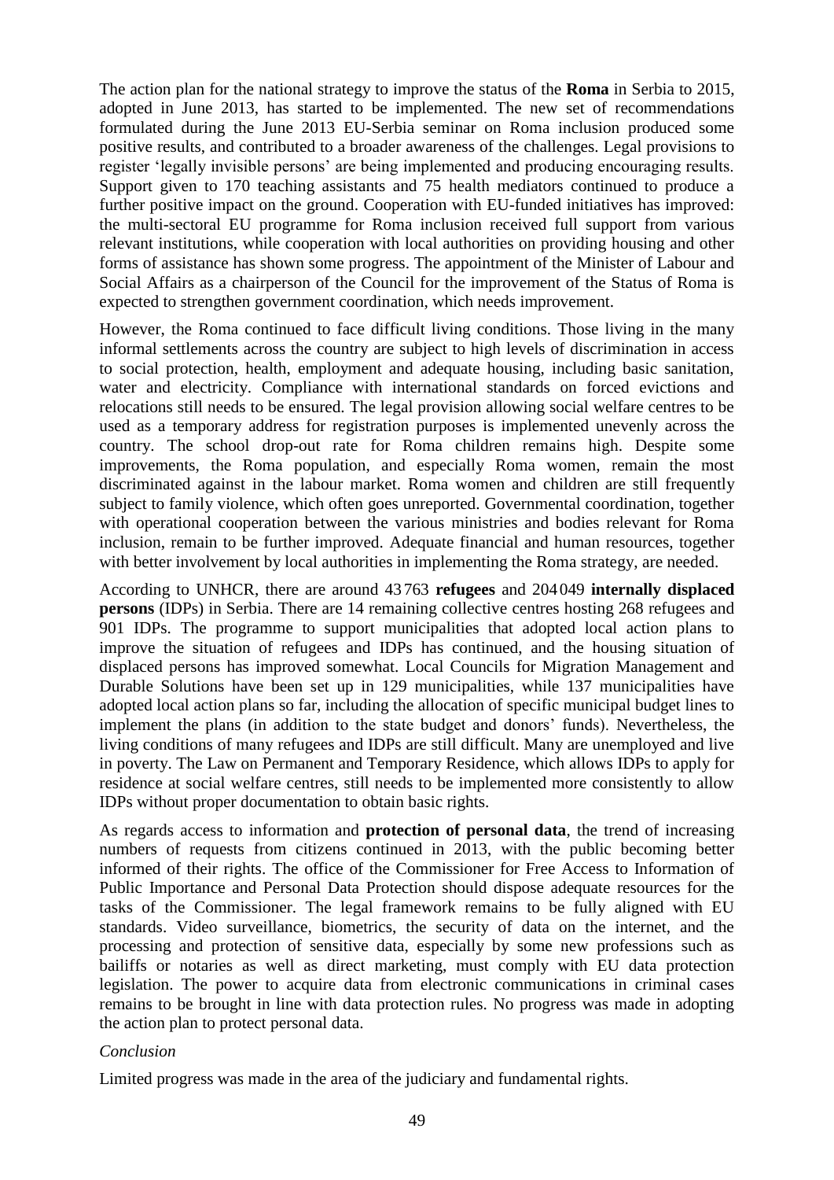The action plan for the national strategy to improve the status of the **Roma** in Serbia to 2015, adopted in June 2013, has started to be implemented. The new set of recommendations formulated during the June 2013 EU-Serbia seminar on Roma inclusion produced some positive results, and contributed to a broader awareness of the challenges. Legal provisions to register 'legally invisible persons' are being implemented and producing encouraging results. Support given to 170 teaching assistants and 75 health mediators continued to produce a further positive impact on the ground. Cooperation with EU-funded initiatives has improved: the multi-sectoral EU programme for Roma inclusion received full support from various relevant institutions, while cooperation with local authorities on providing housing and other forms of assistance has shown some progress. The appointment of the Minister of Labour and Social Affairs as a chairperson of the Council for the improvement of the Status of Roma is expected to strengthen government coordination, which needs improvement.

However, the Roma continued to face difficult living conditions. Those living in the many informal settlements across the country are subject to high levels of discrimination in access to social protection, health, employment and adequate housing, including basic sanitation, water and electricity. Compliance with international standards on forced evictions and relocations still needs to be ensured. The legal provision allowing social welfare centres to be used as a temporary address for registration purposes is implemented unevenly across the country. The school drop-out rate for Roma children remains high. Despite some improvements, the Roma population, and especially Roma women, remain the most discriminated against in the labour market. Roma women and children are still frequently subject to family violence, which often goes unreported. Governmental coordination, together with operational cooperation between the various ministries and bodies relevant for Roma inclusion, remain to be further improved. Adequate financial and human resources, together with better involvement by local authorities in implementing the Roma strategy, are needed.

According to UNHCR, there are around 43 763 **refugees** and 204 049 **internally displaced persons** (IDPs) in Serbia. There are 14 remaining collective centres hosting 268 refugees and 901 IDPs. The programme to support municipalities that adopted local action plans to improve the situation of refugees and IDPs has continued, and the housing situation of displaced persons has improved somewhat. Local Councils for Migration Management and Durable Solutions have been set up in 129 municipalities, while 137 municipalities have adopted local action plans so far, including the allocation of specific municipal budget lines to implement the plans (in addition to the state budget and donors' funds). Nevertheless, the living conditions of many refugees and IDPs are still difficult. Many are unemployed and live in poverty. The Law on Permanent and Temporary Residence, which allows IDPs to apply for residence at social welfare centres, still needs to be implemented more consistently to allow IDPs without proper documentation to obtain basic rights.

As regards access to information and **protection of personal data**, the trend of increasing numbers of requests from citizens continued in 2013, with the public becoming better informed of their rights. The office of the Commissioner for Free Access to Information of Public Importance and Personal Data Protection should dispose adequate resources for the tasks of the Commissioner. The legal framework remains to be fully aligned with EU standards. Video surveillance, biometrics, the security of data on the internet, and the processing and protection of sensitive data, especially by some new professions such as bailiffs or notaries as well as direct marketing, must comply with EU data protection legislation. The power to acquire data from electronic communications in criminal cases remains to be brought in line with data protection rules. No progress was made in adopting the action plan to protect personal data.

*Conclusion*

Limited progress was made in the area of the judiciary and fundamental rights.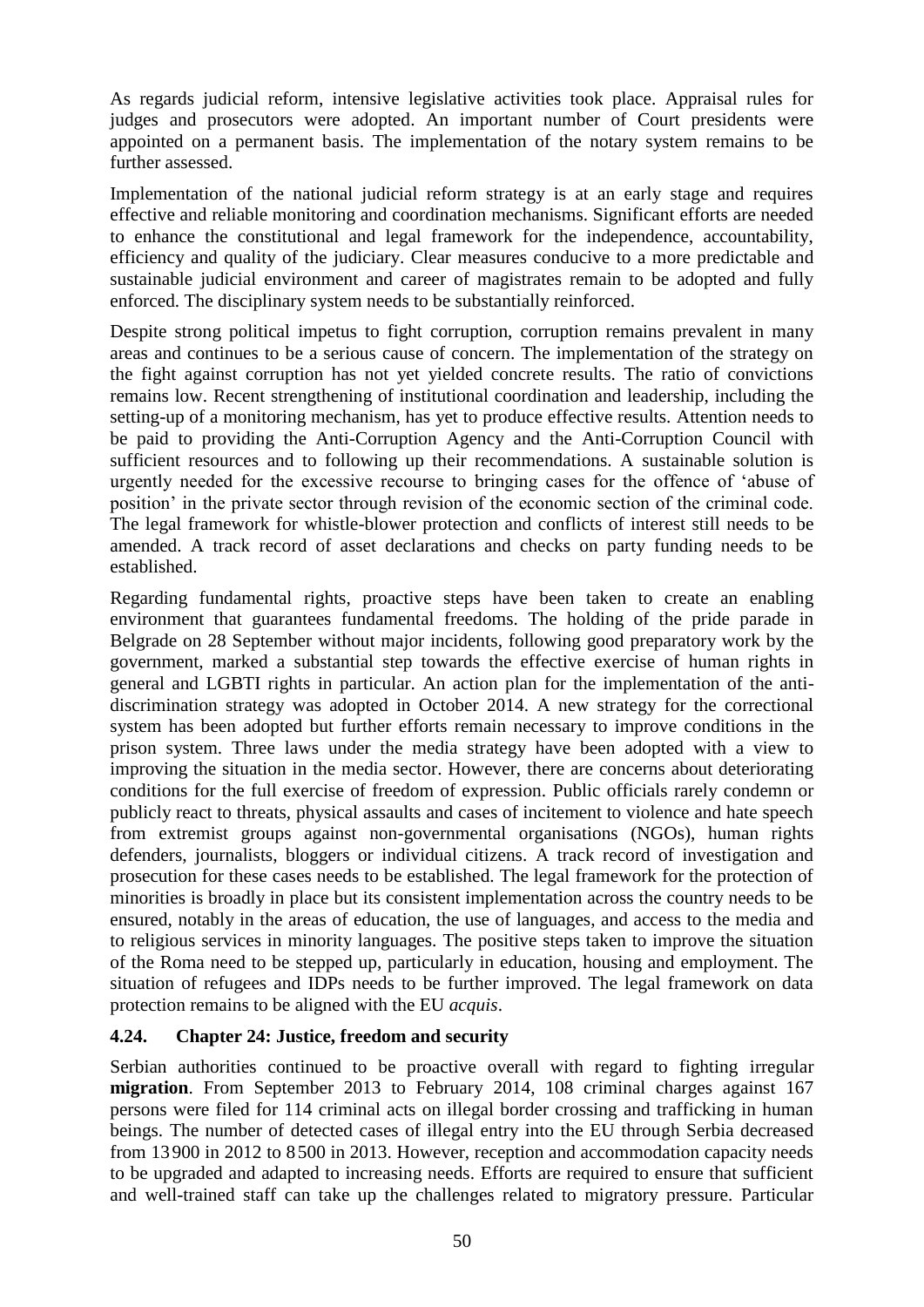As regards judicial reform, intensive legislative activities took place. Appraisal rules for judges and prosecutors were adopted. An important number of Court presidents were appointed on a permanent basis. The implementation of the notary system remains to be further assessed.

Implementation of the national judicial reform strategy is at an early stage and requires effective and reliable monitoring and coordination mechanisms. Significant efforts are needed to enhance the constitutional and legal framework for the independence, accountability, efficiency and quality of the judiciary. Clear measures conducive to a more predictable and sustainable judicial environment and career of magistrates remain to be adopted and fully enforced. The disciplinary system needs to be substantially reinforced.

Despite strong political impetus to fight corruption, corruption remains prevalent in many areas and continues to be a serious cause of concern. The implementation of the strategy on the fight against corruption has not yet yielded concrete results. The ratio of convictions remains low. Recent strengthening of institutional coordination and leadership, including the setting-up of a monitoring mechanism, has yet to produce effective results. Attention needs to be paid to providing the Anti-Corruption Agency and the Anti-Corruption Council with sufficient resources and to following up their recommendations. A sustainable solution is urgently needed for the excessive recourse to bringing cases for the offence of 'abuse of position' in the private sector through revision of the economic section of the criminal code. The legal framework for whistle-blower protection and conflicts of interest still needs to be amended. A track record of asset declarations and checks on party funding needs to be established.

Regarding fundamental rights, proactive steps have been taken to create an enabling environment that guarantees fundamental freedoms. The holding of the pride parade in Belgrade on 28 September without major incidents, following good preparatory work by the government, marked a substantial step towards the effective exercise of human rights in general and LGBTI rights in particular. An action plan for the implementation of the anti-discrimination strategy was adopted in October 2014. A new strategy for the correctional system has been adopted but further efforts remain necessary to improve conditions in the prison system. Three laws under the media strategy have been adopted with a view to improving the situation in the media sector. However, there are concerns about deteriorating conditions for the full exercise of freedom of expression. Public officials rarely condemn or publicly react to threats, physical assaults and cases of incitement to violence and hate speech from extremist groups against non-governmental organisations (NGOs), human rights defenders, journalists, bloggers or individual citizens. A track record of investigation and prosecution for these cases needs to be established. The legal framework for the protection of minorities is broadly in place but its consistent implementation across the country needs to be ensured, notably in the areas of education, the use of languages, and access to the media and to religious services in minority languages. The positive steps taken to improve the situation of the Roma need to be stepped up, particularly in education, housing and employment. The situation of refugees and IDPs needs to be further improved. The legal framework on data protection remains to be aligned with the EU *acquis*.

### 4.24. Chapter 24: Justice, freedom and security

Serbian authorities continued to be proactive overall with regard to fighting irregular **migration**. From September 2013 to February 2014, 108 criminal charges against 167 persons were filed for 114 criminal acts on illegal border crossing and trafficking in human beings. The number of detected cases of illegal entry into the EU through Serbia decreased from 13 900 in 2012 to 8 500 in 2013. However, reception and accommodation capacity needs to be upgraded and adapted to increasing needs. Efforts are required to ensure that sufficient and well-trained staff can take up the challenges related to migratory pressure. Particular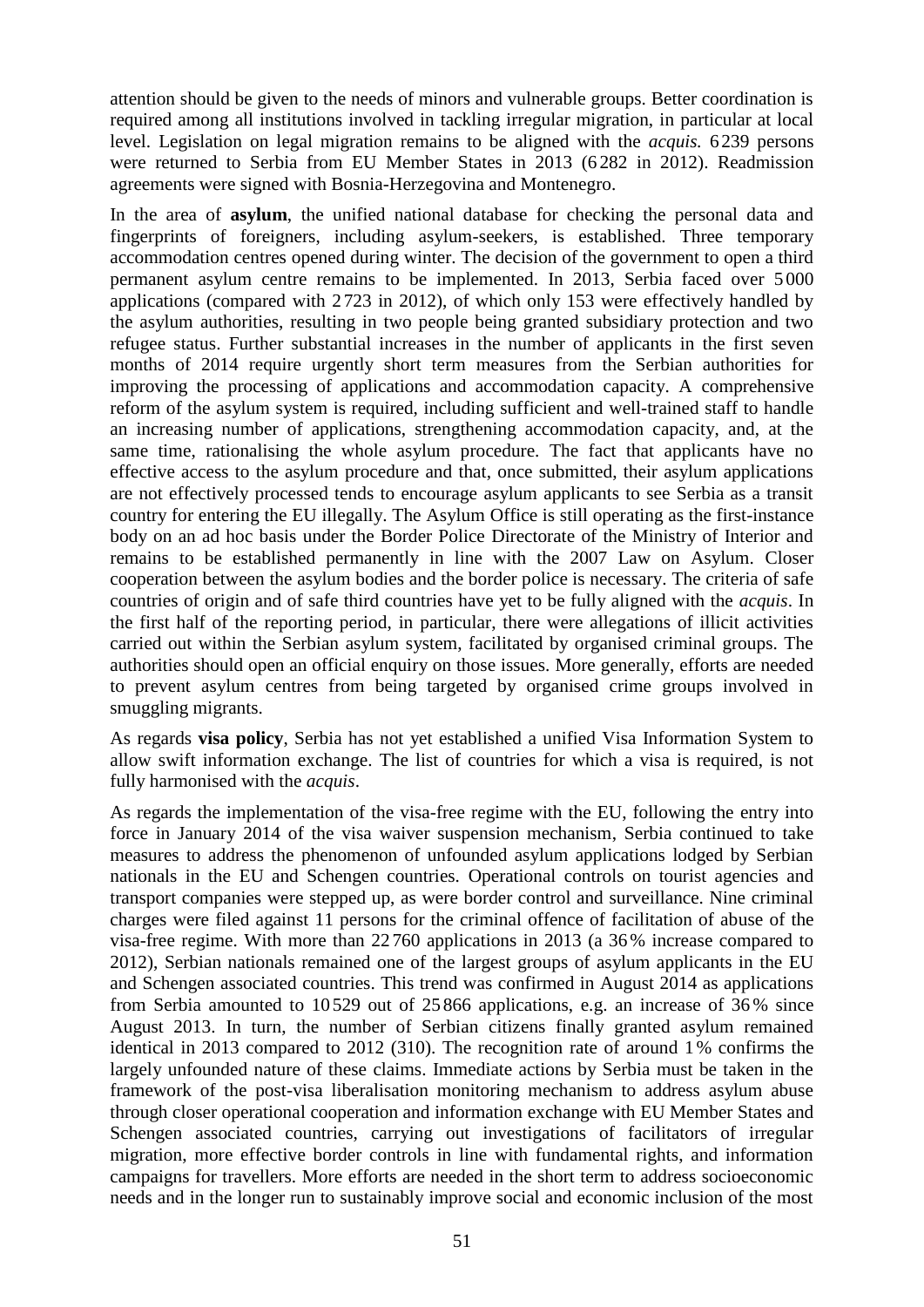attention should be given to the needs of minors and vulnerable groups. Better coordination is required among all institutions involved in tackling irregular migration, in particular at local level. Legislation on legal migration remains to be aligned with the *acquis.* 6 239 persons were returned to Serbia from EU Member States in 2013 (6 282 in 2012). Readmission agreements were signed with Bosnia-Herzegovina and Montenegro.

In the area of **asylum**, the unified national database for checking the personal data and fingerprints of foreigners, including asylum-seekers, is established. Three temporary accommodation centres opened during winter. The decision of the government to open a third permanent asylum centre remains to be implemented. In 2013, Serbia faced over 5 000 applications (compared with 2 723 in 2012), of which only 153 were effectively handled by the asylum authorities, resulting in two people being granted subsidiary protection and two refugee status. Further substantial increases in the number of applicants in the first seven months of 2014 require urgently short term measures from the Serbian authorities for improving the processing of applications and accommodation capacity. A comprehensive reform of the asylum system is required, including sufficient and well-trained staff to handle an increasing number of applications, strengthening accommodation capacity, and, at the same time, rationalising the whole asylum procedure. The fact that applicants have no effective access to the asylum procedure and that, once submitted, their asylum applications are not effectively processed tends to encourage asylum applicants to see Serbia as a transit country for entering the EU illegally. The Asylum Office is still operating as the first-instance body on an ad hoc basis under the Border Police Directorate of the Ministry of Interior and remains to be established permanently in line with the 2007 Law on Asylum. Closer cooperation between the asylum bodies and the border police is necessary. The criteria of safe countries of origin and of safe third countries have yet to be fully aligned with the *acquis*. In the first half of the reporting period, in particular, there were allegations of illicit activities carried out within the Serbian asylum system, facilitated by organised criminal groups. The authorities should open an official enquiry on those issues. More generally, efforts are needed to prevent asylum centres from being targeted by organised crime groups involved in smuggling migrants.

As regards **visa policy**, Serbia has not yet established a unified Visa Information System to allow swift information exchange. The list of countries for which a visa is required, is not fully harmonised with the *acquis*.

As regards the implementation of the visa-free regime with the EU, following the entry into force in January 2014 of the visa waiver suspension mechanism, Serbia continued to take measures to address the phenomenon of unfounded asylum applications lodged by Serbian nationals in the EU and Schengen countries. Operational controls on tourist agencies and transport companies were stepped up, as were border control and surveillance. Nine criminal charges were filed against 11 persons for the criminal offence of facilitation of abuse of the visa-free regime. With more than 22 760 applications in 2013 (a 36 % increase compared to 2012), Serbian nationals remained one of the largest groups of asylum applicants in the EU and Schengen associated countries. This trend was confirmed in August 2014 as applications from Serbia amounted to 10 529 out of 25 866 applications, e.g. an increase of 36 % since August 2013. In turn, the number of Serbian citizens finally granted asylum remained identical in 2013 compared to 2012 (310). The recognition rate of around 1 % confirms the largely unfounded nature of these claims. Immediate actions by Serbia must be taken in the framework of the post-visa liberalisation monitoring mechanism to address asylum abuse through closer operational cooperation and information exchange with EU Member States and Schengen associated countries, carrying out investigations of facilitators of irregular migration, more effective border controls in line with fundamental rights, and information campaigns for travellers. More efforts are needed in the short term to address socioeconomic needs and in the longer run to sustainably improve social and economic inclusion of the most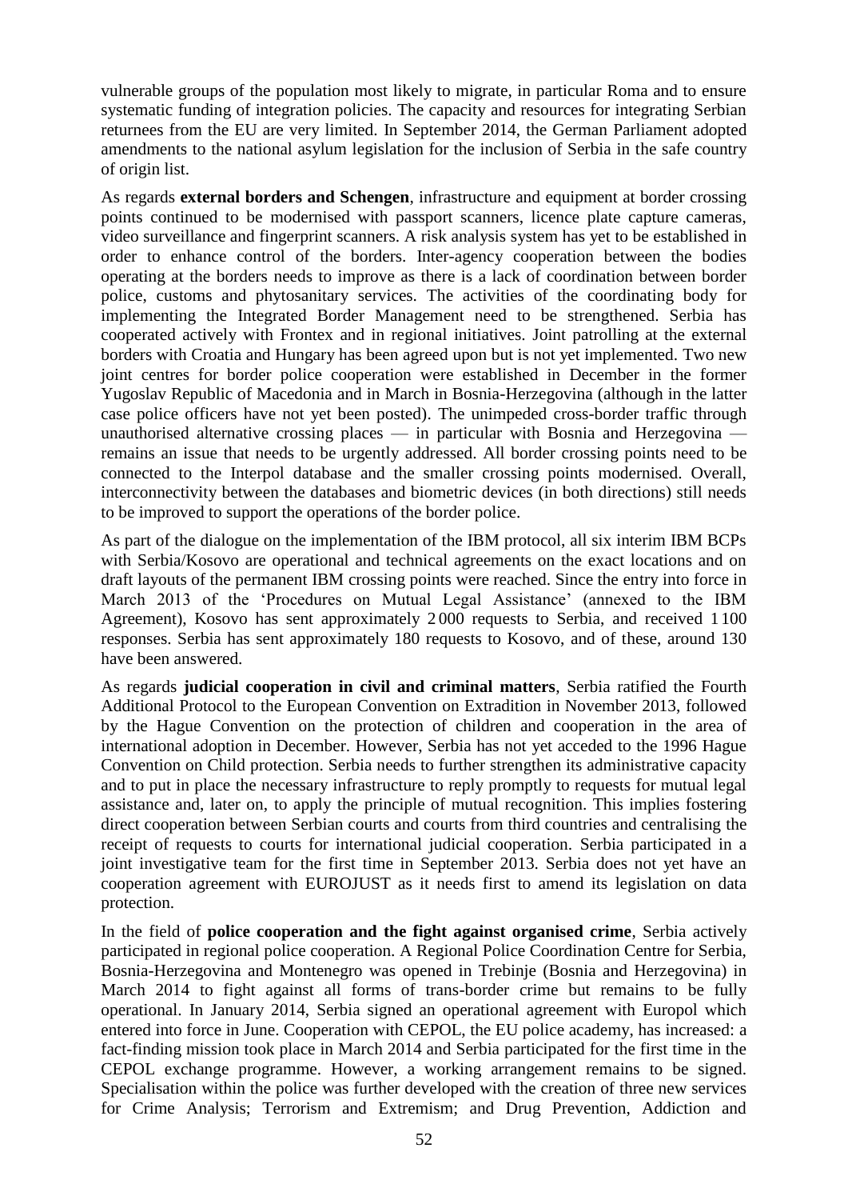vulnerable groups of the population most likely to migrate, in particular Roma and to ensure systematic funding of integration policies. The capacity and resources for integrating Serbian returnees from the EU are very limited. In September 2014, the German Parliament adopted amendments to the national asylum legislation for the inclusion of Serbia in the safe country of origin list.

As regards **external borders and Schengen**, infrastructure and equipment at border crossing points continued to be modernised with passport scanners, licence plate capture cameras, video surveillance and fingerprint scanners. A risk analysis system has yet to be established in order to enhance control of the borders. Inter-agency cooperation between the bodies operating at the borders needs to improve as there is a lack of coordination between border police, customs and phytosanitary services. The activities of the coordinating body for implementing the Integrated Border Management need to be strengthened. Serbia has cooperated actively with Frontex and in regional initiatives. Joint patrolling at the external borders with Croatia and Hungary has been agreed upon but is not yet implemented. Two new joint centres for border police cooperation were established in December in the former Yugoslav Republic of Macedonia and in March in Bosnia-Herzegovina (although in the latter case police officers have not yet been posted). The unimpeded cross-border traffic through unauthorised alternative crossing places — in particular with Bosnia and Herzegovina — remains an issue that needs to be urgently addressed. All border crossing points need to be connected to the Interpol database and the smaller crossing points modernised. Overall, interconnectivity between the databases and biometric devices (in both directions) still needs to be improved to support the operations of the border police.

As part of the dialogue on the implementation of the IBM protocol, all six interim IBM BCPs with Serbia/Kosovo are operational and technical agreements on the exact locations and on draft layouts of the permanent IBM crossing points were reached. Since the entry into force in March 2013 of the 'Procedures on Mutual Legal Assistance' (annexed to the IBM Agreement), Kosovo has sent approximately 2 000 requests to Serbia, and received 1 100 responses. Serbia has sent approximately 180 requests to Kosovo, and of these, around 130 have been answered.

As regards **judicial cooperation in civil and criminal matters**, Serbia ratified the Fourth Additional Protocol to the European Convention on Extradition in November 2013, followed by the Hague Convention on the protection of children and cooperation in the area of international adoption in December. However, Serbia has not yet acceded to the 1996 Hague Convention on Child protection. Serbia needs to further strengthen its administrative capacity and to put in place the necessary infrastructure to reply promptly to requests for mutual legal assistance and, later on, to apply the principle of mutual recognition. This implies fostering direct cooperation between Serbian courts and courts from third countries and centralising the receipt of requests to courts for international judicial cooperation. Serbia participated in a joint investigative team for the first time in September 2013. Serbia does not yet have an cooperation agreement with EUROJUST as it needs first to amend its legislation on data protection.

In the field of **police cooperation and the fight against organised crime**, Serbia actively participated in regional police cooperation. A Regional Police Coordination Centre for Serbia, Bosnia-Herzegovina and Montenegro was opened in Trebinje (Bosnia and Herzegovina) in March 2014 to fight against all forms of trans-border crime but remains to be fully operational. In January 2014, Serbia signed an operational agreement with Europol which entered into force in June. Cooperation with CEPOL, the EU police academy, has increased: a fact-finding mission took place in March 2014 and Serbia participated for the first time in the CEPOL exchange programme. However, a working arrangement remains to be signed. Specialisation within the police was further developed with the creation of three new services for Crime Analysis; Terrorism and Extremism; and Drug Prevention, Addiction and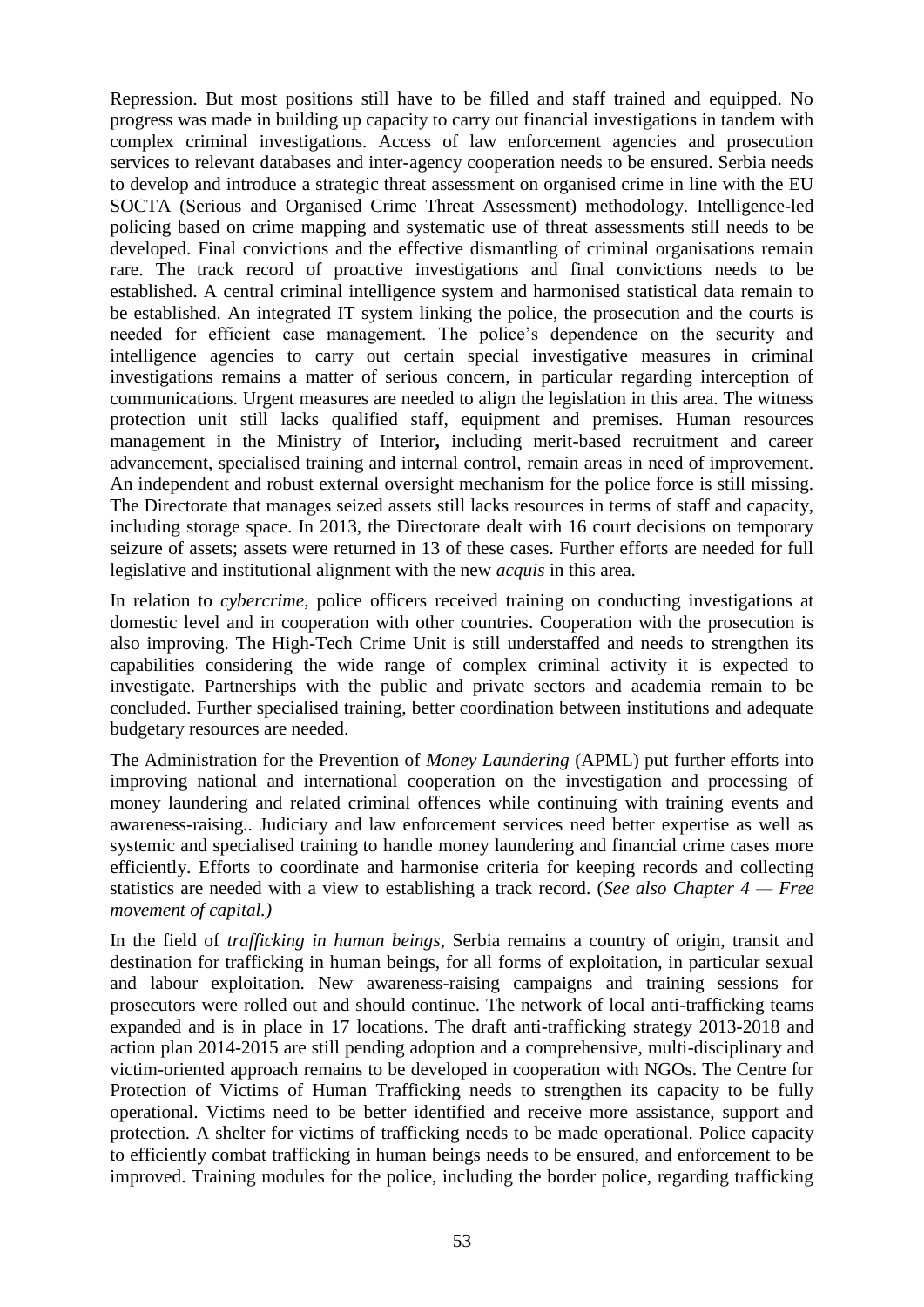Repression. But most positions still have to be filled and staff trained and equipped. No progress was made in building up capacity to carry out financial investigations in tandem with complex criminal investigations. Access of law enforcement agencies and prosecution services to relevant databases and inter-agency cooperation needs to be ensured. Serbia needs to develop and introduce a strategic threat assessment on organised crime in line with the EU SOCTA (Serious and Organised Crime Threat Assessment) methodology. Intelligence-led policing based on crime mapping and systematic use of threat assessments still needs to be developed. Final convictions and the effective dismantling of criminal organisations remain rare. The track record of proactive investigations and final convictions needs to be established. A central criminal intelligence system and harmonised statistical data remain to be established. An integrated IT system linking the police, the prosecution and the courts is needed for efficient case management. The police's dependence on the security and intelligence agencies to carry out certain special investigative measures in criminal investigations remains a matter of serious concern, in particular regarding interception of communications. Urgent measures are needed to align the legislation in this area. The witness protection unit still lacks qualified staff, equipment and premises. Human resources management in the Ministry of Interior**,** including merit-based recruitment and career advancement, specialised training and internal control, remain areas in need of improvement. An independent and robust external oversight mechanism for the police force is still missing. The Directorate that manages seized assets still lacks resources in terms of staff and capacity, including storage space. In 2013, the Directorate dealt with 16 court decisions on temporary seizure of assets; assets were returned in 13 of these cases. Further efforts are needed for full legislative and institutional alignment with the new *acquis* in this area.

In relation to *cybercrime*, police officers received training on conducting investigations at domestic level and in cooperation with other countries. Cooperation with the prosecution is also improving. The High-Tech Crime Unit is still understaffed and needs to strengthen its capabilities considering the wide range of complex criminal activity it is expected to investigate. Partnerships with the public and private sectors and academia remain to be concluded. Further specialised training, better coordination between institutions and adequate budgetary resources are needed.

The Administration for the Prevention of *Money Laundering* (APML) put further efforts into improving national and international cooperation on the investigation and processing of money laundering and related criminal offences while continuing with training events and awareness-raising.. Judiciary and law enforcement services need better expertise as well as systemic and specialised training to handle money laundering and financial crime cases more efficiently. Efforts to coordinate and harmonise criteria for keeping records and collecting statistics are needed with a view to establishing a track record. (*See also Chapter 4 — Free movement of capital.)*

In the field of *trafficking in human beings*, Serbia remains a country of origin, transit and destination for trafficking in human beings, for all forms of exploitation, in particular sexual and labour exploitation. New awareness-raising campaigns and training sessions for prosecutors were rolled out and should continue. The network of local anti-trafficking teams expanded and is in place in 17 locations. The draft anti-trafficking strategy 2013-2018 and action plan 2014-2015 are still pending adoption and a comprehensive, multi-disciplinary and victim-oriented approach remains to be developed in cooperation with NGOs. The Centre for Protection of Victims of Human Trafficking needs to strengthen its capacity to be fully operational. Victims need to be better identified and receive more assistance, support and protection. A shelter for victims of trafficking needs to be made operational. Police capacity to efficiently combat trafficking in human beings needs to be ensured, and enforcement to be improved. Training modules for the police, including the border police, regarding trafficking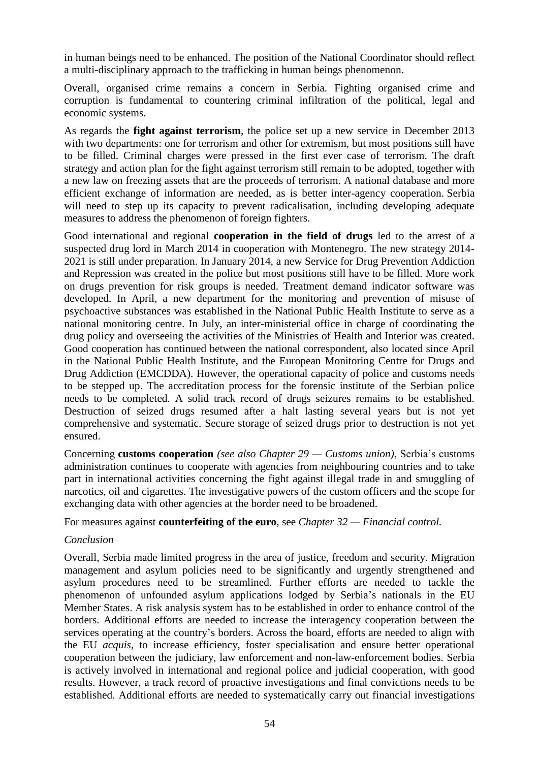in human beings need to be enhanced. The position of the National Coordinator should reflect a multi-disciplinary approach to the trafficking in human beings phenomenon.

Overall, organised crime remains a concern in Serbia. Fighting organised crime and corruption is fundamental to countering criminal infiltration of the political, legal and economic systems.

As regards the **fight against terrorism**, the police set up a new service in December 2013 with two departments: one for terrorism and other for extremism, but most positions still have to be filled. Criminal charges were pressed in the first ever case of terrorism. The draft strategy and action plan for the fight against terrorism still remain to be adopted, together with a new law on freezing assets that are the proceeds of terrorism. A national database and more efficient exchange of information are needed, as is better inter-agency cooperation. Serbia will need to step up its capacity to prevent radicalisation, including developing adequate measures to address the phenomenon of foreign fighters.

Good international and regional **cooperation in the field of drugs** led to the arrest of a suspected drug lord in March 2014 in cooperation with Montenegro. The new strategy 2014-2021 is still under preparation. In January 2014, a new Service for Drug Prevention Addiction and Repression was created in the police but most positions still have to be filled. More work on drugs prevention for risk groups is needed. Treatment demand indicator software was developed. In April, a new department for the monitoring and prevention of misuse of psychoactive substances was established in the National Public Health Institute to serve as a national monitoring centre. In July, an inter-ministerial office in charge of coordinating the drug policy and overseeing the activities of the Ministries of Health and Interior was created. Good cooperation has continued between the national correspondent, also located since April in the National Public Health Institute, and the European Monitoring Centre for Drugs and Drug Addiction (EMCDDA). However, the operational capacity of police and customs needs to be stepped up. The accreditation process for the forensic institute of the Serbian police needs to be completed. A solid track record of drugs seizures remains to be established. Destruction of seized drugs resumed after a halt lasting several years but is not yet comprehensive and systematic. Secure storage of seized drugs prior to destruction is not yet ensured.

Concerning **customs cooperation** *(see also Chapter 29 — Customs union)*, Serbia's customs administration continues to cooperate with agencies from neighbouring countries and to take part in international activities concerning the fight against illegal trade in and smuggling of narcotics, oil and cigarettes. The investigative powers of the custom officers and the scope for exchanging data with other agencies at the border need to be broadened.

For measures against **counterfeiting of the euro**, see *Chapter 32 — Financial control.*

*Conclusion*

Overall, Serbia made limited progress in the area of justice, freedom and security. Migration management and asylum policies need to be significantly and urgently strengthened and asylum procedures need to be streamlined. Further efforts are needed to tackle the phenomenon of unfounded asylum applications lodged by Serbia's nationals in the EU Member States. A risk analysis system has to be established in order to enhance control of the borders. Additional efforts are needed to increase the interagency cooperation between the services operating at the country's borders. Across the board, efforts are needed to align with the EU *acquis*, to increase efficiency, foster specialisation and ensure better operational cooperation between the judiciary, law enforcement and non-law-enforcement bodies. Serbia is actively involved in international and regional police and judicial cooperation, with good results. However, a track record of proactive investigations and final convictions needs to be established. Additional efforts are needed to systematically carry out financial investigations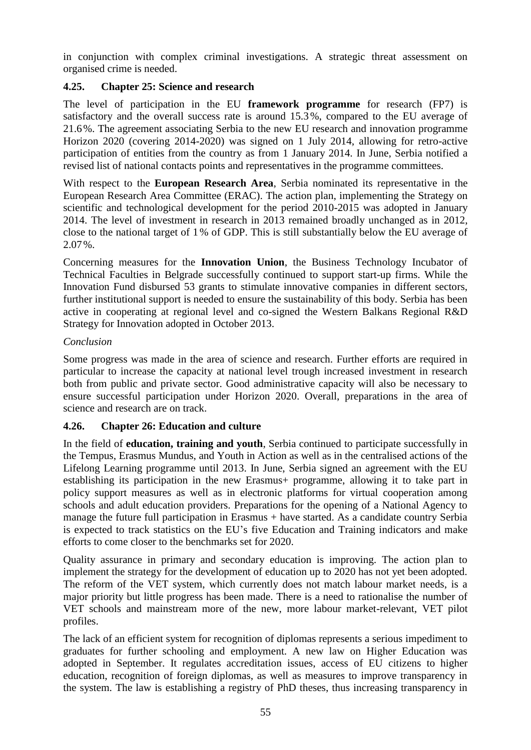in conjunction with complex criminal investigations. A strategic threat assessment on organised crime is needed.

### 4.25. Chapter 25: Science and research

The level of participation in the EU **framework programme** for research (FP7) is satisfactory and the overall success rate is around 15.3%, compared to the EU average of 21.6%. The agreement associating Serbia to the new EU research and innovation programme Horizon 2020 (covering 2014-2020) was signed on 1 July 2014, allowing for retro-active participation of entities from the country as from 1 January 2014. In June, Serbia notified a revised list of national contacts points and representatives in the programme committees.

With respect to the **European Research Area**, Serbia nominated its representative in the European Research Area Committee (ERAC). The action plan, implementing the Strategy on scientific and technological development for the period 2010-2015 was adopted in January 2014. The level of investment in research in 2013 remained broadly unchanged as in 2012, close to the national target of 1% of GDP. This is still substantially below the EU average of 2.07%.

Concerning measures for the **Innovation Union**, the Business Technology Incubator of Technical Faculties in Belgrade successfully continued to support start-up firms. While the Innovation Fund disbursed 53 grants to stimulate innovative companies in different sectors, further institutional support is needed to ensure the sustainability of this body. Serbia has been active in cooperating at regional level and co-signed the Western Balkans Regional R&D Strategy for Innovation adopted in October 2013.

*Conclusion*

Some progress was made in the area of science and research. Further efforts are required in particular to increase the capacity at national level trough increased investment in research both from public and private sector. Good administrative capacity will also be necessary to ensure successful participation under Horizon 2020. Overall, preparations in the area of science and research are on track.

### 4.26. Chapter 26: Education and culture

In the field of **education, training and youth**, Serbia continued to participate successfully in the Tempus, Erasmus Mundus, and Youth in Action as well as in the centralised actions of the Lifelong Learning programme until 2013. In June, Serbia signed an agreement with the EU establishing its participation in the new Erasmus+ programme, allowing it to take part in policy support measures as well as in electronic platforms for virtual cooperation among schools and adult education providers. Preparations for the opening of a National Agency to manage the future full participation in Erasmus + have started. As a candidate country Serbia is expected to track statistics on the EU's five Education and Training indicators and make efforts to come closer to the benchmarks set for 2020.

Quality assurance in primary and secondary education is improving. The action plan to implement the strategy for the development of education up to 2020 has not yet been adopted. The reform of the VET system, which currently does not match labour market needs, is a major priority but little progress has been made. There is a need to rationalise the number of VET schools and mainstream more of the new, more labour market-relevant, VET pilot profiles.

The lack of an efficient system for recognition of diplomas represents a serious impediment to graduates for further schooling and employment. A new law on Higher Education was adopted in September. It regulates accreditation issues, access of EU citizens to higher education, recognition of foreign diplomas, as well as measures to improve transparency in the system. The law is establishing a registry of PhD theses, thus increasing transparency in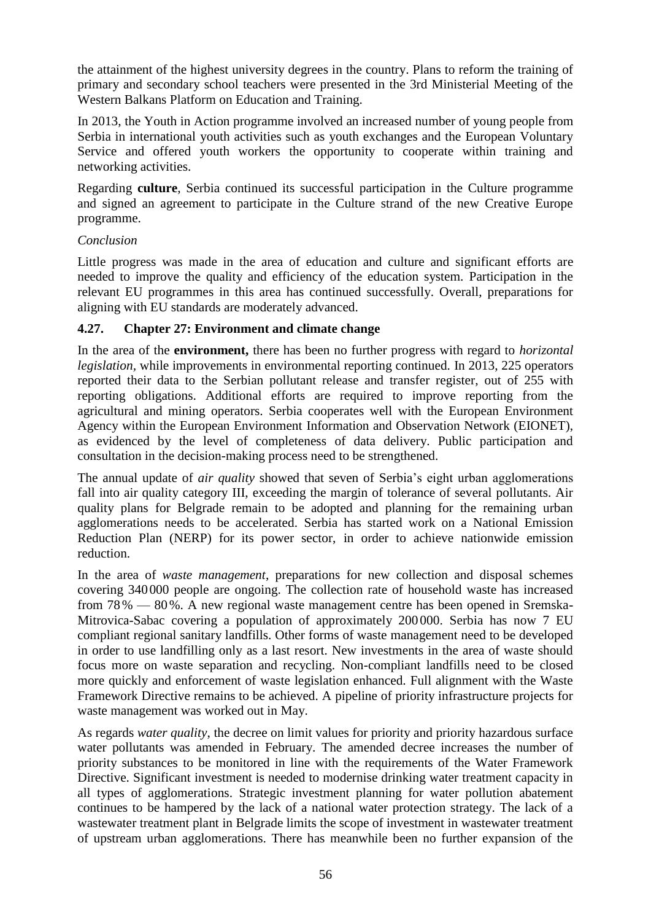the attainment of the highest university degrees in the country. Plans to reform the training of primary and secondary school teachers were presented in the 3rd Ministerial Meeting of the Western Balkans Platform on Education and Training.

In 2013, the Youth in Action programme involved an increased number of young people from Serbia in international youth activities such as youth exchanges and the European Voluntary Service and offered youth workers the opportunity to cooperate within training and networking activities.

Regarding **culture**, Serbia continued its successful participation in the Culture programme and signed an agreement to participate in the Culture strand of the new Creative Europe programme.

*Conclusion*

Little progress was made in the area of education and culture and significant efforts are needed to improve the quality and efficiency of the education system. Participation in the relevant EU programmes in this area has continued successfully. Overall, preparations for aligning with EU standards are moderately advanced.

### 4.27. Chapter 27: Environment and climate change

In the area of the **environment,** there has been no further progress with regard to *horizontal legislation,* while improvements in environmental reporting continued. In 2013, 225 operators reported their data to the Serbian pollutant release and transfer register, out of 255 with reporting obligations. Additional efforts are required to improve reporting from the agricultural and mining operators. Serbia cooperates well with the European Environment Agency within the European Environment Information and Observation Network (EIONET), as evidenced by the level of completeness of data delivery. Public participation and consultation in the decision-making process need to be strengthened.

The annual update of *air quality* showed that seven of Serbia's eight urban agglomerations fall into air quality category III, exceeding the margin of tolerance of several pollutants. Air quality plans for Belgrade remain to be adopted and planning for the remaining urban agglomerations needs to be accelerated. Serbia has started work on a National Emission Reduction Plan (NERP) for its power sector, in order to achieve nationwide emission reduction.

In the area of *waste management*, preparations for new collection and disposal schemes covering 340 000 people are ongoing. The collection rate of household waste has increased from 78 % — 80 %. A new regional waste management centre has been opened in Sremska-Mitrovica-Sabac covering a population of approximately 200 000. Serbia has now 7 EU compliant regional sanitary landfills. Other forms of waste management need to be developed in order to use landfilling only as a last resort. New investments in the area of waste should focus more on waste separation and recycling. Non-compliant landfills need to be closed more quickly and enforcement of waste legislation enhanced. Full alignment with the Waste Framework Directive remains to be achieved. A pipeline of priority infrastructure projects for waste management was worked out in May.

As regards *water quality*, the decree on limit values for priority and priority hazardous surface water pollutants was amended in February. The amended decree increases the number of priority substances to be monitored in line with the requirements of the Water Framework Directive. Significant investment is needed to modernise drinking water treatment capacity in all types of agglomerations. Strategic investment planning for water pollution abatement continues to be hampered by the lack of a national water protection strategy. The lack of a wastewater treatment plant in Belgrade limits the scope of investment in wastewater treatment of upstream urban agglomerations. There has meanwhile been no further expansion of the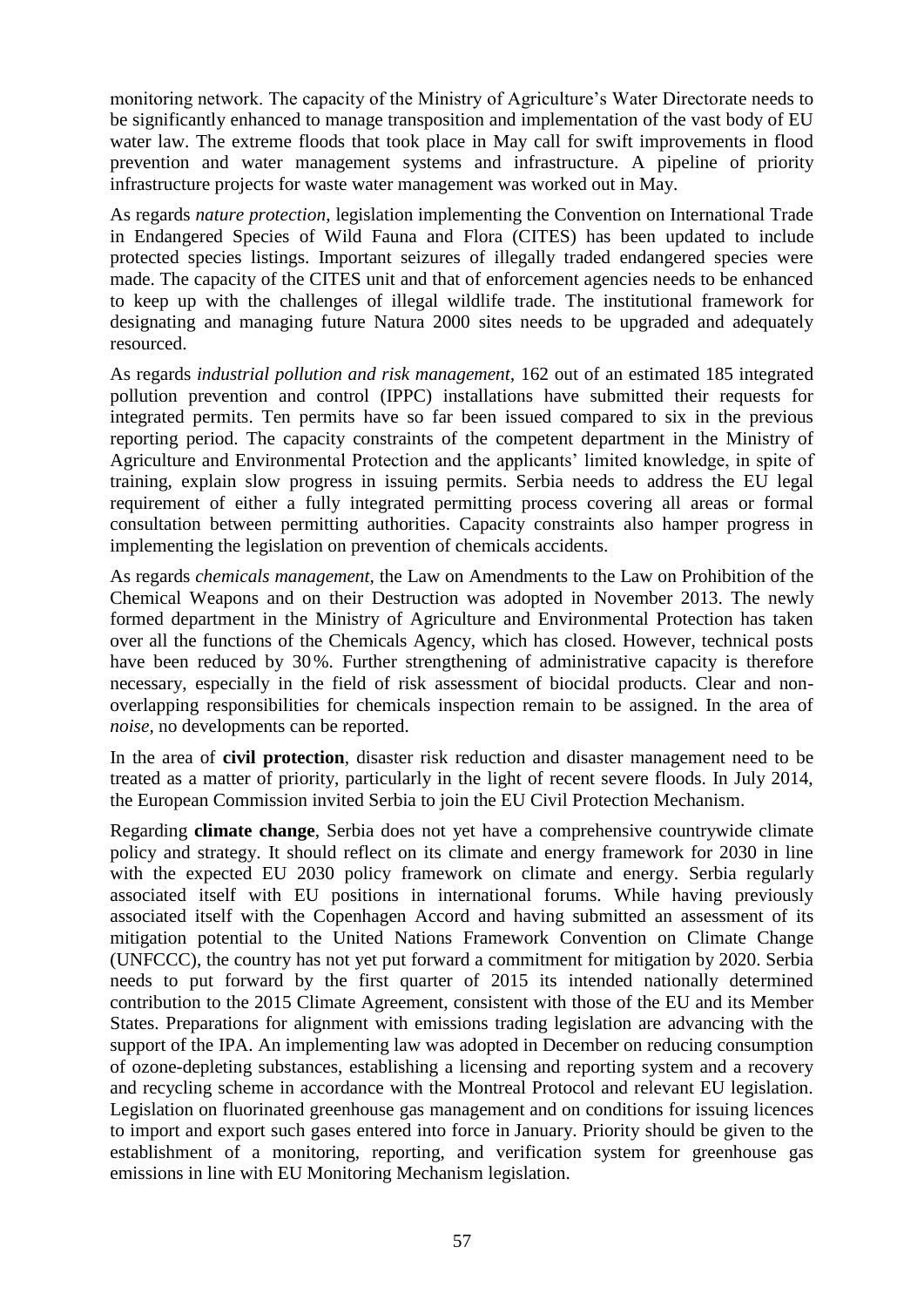monitoring network. The capacity of the Ministry of Agriculture's Water Directorate needs to be significantly enhanced to manage transposition and implementation of the vast body of EU water law. The extreme floods that took place in May call for swift improvements in flood prevention and water management systems and infrastructure. A pipeline of priority infrastructure projects for waste water management was worked out in May.

As regards *nature protection*, legislation implementing the Convention on International Trade in Endangered Species of Wild Fauna and Flora (CITES) has been updated to include protected species listings. Important seizures of illegally traded endangered species were made. The capacity of the CITES unit and that of enforcement agencies needs to be enhanced to keep up with the challenges of illegal wildlife trade. The institutional framework for designating and managing future Natura 2000 sites needs to be upgraded and adequately resourced.

As regards *industrial pollution and risk management*, 162 out of an estimated 185 integrated pollution prevention and control (IPPC) installations have submitted their requests for integrated permits. Ten permits have so far been issued compared to six in the previous reporting period. The capacity constraints of the competent department in the Ministry of Agriculture and Environmental Protection and the applicants' limited knowledge, in spite of training, explain slow progress in issuing permits. Serbia needs to address the EU legal requirement of either a fully integrated permitting process covering all areas or formal consultation between permitting authorities. Capacity constraints also hamper progress in implementing the legislation on prevention of chemicals accidents.

As regards *chemicals management*, the Law on Amendments to the Law on Prohibition of the Chemical Weapons and on their Destruction was adopted in November 2013. The newly formed department in the Ministry of Agriculture and Environmental Protection has taken over all the functions of the Chemicals Agency, which has closed. However, technical posts have been reduced by 30 %. Further strengthening of administrative capacity is therefore necessary, especially in the field of risk assessment of biocidal products. Clear and non-overlapping responsibilities for chemicals inspection remain to be assigned. In the area of *noise*, no developments can be reported.

In the area of **civil protection**, disaster risk reduction and disaster management need to be treated as a matter of priority, particularly in the light of recent severe floods. In July 2014, the European Commission invited Serbia to join the EU Civil Protection Mechanism.

Regarding **climate change**, Serbia does not yet have a comprehensive countrywide climate policy and strategy. It should reflect on its climate and energy framework for 2030 in line with the expected EU 2030 policy framework on climate and energy. Serbia regularly associated itself with EU positions in international forums. While having previously associated itself with the Copenhagen Accord and having submitted an assessment of its mitigation potential to the United Nations Framework Convention on Climate Change (UNFCCC), the country has not yet put forward a commitment for mitigation by 2020. Serbia needs to put forward by the first quarter of 2015 its intended nationally determined contribution to the 2015 Climate Agreement, consistent with those of the EU and its Member States. Preparations for alignment with emissions trading legislation are advancing with the support of the IPA. An implementing law was adopted in December on reducing consumption of ozone-depleting substances, establishing a licensing and reporting system and a recovery and recycling scheme in accordance with the Montreal Protocol and relevant EU legislation. Legislation on fluorinated greenhouse gas management and on conditions for issuing licences to import and export such gases entered into force in January. Priority should be given to the establishment of a monitoring, reporting, and verification system for greenhouse gas emissions in line with EU Monitoring Mechanism legislation.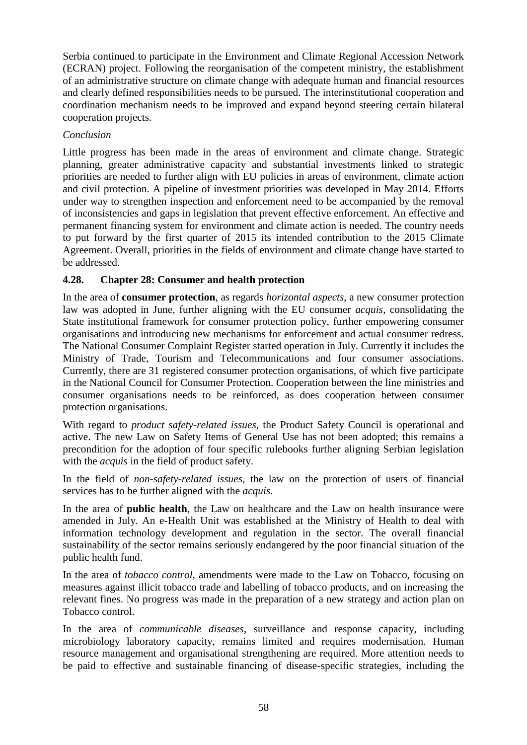Serbia continued to participate in the Environment and Climate Regional Accession Network (ECRAN) project. Following the reorganisation of the competent ministry, the establishment of an administrative structure on climate change with adequate human and financial resources and clearly defined responsibilities needs to be pursued. The interinstitutional cooperation and coordination mechanism needs to be improved and expand beyond steering certain bilateral cooperation projects.

*Conclusion*

Little progress has been made in the areas of environment and climate change. Strategic planning, greater administrative capacity and substantial investments linked to strategic priorities are needed to further align with EU policies in areas of environment, climate action and civil protection. A pipeline of investment priorities was developed in May 2014. Efforts under way to strengthen inspection and enforcement need to be accompanied by the removal of inconsistencies and gaps in legislation that prevent effective enforcement. An effective and permanent financing system for environment and climate action is needed. The country needs to put forward by the first quarter of 2015 its intended contribution to the 2015 Climate Agreement. Overall, priorities in the fields of environment and climate change have started to be addressed.

### 4.28. Chapter 28: Consumer and health protection

In the area of **consumer protection**, as regards *horizontal aspects*, a new consumer protection law was adopted in June, further aligning with the EU consumer *acquis*, consolidating the State institutional framework for consumer protection policy, further empowering consumer organisations and introducing new mechanisms for enforcement and actual consumer redress. The National Consumer Complaint Register started operation in July. Currently it includes the Ministry of Trade, Tourism and Telecommunications and four consumer associations. Currently, there are 31 registered consumer protection organisations, of which five participate in the National Council for Consumer Protection. Cooperation between the line ministries and consumer organisations needs to be reinforced, as does cooperation between consumer protection organisations.

With regard to *product safety-related issues*, the Product Safety Council is operational and active. The new Law on Safety Items of General Use has not been adopted; this remains a precondition for the adoption of four specific rulebooks further aligning Serbian legislation with the *acquis* in the field of product safety.

In the field of *non-safety-related issues*, the law on the protection of users of financial services has to be further aligned with the *acquis*.

In the area of **public health**, the Law on healthcare and the Law on health insurance were amended in July. An e-Health Unit was established at the Ministry of Health to deal with information technology development and regulation in the sector. The overall financial sustainability of the sector remains seriously endangered by the poor financial situation of the public health fund.

In the area of *tobacco control*, amendments were made to the Law on Tobacco, focusing on measures against illicit tobacco trade and labelling of tobacco products, and on increasing the relevant fines. No progress was made in the preparation of a new strategy and action plan on Tobacco control.

In the area of *communicable diseases*, surveillance and response capacity, including microbiology laboratory capacity, remains limited and requires modernisation. Human resource management and organisational strengthening are required. More attention needs to be paid to effective and sustainable financing of disease-specific strategies, including the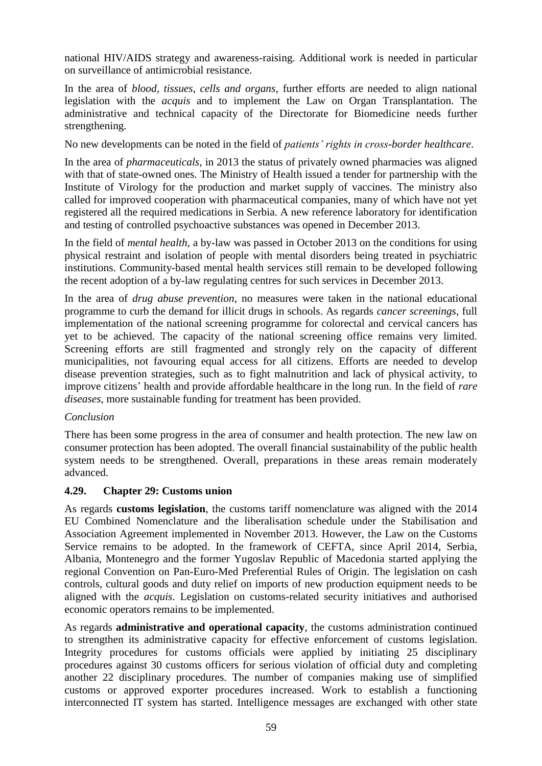national HIV/AIDS strategy and awareness-raising. Additional work is needed in particular on surveillance of antimicrobial resistance.

In the area of *blood, tissues, cells and organs*, further efforts are needed to align national legislation with the *acquis* and to implement the Law on Organ Transplantation. The administrative and technical capacity of the Directorate for Biomedicine needs further strengthening.

No new developments can be noted in the field of *patients' rights in cross-border healthcare*.

In the area of *pharmaceuticals*, in 2013 the status of privately owned pharmacies was aligned with that of state-owned ones. The Ministry of Health issued a tender for partnership with the Institute of Virology for the production and market supply of vaccines. The ministry also called for improved cooperation with pharmaceutical companies, many of which have not yet registered all the required medications in Serbia. A new reference laboratory for identification and testing of controlled psychoactive substances was opened in December 2013.

In the field of *mental health*, a by-law was passed in October 2013 on the conditions for using physical restraint and isolation of people with mental disorders being treated in psychiatric institutions. Community-based mental health services still remain to be developed following the recent adoption of a by-law regulating centres for such services in December 2013.

In the area of *drug abuse prevention*, no measures were taken in the national educational programme to curb the demand for illicit drugs in schools. As regards *cancer screenings*, full implementation of the national screening programme for colorectal and cervical cancers has yet to be achieved. The capacity of the national screening office remains very limited. Screening efforts are still fragmented and strongly rely on the capacity of different municipalities, not favouring equal access for all citizens. Efforts are needed to develop disease prevention strategies, such as to fight malnutrition and lack of physical activity, to improve citizens' health and provide affordable healthcare in the long run. In the field of *rare diseases*, more sustainable funding for treatment has been provided.

*Conclusion*

There has been some progress in the area of consumer and health protection. The new law on consumer protection has been adopted. The overall financial sustainability of the public health system needs to be strengthened. Overall, preparations in these areas remain moderately advanced.

### 4.29. Chapter 29: Customs union

As regards **customs legislation**, the customs tariff nomenclature was aligned with the 2014 EU Combined Nomenclature and the liberalisation schedule under the Stabilisation and Association Agreement implemented in November 2013. However, the Law on the Customs Service remains to be adopted. In the framework of CEFTA, since April 2014, Serbia, Albania, Montenegro and the former Yugoslav Republic of Macedonia started applying the regional Convention on Pan-Euro-Med Preferential Rules of Origin. The legislation on cash controls, cultural goods and duty relief on imports of new production equipment needs to be aligned with the *acquis*. Legislation on customs-related security initiatives and authorised economic operators remains to be implemented.

As regards **administrative and operational capacity**, the customs administration continued to strengthen its administrative capacity for effective enforcement of customs legislation. Integrity procedures for customs officials were applied by initiating 25 disciplinary procedures against 30 customs officers for serious violation of official duty and completing another 22 disciplinary procedures. The number of companies making use of simplified customs or approved exporter procedures increased. Work to establish a functioning interconnected IT system has started. Intelligence messages are exchanged with other state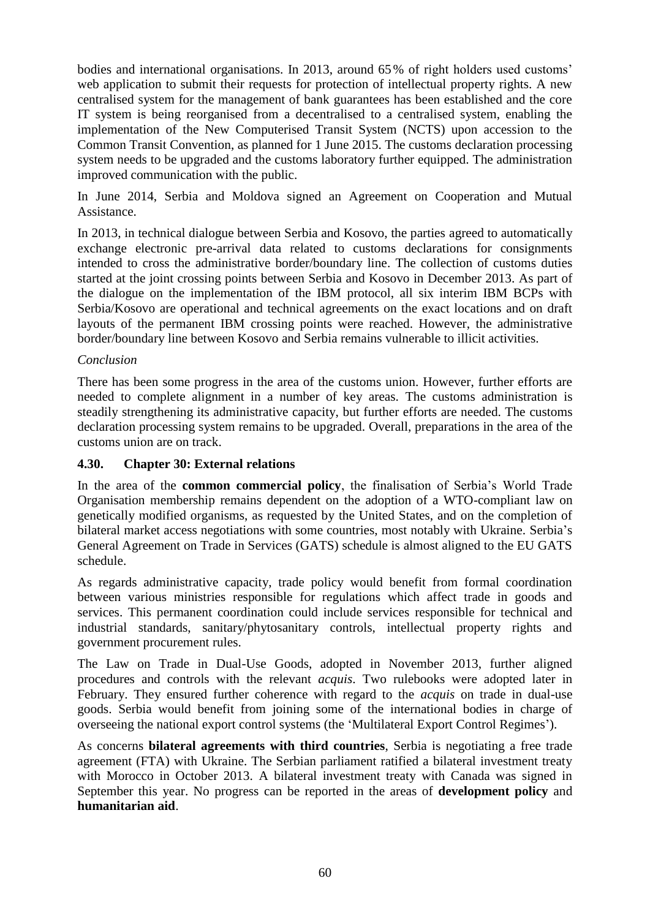bodies and international organisations. In 2013, around 65 % of right holders used customs' web application to submit their requests for protection of intellectual property rights. A new centralised system for the management of bank guarantees has been established and the core IT system is being reorganised from a decentralised to a centralised system, enabling the implementation of the New Computerised Transit System (NCTS) upon accession to the Common Transit Convention, as planned for 1 June 2015. The customs declaration processing system needs to be upgraded and the customs laboratory further equipped. The administration improved communication with the public.

In June 2014, Serbia and Moldova signed an Agreement on Cooperation and Mutual Assistance.

In 2013, in technical dialogue between Serbia and Kosovo, the parties agreed to automatically exchange electronic pre-arrival data related to customs declarations for consignments intended to cross the administrative border/boundary line. The collection of customs duties started at the joint crossing points between Serbia and Kosovo in December 2013. As part of the dialogue on the implementation of the IBM protocol, all six interim IBM BCPs with Serbia/Kosovo are operational and technical agreements on the exact locations and on draft layouts of the permanent IBM crossing points were reached. However, the administrative border/boundary line between Kosovo and Serbia remains vulnerable to illicit activities.

*Conclusion*

There has been some progress in the area of the customs union. However, further efforts are needed to complete alignment in a number of key areas. The customs administration is steadily strengthening its administrative capacity, but further efforts are needed. The customs declaration processing system remains to be upgraded. Overall, preparations in the area of the customs union are on track.

### 4.30. Chapter 30: External relations

In the area of the **common commercial policy**, the finalisation of Serbia's World Trade Organisation membership remains dependent on the adoption of a WTO-compliant law on genetically modified organisms, as requested by the United States, and on the completion of bilateral market access negotiations with some countries, most notably with Ukraine. Serbia's General Agreement on Trade in Services (GATS) schedule is almost aligned to the EU GATS schedule.

As regards administrative capacity, trade policy would benefit from formal coordination between various ministries responsible for regulations which affect trade in goods and services. This permanent coordination could include services responsible for technical and industrial standards, sanitary/phytosanitary controls, intellectual property rights and government procurement rules.

The Law on Trade in Dual-Use Goods, adopted in November 2013, further aligned procedures and controls with the relevant *acquis*. Two rulebooks were adopted later in February. They ensured further coherence with regard to the *acquis* on trade in dual-use goods. Serbia would benefit from joining some of the international bodies in charge of overseeing the national export control systems (the 'Multilateral Export Control Regimes').

As concerns **bilateral agreements with third countries**, Serbia is negotiating a free trade agreement (FTA) with Ukraine. The Serbian parliament ratified a bilateral investment treaty with Morocco in October 2013. A bilateral investment treaty with Canada was signed in September this year. No progress can be reported in the areas of **development policy** and **humanitarian aid**.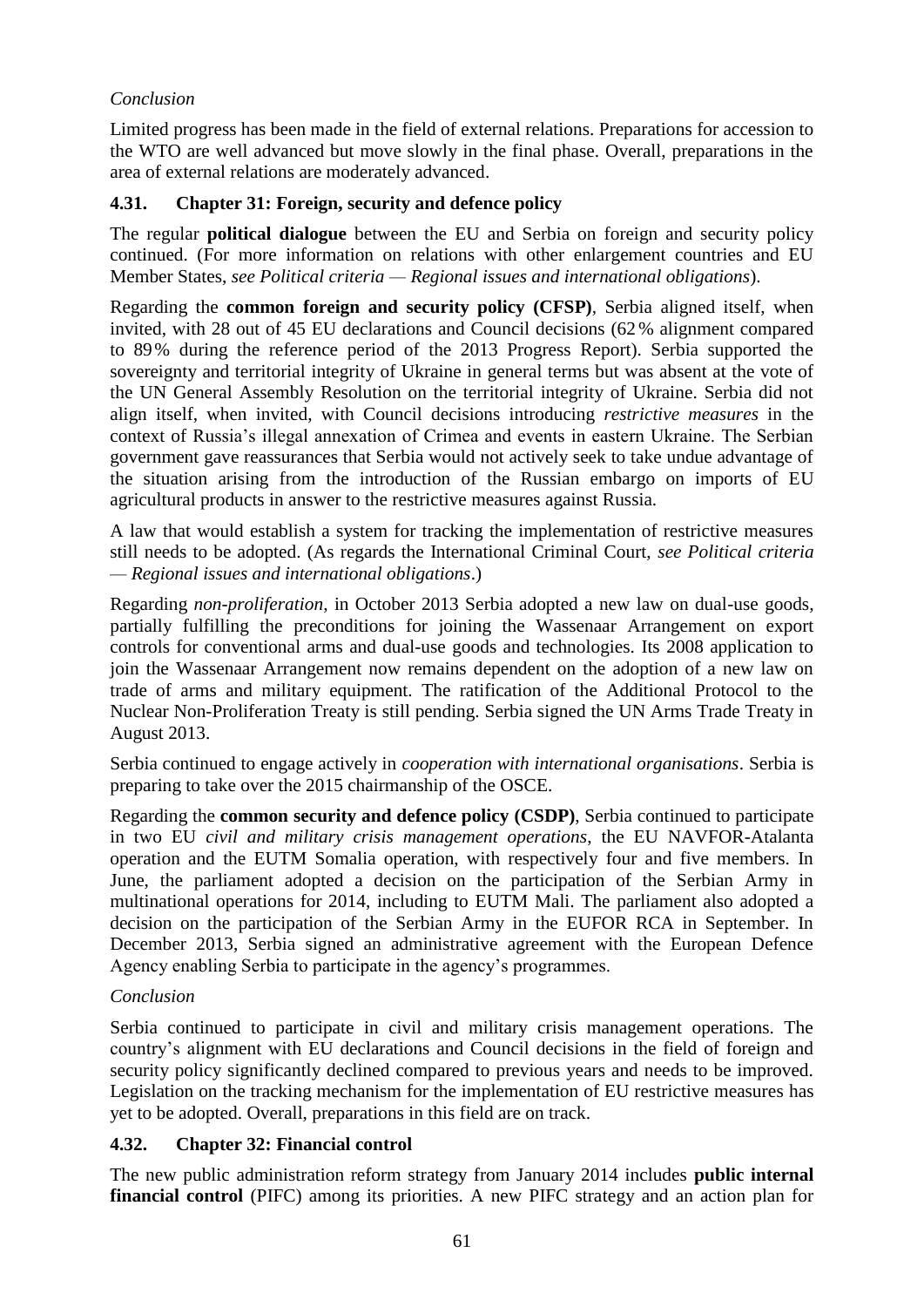*Conclusion*

Limited progress has been made in the field of external relations. Preparations for accession to the WTO are well advanced but move slowly in the final phase. Overall, preparations in the area of external relations are moderately advanced.

### 4.31. Chapter 31: Foreign, security and defence policy

The regular **political dialogue** between the EU and Serbia on foreign and security policy continued. (For more information on relations with other enlargement countries and EU Member States, *see Political criteria — Regional issues and international obligations*).

Regarding the **common foreign and security policy (CFSP)**, Serbia aligned itself, when invited, with 28 out of 45 EU declarations and Council decisions (62 % alignment compared to 89 % during the reference period of the 2013 Progress Report). Serbia supported the sovereignty and territorial integrity of Ukraine in general terms but was absent at the vote of the UN General Assembly Resolution on the territorial integrity of Ukraine. Serbia did not align itself, when invited, with Council decisions introducing *restrictive measures* in the context of Russia's illegal annexation of Crimea and events in eastern Ukraine. The Serbian government gave reassurances that Serbia would not actively seek to take undue advantage of the situation arising from the introduction of the Russian embargo on imports of EU agricultural products in answer to the restrictive measures against Russia.

A law that would establish a system for tracking the implementation of restrictive measures still needs to be adopted. (As regards the International Criminal Court, *see Political criteria — Regional issues and international obligations*.)

Regarding *non-proliferation*, in October 2013 Serbia adopted a new law on dual-use goods, partially fulfilling the preconditions for joining the Wassenaar Arrangement on export controls for conventional arms and dual-use goods and technologies. Its 2008 application to join the Wassenaar Arrangement now remains dependent on the adoption of a new law on trade of arms and military equipment. The ratification of the Additional Protocol to the Nuclear Non-Proliferation Treaty is still pending. Serbia signed the UN Arms Trade Treaty in August 2013.

Serbia continued to engage actively in *cooperation with international organisations*. Serbia is preparing to take over the 2015 chairmanship of the OSCE.

Regarding the **common security and defence policy (CSDP)**, Serbia continued to participate in two EU *civil and military crisis management operations*, the EU NAVFOR-Atalanta operation and the EUTM Somalia operation, with respectively four and five members. In June, the parliament adopted a decision on the participation of the Serbian Army in multinational operations for 2014, including to EUTM Mali. The parliament also adopted a decision on the participation of the Serbian Army in the EUFOR RCA in September. In December 2013, Serbia signed an administrative agreement with the European Defence Agency enabling Serbia to participate in the agency's programmes.

*Conclusion*

Serbia continued to participate in civil and military crisis management operations. The country's alignment with EU declarations and Council decisions in the field of foreign and security policy significantly declined compared to previous years and needs to be improved. Legislation on the tracking mechanism for the implementation of EU restrictive measures has yet to be adopted. Overall, preparations in this field are on track.

### 4.32. Chapter 32: Financial control

The new public administration reform strategy from January 2014 includes **public internal financial control** (PIFC) among its priorities. A new PIFC strategy and an action plan for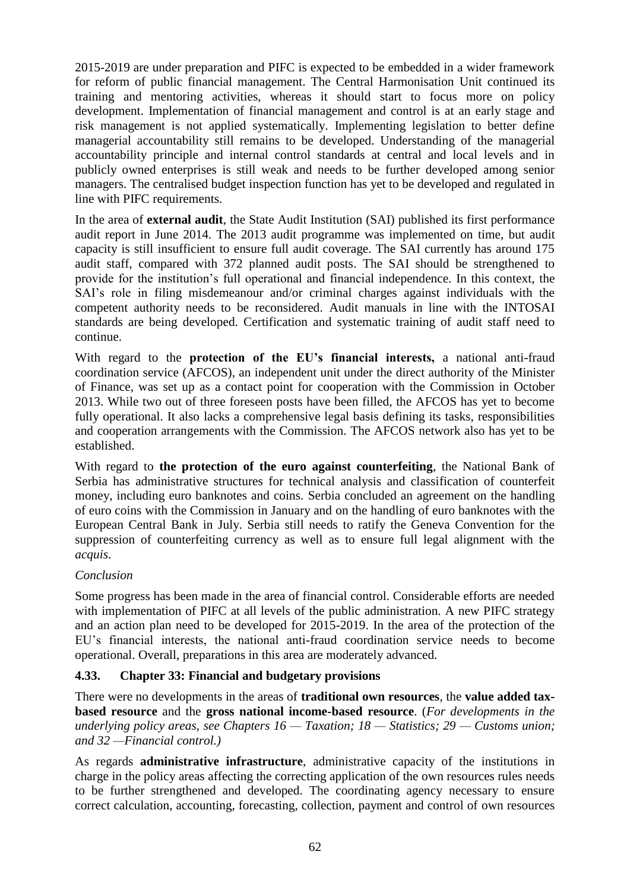2015-2019 are under preparation and PIFC is expected to be embedded in a wider framework for reform of public financial management. The Central Harmonisation Unit continued its training and mentoring activities, whereas it should start to focus more on policy development. Implementation of financial management and control is at an early stage and risk management is not applied systematically. Implementing legislation to better define managerial accountability still remains to be developed. Understanding of the managerial accountability principle and internal control standards at central and local levels and in publicly owned enterprises is still weak and needs to be further developed among senior managers. The centralised budget inspection function has yet to be developed and regulated in line with PIFC requirements.

In the area of **external audit**, the State Audit Institution (SAI) published its first performance audit report in June 2014. The 2013 audit programme was implemented on time, but audit capacity is still insufficient to ensure full audit coverage. The SAI currently has around 175 audit staff, compared with 372 planned audit posts. The SAI should be strengthened to provide for the institution's full operational and financial independence. In this context, the SAI's role in filing misdemeanour and/or criminal charges against individuals with the competent authority needs to be reconsidered. Audit manuals in line with the INTOSAI standards are being developed. Certification and systematic training of audit staff need to continue.

With regard to the **protection of the EU's financial interests,** a national anti-fraud coordination service (AFCOS), an independent unit under the direct authority of the Minister of Finance, was set up as a contact point for cooperation with the Commission in October 2013. While two out of three foreseen posts have been filled, the AFCOS has yet to become fully operational. It also lacks a comprehensive legal basis defining its tasks, responsibilities and cooperation arrangements with the Commission. The AFCOS network also has yet to be established.

With regard to **the protection of the euro against counterfeiting**, the National Bank of Serbia has administrative structures for technical analysis and classification of counterfeit money, including euro banknotes and coins. Serbia concluded an agreement on the handling of euro coins with the Commission in January and on the handling of euro banknotes with the European Central Bank in July. Serbia still needs to ratify the Geneva Convention for the suppression of counterfeiting currency as well as to ensure full legal alignment with the *acquis*.

*Conclusion*

Some progress has been made in the area of financial control. Considerable efforts are needed with implementation of PIFC at all levels of the public administration. A new PIFC strategy and an action plan need to be developed for 2015-2019. In the area of the protection of the EU's financial interests, the national anti-fraud coordination service needs to become operational. Overall, preparations in this area are moderately advanced.

### 4.33. Chapter 33: Financial and budgetary provisions

There were no developments in the areas of **traditional own resources**, the **value added tax-based resource** and the **gross national income-based resource**. (*For developments in the underlying policy areas, see Chapters 16 — Taxation; 18 — Statistics; 29 — Customs union; and 32 —Financial control.)*

As regards **administrative infrastructure**, administrative capacity of the institutions in charge in the policy areas affecting the correcting application of the own resources rules needs to be further strengthened and developed. The coordinating agency necessary to ensure correct calculation, accounting, forecasting, collection, payment and control of own resources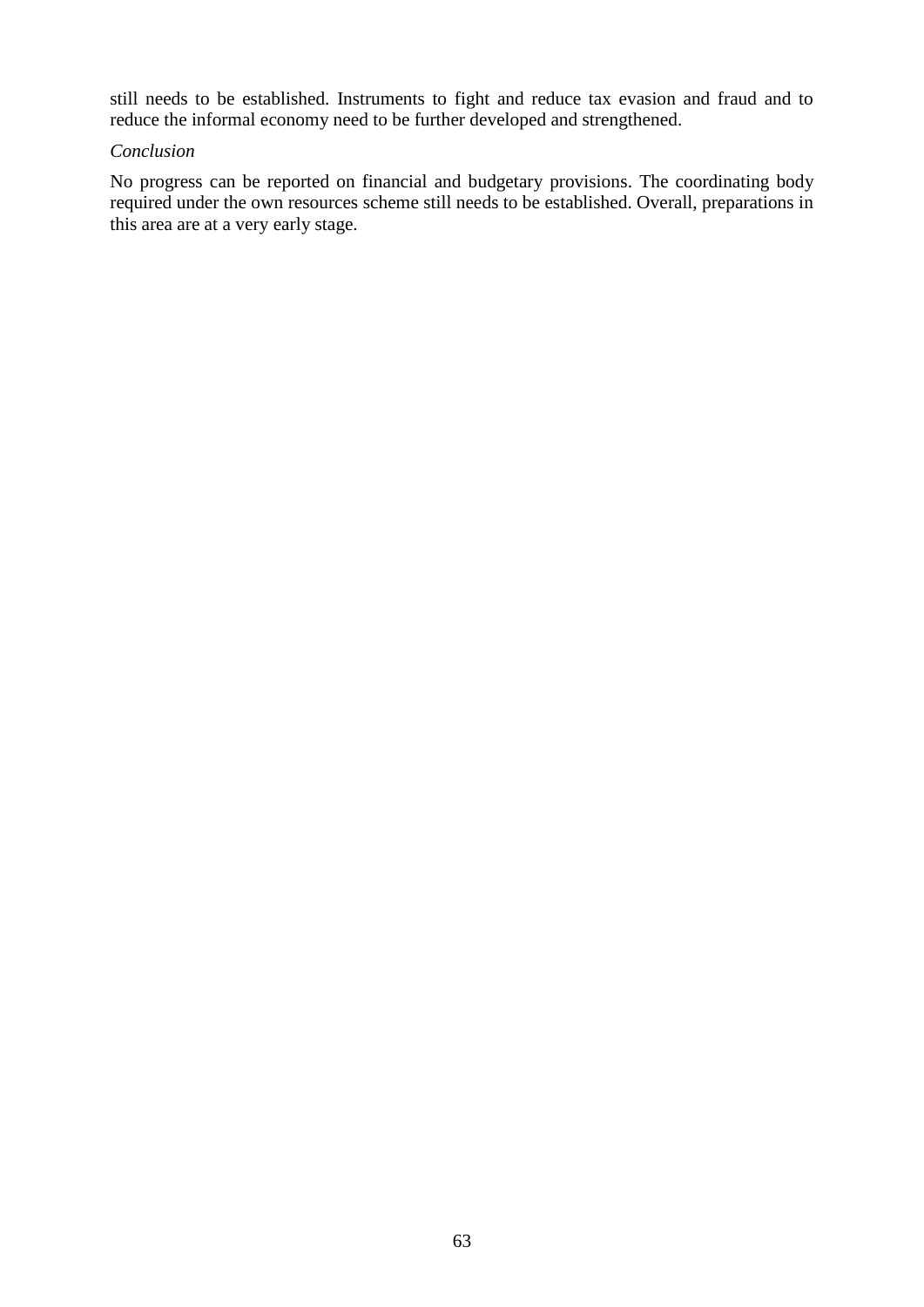still needs to be established. Instruments to fight and reduce tax evasion and fraud and to reduce the informal economy need to be further developed and strengthened.

*Conclusion*

No progress can be reported on financial and budgetary provisions. The coordinating body required under the own resources scheme still needs to be established. Overall, preparations in this area are at a very early stage.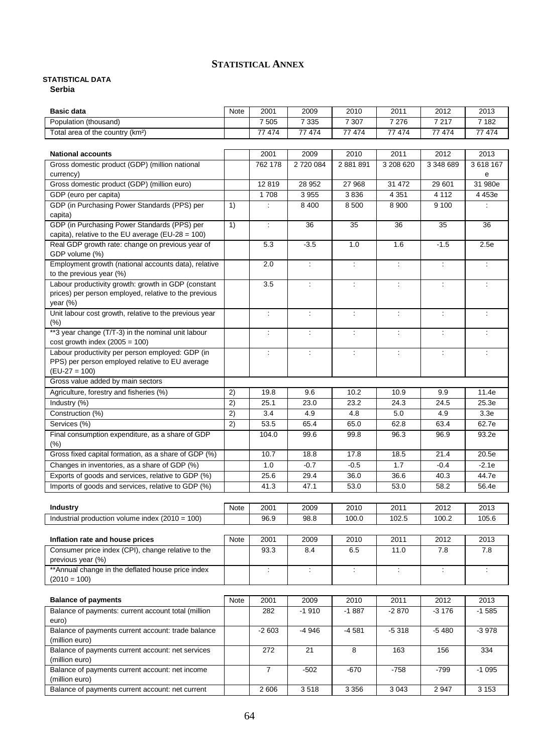# STATISTICAL ANNEX

**STATISTICAL DATA**

**Serbia**

| **Basic data** | Note | 2001 | 2009 | 2010 | 2011 | 2012 | 2013 |
|---|---|---|---|---|---|---|---|
| Population (thousand) | | 7 505 | 7 335 | 7 307 | 7 276 | 7 217 | 7 182 |
| Total area of the country (km²) | | 77 474 | 77 474 | 77 474 | 77 474 | 77 474 | 77 474 |

| **National accounts** | | 2001 | 2009 | 2010 | 2011 | 2012 | 2013 |
|---|---|---|---|---|---|---|---|
| Gross domestic product (GDP) (million national currency) | | 762 178 | 2 720 084 | 2 881 891 | 3 208 620 | 3 348 689 | 3 618 167 e |
| Gross domestic product (GDP) (million euro) | | 12 819 | 28 952 | 27 968 | 31 472 | 29 601 | 31 980e |
| GDP (euro per capita) | | 1 708 | 3 955 | 3 836 | 4 351 | 4 112 | 4 453e |
| GDP (in Purchasing Power Standards (PPS) per capita) | 1) | : | 8 400 | 8 500 | 8 900 | 9 100 | : |
| GDP (in Purchasing Power Standards (PPS) per capita), relative to the EU average (EU-28 = 100) | 1) | : | 36 | 35 | 36 | 35 | 36 |
| Real GDP growth rate: change on previous year of GDP volume (%) | | 5.3 | -3.5 | 1.0 | 1.6 | -1.5 | 2.5e |
| Employment growth (national accounts data), relative to the previous year (%) | | 2.0 | : | : | : | : | : |
| Labour productivity growth: growth in GDP (constant prices) per person employed, relative to the previous year (%) | | 3.5 | : | : | : | : | : |
| Unit labour cost growth, relative to the previous year (%) | | : | : | : | : | : | : |
| **3 year change (T/T-3) in the nominal unit labour cost growth index (2005 = 100) | | : | : | : | : | : | : |
| Labour productivity per person employed: GDP (in PPS) per person employed relative to EU average (EU-27 = 100) | | : | : | : | : | : | : |
| Gross value added by main sectors | | | | | | | |
| Agriculture, forestry and fisheries (%) | 2) | 19.8 | 9.6 | 10.2 | 10.9 | 9.9 | 11.4e |
| Industry (%) | 2) | 25.1 | 23.0 | 23.2 | 24.3 | 24.5 | 25.3e |
| Construction (%) | 2) | 3.4 | 4.9 | 4.8 | 5.0 | 4.9 | 3.3e |
| Services (%) | 2) | 53.5 | 65.4 | 65.0 | 62.8 | 63.4 | 62.7e |
| Final consumption expenditure, as a share of GDP (%) | | 104.0 | 99.6 | 99.8 | 96.3 | 96.9 | 93.2e |
| Gross fixed capital formation, as a share of GDP (%) | | 10.7 | 18.8 | 17.8 | 18.5 | 21.4 | 20.5e |
| Changes in inventories, as a share of GDP (%) | | 1.0 | -0.7 | -0.5 | 1.7 | -0.4 | -2.1e |
| Exports of goods and services, relative to GDP (%) | | 25.6 | 29.4 | 36.0 | 36.6 | 40.3 | 44.7e |
| Imports of goods and services, relative to GDP (%) | | 41.3 | 47.1 | 53.0 | 53.0 | 58.2 | 56.4e |

| **Industry** | Note | 2001 | 2009 | 2010 | 2011 | 2012 | 2013 |
|---|---|---|---|---|---|---|---|
| Industrial production volume index (2010 = 100) | | 96.9 | 98.8 | 100.0 | 102.5 | 100.2 | 105.6 |

| **Inflation rate and house prices** | Note | 2001 | 2009 | 2010 | 2011 | 2012 | 2013 |
|---|---|---|---|---|---|---|---|
| Consumer price index (CPI), change relative to the previous year (%) | | 93.3 | 8.4 | 6.5 | 11.0 | 7.8 | 7.8 |
| **Annual change in the deflated house price index (2010 = 100) | | : | : | : | : | : | : |

| **Balance of payments** | Note | 2001 | 2009 | 2010 | 2011 | 2012 | 2013 |
|---|---|---|---|---|---|---|---|
| Balance of payments: current account total (million euro) | | 282 | -1 910 | -1 887 | -2 870 | -3 176 | -1 585 |
| Balance of payments current account: trade balance (million euro) | | -2 603 | -4 946 | -4 581 | -5 318 | -5 480 | -3 978 |
| Balance of payments current account: net services (million euro) | | 272 | 21 | 8 | 163 | 156 | 334 |
| Balance of payments current account: net income (million euro) | | 7 | -502 | -670 | -758 | -799 | -1 095 |
| Balance of payments current account: net current | | 2 606 | 3 518 | 3 356 | 3 043 | 2 947 | 3 153 |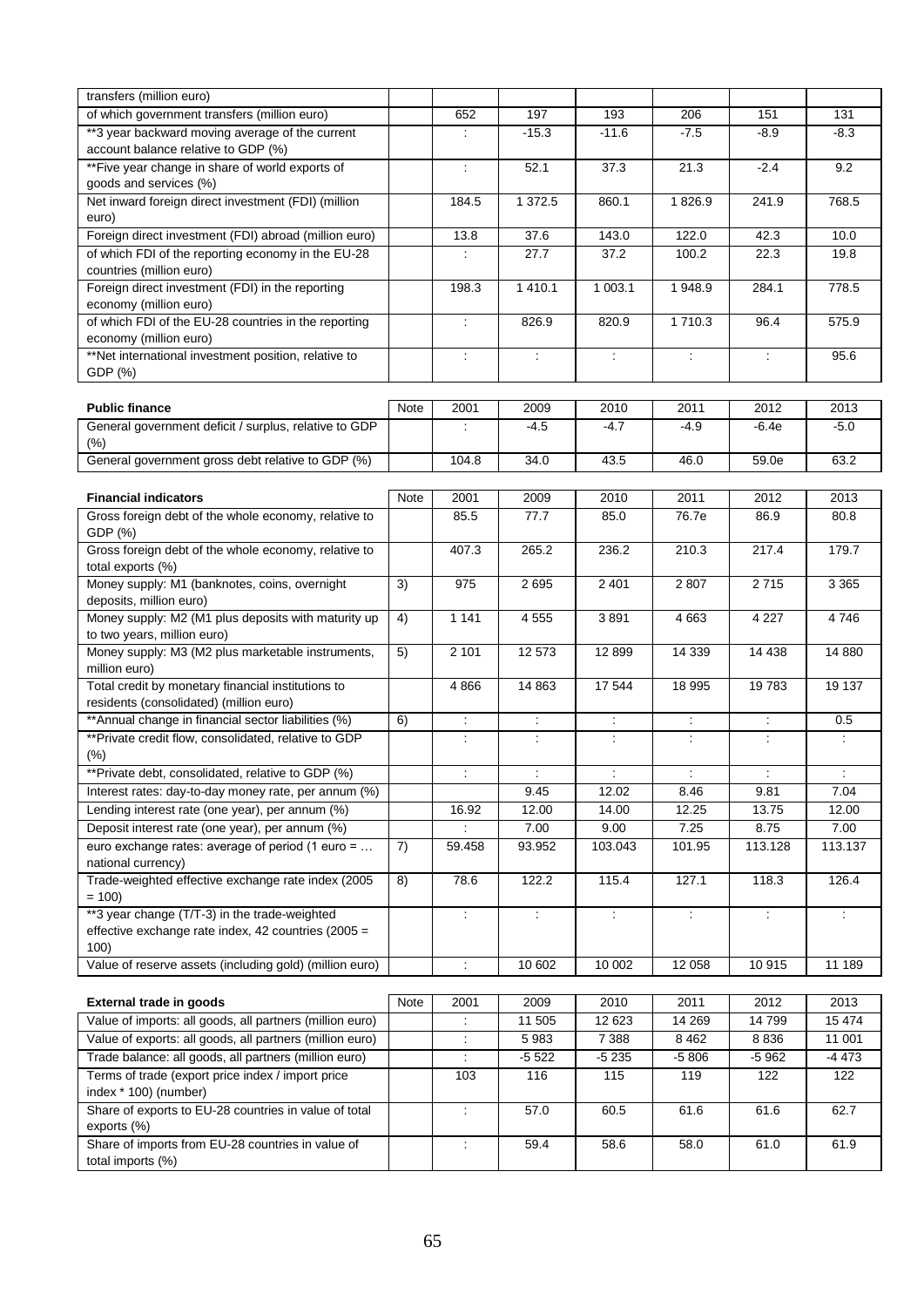| | | | | | | | |
|---|---|---|---|---|---|---|---|
| transfers (million euro) | | | | | | | |
| of which government transfers (million euro) | | 652 | 197 | 193 | 206 | 151 | 131 |
| **3 year backward moving average of the current account balance relative to GDP (%) | | : | -15.3 | -11.6 | -7.5 | -8.9 | -8.3 |
| **Five year change in share of world exports of goods and services (%) | | : | 52.1 | 37.3 | 21.3 | -2.4 | 9.2 |
| Net inward foreign direct investment (FDI) (million euro) | | 184.5 | 1 372.5 | 860.1 | 1 826.9 | 241.9 | 768.5 |
| Foreign direct investment (FDI) abroad (million euro) | | 13.8 | 37.6 | 143.0 | 122.0 | 42.3 | 10.0 |
| of which FDI of the reporting economy in the EU-28 countries (million euro) | | : | 27.7 | 37.2 | 100.2 | 22.3 | 19.8 |
| Foreign direct investment (FDI) in the reporting economy (million euro) | | 198.3 | 1 410.1 | 1 003.1 | 1 948.9 | 284.1 | 778.5 |
| of which FDI of the EU-28 countries in the reporting economy (million euro) | | : | 826.9 | 820.9 | 1 710.3 | 96.4 | 575.9 |
| **Net international investment position, relative to GDP (%) | | : | : | : | : | : | 95.6 |

| Public finance | Note | 2001 | 2009 | 2010 | 2011 | 2012 | 2013 |
|---|---|---|---|---|---|---|---|
| General government deficit / surplus, relative to GDP (%) | | : | -4.5 | -4.7 | -4.9 | -6.4e | -5.0 |
| General government gross debt relative to GDP (%) | | 104.8 | 34.0 | 43.5 | 46.0 | 59.0e | 63.2 |

| Financial indicators | Note | 2001 | 2009 | 2010 | 2011 | 2012 | 2013 |
|---|---|---|---|---|---|---|---|
| Gross foreign debt of the whole economy, relative to GDP (%) | | 85.5 | 77.7 | 85.0 | 76.7e | 86.9 | 80.8 |
| Gross foreign debt of the whole economy, relative to total exports (%) | | 407.3 | 265.2 | 236.2 | 210.3 | 217.4 | 179.7 |
| Money supply: M1 (banknotes, coins, overnight deposits, million euro) | 3) | 975 | 2 695 | 2 401 | 2 807 | 2 715 | 3 365 |
| Money supply: M2 (M1 plus deposits with maturity up to two years, million euro) | 4) | 1 141 | 4 555 | 3 891 | 4 663 | 4 227 | 4 746 |
| Money supply: M3 (M2 plus marketable instruments, million euro) | 5) | 2 101 | 12 573 | 12 899 | 14 339 | 14 438 | 14 880 |
| Total credit by monetary financial institutions to residents (consolidated) (million euro) | | 4 866 | 14 863 | 17 544 | 18 995 | 19 783 | 19 137 |
| **Annual change in financial sector liabilities (%) | 6) | : | : | : | : | : | 0.5 |
| **Private credit flow, consolidated, relative to GDP (%) | | : | : | : | : | : | : |
| **Private debt, consolidated, relative to GDP (%) | | : | : | : | : | : | : |
| Interest rates: day-to-day money rate, per annum (%) | | | 9.45 | 12.02 | 8.46 | 9.81 | 7.04 |
| Lending interest rate (one year), per annum (%) | | 16.92 | 12.00 | 14.00 | 12.25 | 13.75 | 12.00 |
| Deposit interest rate (one year), per annum (%) | | : | 7.00 | 9.00 | 7.25 | 8.75 | 7.00 |
| euro exchange rates: average of period (1 euro = … national currency) | 7) | 59.458 | 93.952 | 103.043 | 101.95 | 113.128 | 113.137 |
| Trade-weighted effective exchange rate index (2005 = 100) | 8) | 78.6 | 122.2 | 115.4 | 127.1 | 118.3 | 126.4 |
| **3 year change (T/T-3) in the trade-weighted effective exchange rate index, 42 countries (2005 = 100) | | : | : | : | : | : | : |
| Value of reserve assets (including gold) (million euro) | | : | 10 602 | 10 002 | 12 058 | 10 915 | 11 189 |

| External trade in goods | Note | 2001 | 2009 | 2010 | 2011 | 2012 | 2013 |
|---|---|---|---|---|---|---|---|
| Value of imports: all goods, all partners (million euro) | | : | 11 505 | 12 623 | 14 269 | 14 799 | 15 474 |
| Value of exports: all goods, all partners (million euro) | | : | 5 983 | 7 388 | 8 462 | 8 836 | 11 001 |
| Trade balance: all goods, all partners (million euro) | | : | -5 522 | -5 235 | -5 806 | -5 962 | -4 473 |
| Terms of trade (export price index / import price index * 100) (number) | | 103 | 116 | 115 | 119 | 122 | 122 |
| Share of exports to EU-28 countries in value of total exports (%) | | : | 57.0 | 60.5 | 61.6 | 61.6 | 62.7 |
| Share of imports from EU-28 countries in value of total imports (%) | | : | 59.4 | 58.6 | 58.0 | 61.0 | 61.9 |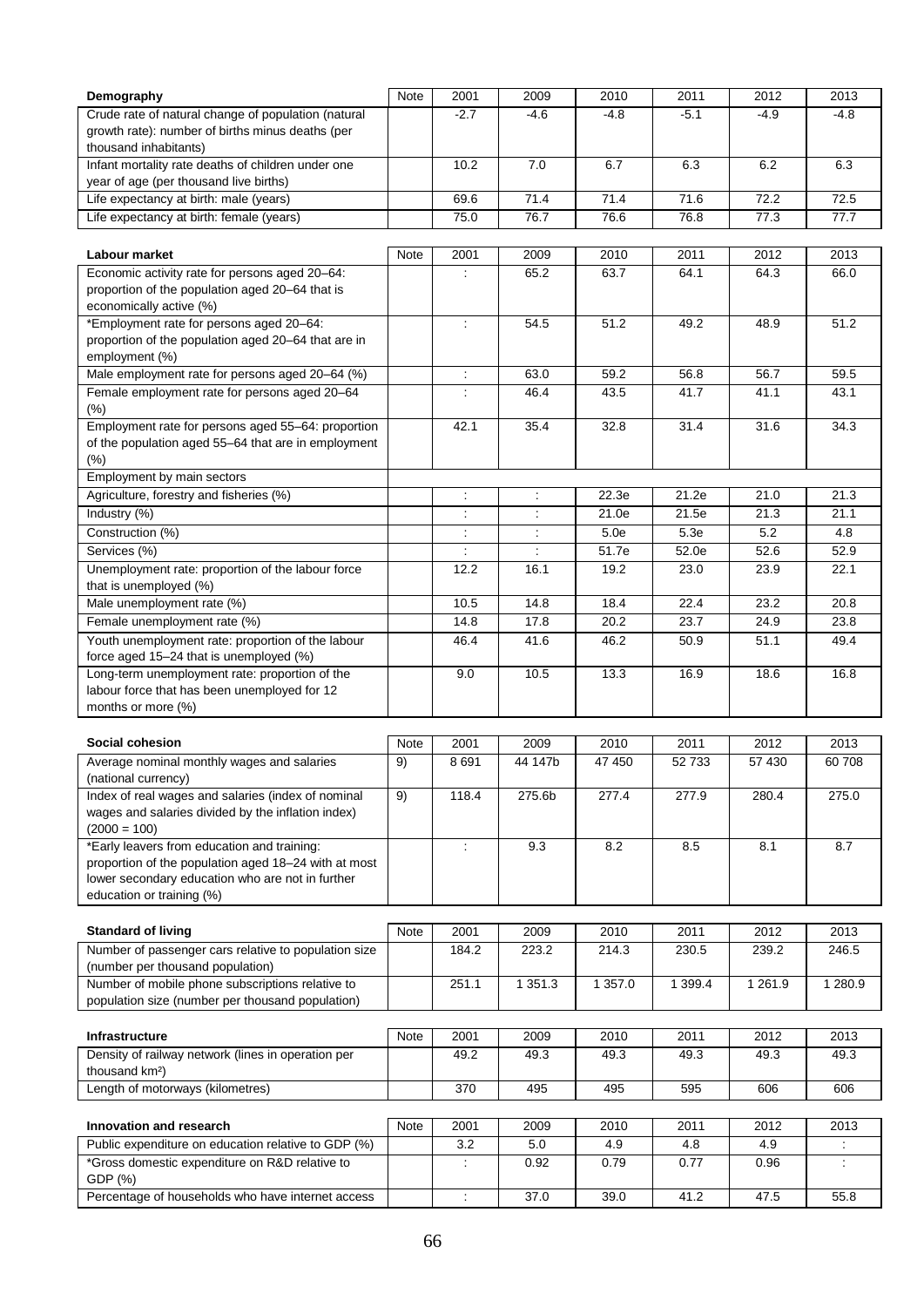| Demography | Note | 2001 | 2009 | 2010 | 2011 | 2012 | 2013 |
|---|---|---|---|---|---|---|---|
| Crude rate of natural change of population (natural growth rate): number of births minus deaths (per thousand inhabitants) | | -2.7 | -4.6 | -4.8 | -5.1 | -4.9 | -4.8 |
| Infant mortality rate deaths of children under one year of age (per thousand live births) | | 10.2 | 7.0 | 6.7 | 6.3 | 6.2 | 6.3 |
| Life expectancy at birth: male (years) | | 69.6 | 71.4 | 71.4 | 71.6 | 72.2 | 72.5 |
| Life expectancy at birth: female (years) | | 75.0 | 76.7 | 76.6 | 76.8 | 77.3 | 77.7 |

| Labour market | Note | 2001 | 2009 | 2010 | 2011 | 2012 | 2013 |
|---|---|---|---|---|---|---|---|
| Economic activity rate for persons aged 20–64: proportion of the population aged 20–64 that is economically active (%) | | : | 65.2 | 63.7 | 64.1 | 64.3 | 66.0 |
| *Employment rate for persons aged 20–64: proportion of the population aged 20–64 that are in employment (%) | | : | 54.5 | 51.2 | 49.2 | 48.9 | 51.2 |
| Male employment rate for persons aged 20–64 (%) | | : | 63.0 | 59.2 | 56.8 | 56.7 | 59.5 |
| Female employment rate for persons aged 20–64 (%) | | : | 46.4 | 43.5 | 41.7 | 41.1 | 43.1 |
| Employment rate for persons aged 55–64: proportion of the population aged 55–64 that are in employment (%) | | 42.1 | 35.4 | 32.8 | 31.4 | 31.6 | 34.3 |
| Employment by main sectors | | | | | | | |
| Agriculture, forestry and fisheries (%) | | : | : | 22.3e | 21.2e | 21.0 | 21.3 |
| Industry (%) | | : | : | 21.0e | 21.5e | 21.3 | 21.1 |
| Construction (%) | | : | : | 5.0e | 5.3e | 5.2 | 4.8 |
| Services (%) | | : | : | 51.7e | 52.0e | 52.6 | 52.9 |
| Unemployment rate: proportion of the labour force that is unemployed (%) | | 12.2 | 16.1 | 19.2 | 23.0 | 23.9 | 22.1 |
| Male unemployment rate (%) | | 10.5 | 14.8 | 18.4 | 22.4 | 23.2 | 20.8 |
| Female unemployment rate (%) | | 14.8 | 17.8 | 20.2 | 23.7 | 24.9 | 23.8 |
| Youth unemployment rate: proportion of the labour force aged 15–24 that is unemployed (%) | | 46.4 | 41.6 | 46.2 | 50.9 | 51.1 | 49.4 |
| Long-term unemployment rate: proportion of the labour force that has been unemployed for 12 months or more (%) | | 9.0 | 10.5 | 13.3 | 16.9 | 18.6 | 16.8 |

| Social cohesion | Note | 2001 | 2009 | 2010 | 2011 | 2012 | 2013 |
|---|---|---|---|---|---|---|---|
| Average nominal monthly wages and salaries (national currency) | 9) | 8 691 | 44 147b | 47 450 | 52 733 | 57 430 | 60 708 |
| Index of real wages and salaries (index of nominal wages and salaries divided by the inflation index) (2000 = 100) | 9) | 118.4 | 275.6b | 277.4 | 277.9 | 280.4 | 275.0 |
| *Early leavers from education and training: proportion of the population aged 18–24 with at most lower secondary education who are not in further education or training (%) | | : | 9.3 | 8.2 | 8.5 | 8.1 | 8.7 |

| Standard of living | Note | 2001 | 2009 | 2010 | 2011 | 2012 | 2013 |
|---|---|---|---|---|---|---|---|
| Number of passenger cars relative to population size (number per thousand population) | | 184.2 | 223.2 | 214.3 | 230.5 | 239.2 | 246.5 |
| Number of mobile phone subscriptions relative to population size (number per thousand population) | | 251.1 | 1 351.3 | 1 357.0 | 1 399.4 | 1 261.9 | 1 280.9 |

| Infrastructure | Note | 2001 | 2009 | 2010 | 2011 | 2012 | 2013 |
|---|---|---|---|---|---|---|---|
| Density of railway network (lines in operation per thousand km²) | | 49.2 | 49.3 | 49.3 | 49.3 | 49.3 | 49.3 |
| Length of motorways (kilometres) | | 370 | 495 | 495 | 595 | 606 | 606 |

| Innovation and research | Note | 2001 | 2009 | 2010 | 2011 | 2012 | 2013 |
|---|---|---|---|---|---|---|---|
| Public expenditure on education relative to GDP (%) | | 3.2 | 5.0 | 4.9 | 4.8 | 4.9 | : |
| *Gross domestic expenditure on R&D relative to GDP (%) | | : | 0.92 | 0.79 | 0.77 | 0.96 | : |
| Percentage of households who have internet access | | : | 37.0 | 39.0 | 41.2 | 47.5 | 55.8 |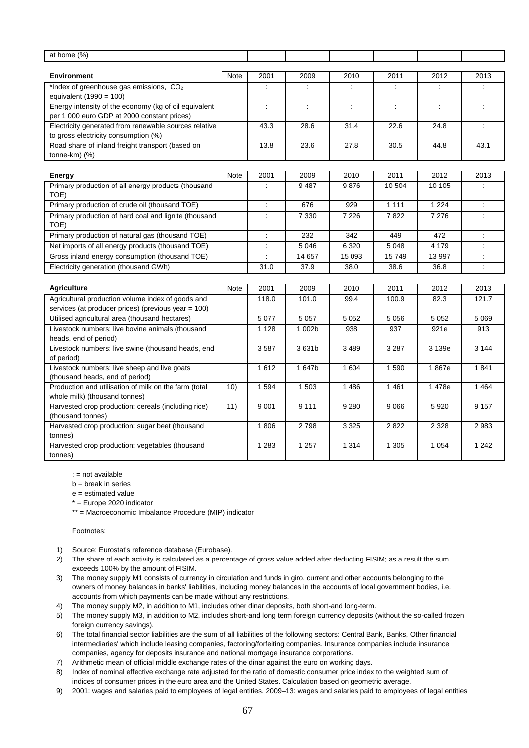| at home (%) | | | | | | | |
|---|---|---|---|---|---|---|---|

| **Environment** | Note | 2001 | 2009 | 2010 | 2011 | 2012 | 2013 |
|---|---|---|---|---|---|---|---|
| *Index of greenhouse gas emissions, $CO_2$ equivalent (1990 = 100) | | : | : | : | : | : | : |
| Energy intensity of the economy (kg of oil equivalent per 1 000 euro GDP at 2000 constant prices) | | : | : | : | : | : | : |
| Electricity generated from renewable sources relative to gross electricity consumption (%) | | 43.3 | 28.6 | 31.4 | 22.6 | 24.8 | : |
| Road share of inland freight transport (based on tonne-km) (%) | | 13.8 | 23.6 | 27.8 | 30.5 | 44.8 | 43.1 |

| **Energy** | Note | 2001 | 2009 | 2010 | 2011 | 2012 | 2013 |
|---|---|---|---|---|---|---|---|
| Primary production of all energy products (thousand TOE) | | : | 9 487 | 9 876 | 10 504 | 10 105 | : |
| Primary production of crude oil (thousand TOE) | | : | 676 | 929 | 1 111 | 1 224 | : |
| Primary production of hard coal and lignite (thousand TOE) | | : | 7 330 | 7 226 | 7 822 | 7 276 | : |
| Primary production of natural gas (thousand TOE) | | : | 232 | 342 | 449 | 472 | : |
| Net imports of all energy products (thousand TOE) | | : | 5 046 | 6 320 | 5 048 | 4 179 | : |
| Gross inland energy consumption (thousand TOE) | | : | 14 657 | 15 093 | 15 749 | 13 997 | : |
| Electricity generation (thousand GWh) | | 31.0 | 37.9 | 38.0 | 38.6 | 36.8 | : |

| **Agriculture** | Note | 2001 | 2009 | 2010 | 2011 | 2012 | 2013 |
|---|---|---|---|---|---|---|---|
| Agricultural production volume index of goods and services (at producer prices) (previous year = 100) | | 118.0 | 101.0 | 99.4 | 100.9 | 82.3 | 121.7 |
| Utilised agricultural area (thousand hectares) | | 5 077 | 5 057 | 5 052 | 5 056 | 5 052 | 5 069 |
| Livestock numbers: live bovine animals (thousand heads, end of period) | | 1 128 | 1 002b | 938 | 937 | 921e | 913 |
| Livestock numbers: live swine (thousand heads, end of period) | | 3 587 | 3 631b | 3 489 | 3 287 | 3 139e | 3 144 |
| Livestock numbers: live sheep and live goats (thousand heads, end of period) | | 1 612 | 1 647b | 1 604 | 1 590 | 1 867e | 1 841 |
| Production and utilisation of milk on the farm (total whole milk) (thousand tonnes) | 10) | 1 594 | 1 503 | 1 486 | 1 461 | 1 478e | 1 464 |
| Harvested crop production: cereals (including rice) (thousand tonnes) | 11) | 9 001 | 9 111 | 9 280 | 9 066 | 5 920 | 9 157 |
| Harvested crop production: sugar beet (thousand tonnes) | | 1 806 | 2 798 | 3 325 | 2 822 | 2 328 | 2 983 |
| Harvested crop production: vegetables (thousand tonnes) | | 1 283 | 1 257 | 1 314 | 1 305 | 1 054 | 1 242 |

: = not available

b = break in series

e = estimated value

* = Europe 2020 indicator

** = Macroeconomic Imbalance Procedure (MIP) indicator

Footnotes:

1) Source: Eurostat's reference database (Eurobase).
2) The share of each activity is calculated as a percentage of gross value added after deducting FISIM; as a result the sum exceeds 100% by the amount of FISIM.
3) The money supply M1 consists of currency in circulation and funds in giro, current and other accounts belonging to the owners of money balances in banks' liabilities, including money balances in the accounts of local government bodies, i.e. accounts from which payments can be made without any restrictions.
4) The money supply M2, in addition to M1, includes other dinar deposits, both short-and long-term.
5) The money supply M3, in addition to M2, includes short-and long term foreign currency deposits (without the so-called frozen foreign currency savings).
6) The total financial sector liabilities are the sum of all liabilities of the following sectors: Central Bank, Banks, Other financial intermediaries' which include leasing companies, factoring/forfeiting companies. Insurance companies include insurance companies, agency for deposits insurance and national mortgage insurance corporations.
7) Arithmetic mean of official middle exchange rates of the dinar against the euro on working days.
8) Index of nominal effective exchange rate adjusted for the ratio of domestic consumer price index to the weighted sum of indices of consumer prices in the euro area and the United States. Calculation based on geometric average.
9) 2001: wages and salaries paid to employees of legal entities. 2009–13: wages and salaries paid to employees of legal entities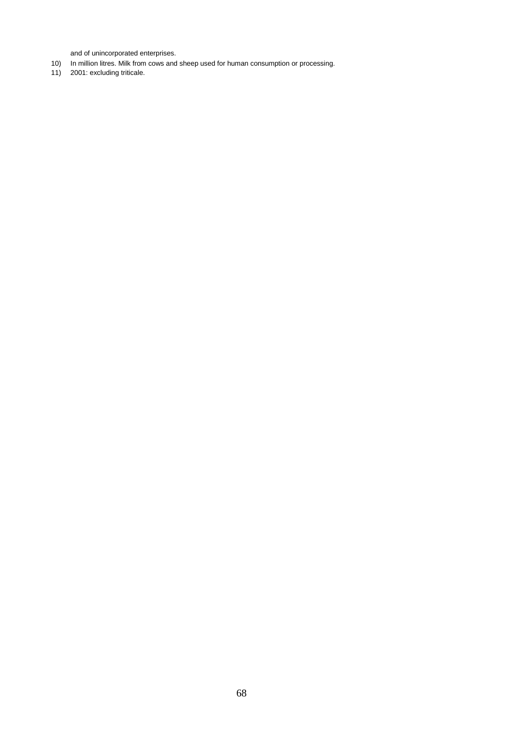and of unincorporated enterprises.

10) In million litres. Milk from cows and sheep used for human consumption or processing.
11) 2001: excluding triticale.